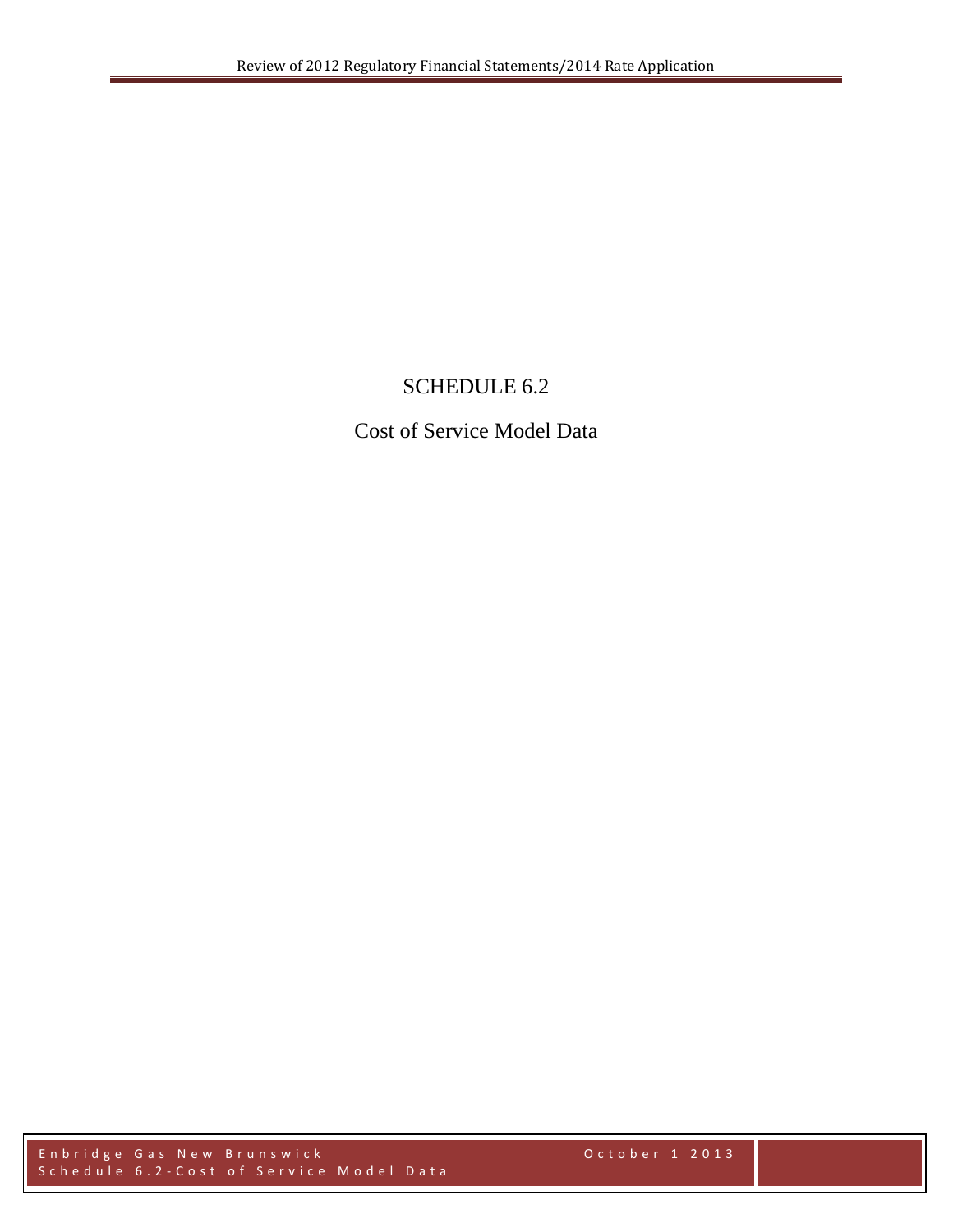# SCHEDULE 6.2

## Cost of Service Model Data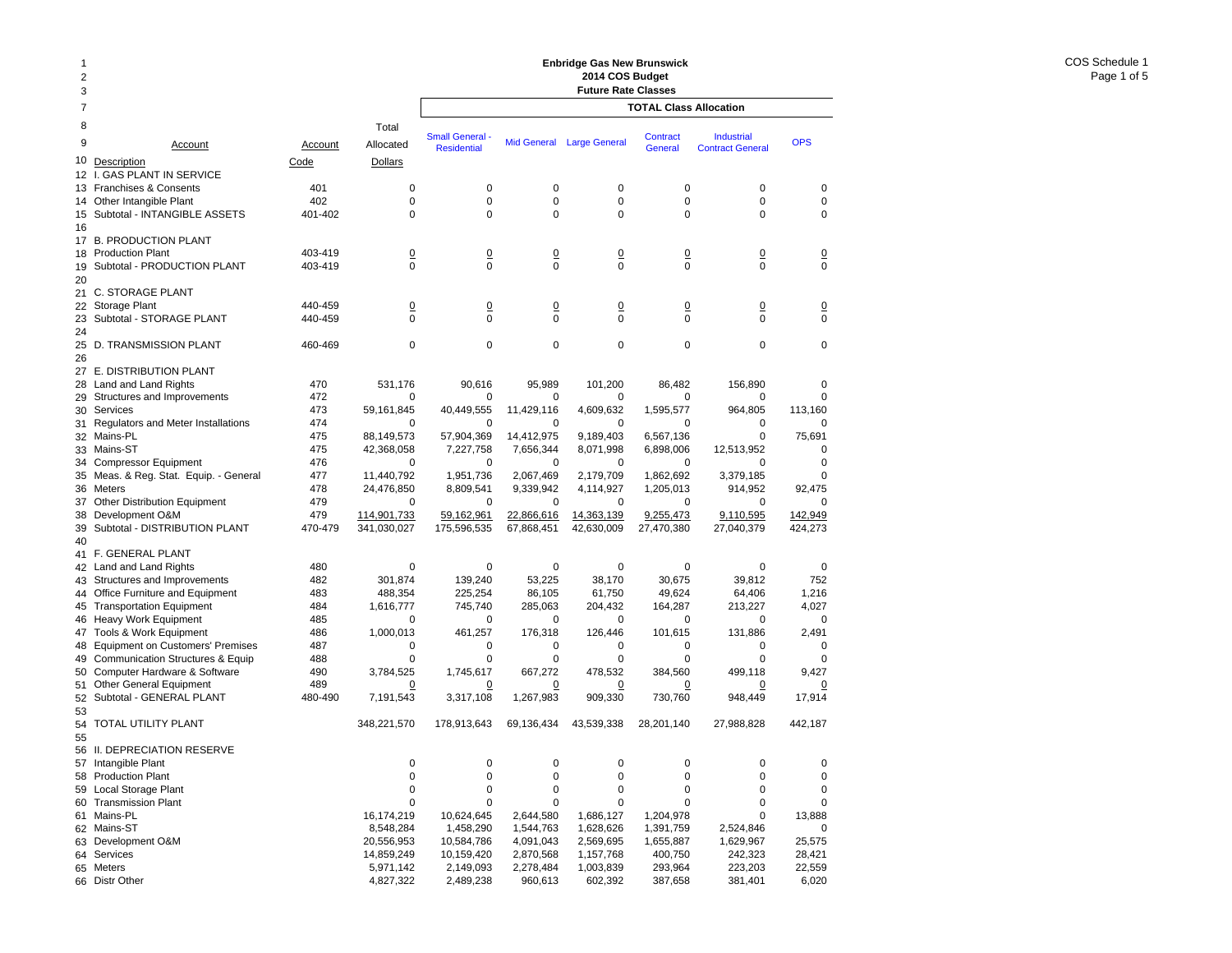# Enbridge Gas New Brunswick
## 2014 COS Budget
### Future Rate Classes

COS Schedule 1

| Line | Account Description | Account Code | Total Allocated Dollars | Small General - Residential | Mid General | Large General | Contract General | Industrial Contract General | OPS |
|---|---|---|---|---|---|---|---|---|---|
| | | | | **TOTAL Class Allocation** | | | | | |
| 12 | I. GAS PLANT IN SERVICE | | | | | | | | |
| 13 | Franchises & Consents | 401 | 0 | 0 | 0 | 0 | 0 | 0 | 0 |
| 14 | Other Intangible Plant | 402 | 0 | 0 | 0 | 0 | 0 | 0 | 0 |
| 15 | Subtotal - INTANGIBLE ASSETS | 401-402 | 0 | 0 | 0 | 0 | 0 | 0 | 0 |
| 16 | | | | | | | | | |
| 17 | B. PRODUCTION PLANT | | | | | | | | |
| 18 | Production Plant | 403-419 | 0 | 0 | 0 | 0 | 0 | 0 | 0 |
| 19 | Subtotal - PRODUCTION PLANT | 403-419 | 0 | 0 | 0 | 0 | 0 | 0 | 0 |
| 20 | | | | | | | | | |
| 21 | C. STORAGE PLANT | | | | | | | | |
| 22 | Storage Plant | 440-459 | 0 | 0 | 0 | 0 | 0 | 0 | 0 |
| 23 | Subtotal - STORAGE PLANT | 440-459 | 0 | 0 | 0 | 0 | 0 | 0 | 0 |
| 24 | | | | | | | | | |
| 25 | D. TRANSMISSION PLANT | 460-469 | 0 | 0 | 0 | 0 | 0 | 0 | 0 |
| 26 | | | | | | | | | |
| 27 | E. DISTRIBUTION PLANT | | | | | | | | |
| 28 | Land and Land Rights | 470 | 531,176 | 90,616 | 95,989 | 101,200 | 86,482 | 156,890 | 0 |
| 29 | Structures and Improvements | 472 | 0 | 0 | 0 | 0 | 0 | 0 | 0 |
| 30 | Services | 473 | 59,161,845 | 40,449,555 | 11,429,116 | 4,609,632 | 1,595,577 | 964,805 | 113,160 |
| 31 | Regulators and Meter Installations | 474 | 0 | 0 | 0 | 0 | 0 | 0 | 0 |
| 32 | Mains-PL | 475 | 88,149,573 | 57,904,369 | 14,412,975 | 9,189,403 | 6,567,136 | 0 | 75,691 |
| 33 | Mains-ST | 475 | 42,368,058 | 7,227,758 | 7,656,344 | 8,071,998 | 6,898,006 | 12,513,952 | 0 |
| 34 | Compressor Equipment | 476 | 0 | 0 | 0 | 0 | 0 | 0 | 0 |
| 35 | Meas. & Reg. Stat. Equip. - General | 477 | 11,440,792 | 1,951,736 | 2,067,469 | 2,179,709 | 1,862,692 | 3,379,185 | 0 |
| 36 | Meters | 478 | 24,476,850 | 8,809,541 | 9,339,942 | 4,114,927 | 1,205,013 | 914,952 | 92,475 |
| 37 | Other Distribution Equipment | 479 | 0 | 0 | 0 | 0 | 0 | 0 | 0 |
| 38 | Development O&M | 479 | 114,901,733 | 59,162,961 | 22,866,616 | 14,363,139 | 9,255,473 | 9,110,595 | 142,949 |
| 39 | Subtotal - DISTRIBUTION PLANT | 470-479 | 341,030,027 | 175,596,535 | 67,868,451 | 42,630,009 | 27,470,380 | 27,040,379 | 424,273 |
| 40 | | | | | | | | | |
| 41 | F. GENERAL PLANT | | | | | | | | |
| 42 | Land and Land Rights | 480 | 0 | 0 | 0 | 0 | 0 | 0 | 0 |
| 43 | Structures and Improvements | 482 | 301,874 | 139,240 | 53,225 | 38,170 | 30,675 | 39,812 | 752 |
| 44 | Office Furniture and Equipment | 483 | 488,354 | 225,254 | 86,105 | 61,750 | 49,624 | 64,406 | 1,216 |
| 45 | Transportation Equipment | 484 | 1,616,777 | 745,740 | 285,063 | 204,432 | 164,287 | 213,227 | 4,027 |
| 46 | Heavy Work Equipment | 485 | 0 | 0 | 0 | 0 | 0 | 0 | 0 |
| 47 | Tools & Work Equipment | 486 | 1,000,013 | 461,257 | 176,318 | 126,446 | 101,615 | 131,886 | 2,491 |
| 48 | Equipment on Customers' Premises | 487 | 0 | 0 | 0 | 0 | 0 | 0 | 0 |
| 49 | Communication Structures & Equip | 488 | 0 | 0 | 0 | 0 | 0 | 0 | 0 |
| 50 | Computer Hardware & Software | 490 | 3,784,525 | 1,745,617 | 667,272 | 478,532 | 384,560 | 499,118 | 9,427 |
| 51 | Other General Equipment | 489 | 0 | 0 | 0 | 0 | 0 | 0 | 0 |
| 52 | Subtotal - GENERAL PLANT | 480-490 | 7,191,543 | 3,317,108 | 1,267,983 | 909,330 | 730,760 | 948,449 | 17,914 |
| 53 | | | | | | | | | |
| 54 | TOTAL UTILITY PLANT | | 348,221,570 | 178,913,643 | 69,136,434 | 43,539,338 | 28,201,140 | 27,988,828 | 442,187 |
| 55 | | | | | | | | | |
| 56 | II. DEPRECIATION RESERVE | | | | | | | | |
| 57 | Intangible Plant | | 0 | 0 | 0 | 0 | 0 | 0 | 0 |
| 58 | Production Plant | | 0 | 0 | 0 | 0 | 0 | 0 | 0 |
| 59 | Local Storage Plant | | 0 | 0 | 0 | 0 | 0 | 0 | 0 |
| 60 | Transmission Plant | | 0 | 0 | 0 | 0 | 0 | 0 | 0 |
| 61 | Mains-PL | | 16,174,219 | 10,624,645 | 2,644,580 | 1,686,127 | 1,204,978 | 0 | 13,888 |
| 62 | Mains-ST | | 8,548,284 | 1,458,290 | 1,544,763 | 1,628,626 | 1,391,759 | 2,524,846 | 0 |
| 63 | Development O&M | | 20,556,953 | 10,584,786 | 4,091,043 | 2,569,695 | 1,655,887 | 1,629,967 | 25,575 |
| 64 | Services | | 14,859,249 | 10,159,420 | 2,870,568 | 1,157,768 | 400,750 | 242,323 | 28,421 |
| 65 | Meters | | 5,971,142 | 2,149,093 | 2,278,484 | 1,003,839 | 293,964 | 223,203 | 22,559 |
| 66 | Distr Other | | 4,827,322 | 2,489,238 | 960,613 | 602,392 | 387,658 | 381,401 | 6,020 |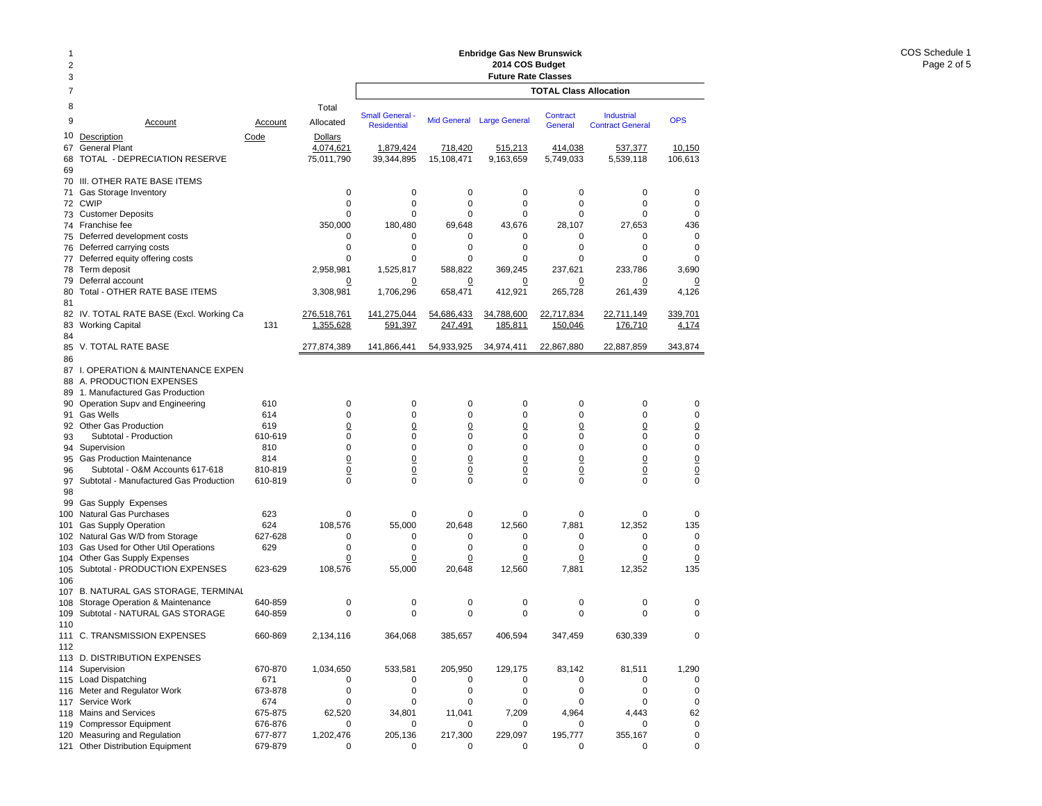**Enbridge Gas New Brunswick**
**2014 COS Budget**
**Future Rate Classes**

COS Schedule 1

| Line | Account Description | Account Code | Total Allocated Dollars | Small General - Residential | Mid General | Large General | Contract General | Industrial Contract General | OPS |
|---|---|---|---|---|---|---|---|---|---|
| | | | | **TOTAL Class Allocation** | | | | | |
| 67 | General Plant | | 4,074,621 | 1,879,424 | 718,420 | 515,213 | 414,038 | 537,377 | 10,150 |
| 68 | TOTAL - DEPRECIATION RESERVE | | 75,011,790 | 39,344,895 | 15,108,471 | 9,163,659 | 5,749,033 | 5,539,118 | 106,613 |
| 69 | | | | | | | | | |
| 70 | III. OTHER RATE BASE ITEMS | | | | | | | | |
| 71 | Gas Storage Inventory | | 0 | 0 | 0 | 0 | 0 | 0 | 0 |
| 72 | CWIP | | 0 | 0 | 0 | 0 | 0 | 0 | 0 |
| 73 | Customer Deposits | | 0 | 0 | 0 | 0 | 0 | 0 | 0 |
| 74 | Franchise fee | | 350,000 | 180,480 | 69,648 | 43,676 | 28,107 | 27,653 | 436 |
| 75 | Deferred development costs | | 0 | 0 | 0 | 0 | 0 | 0 | 0 |
| 76 | Deferred carrying costs | | 0 | 0 | 0 | 0 | 0 | 0 | 0 |
| 77 | Deferred equity offering costs | | 0 | 0 | 0 | 0 | 0 | 0 | 0 |
| 78 | Term deposit | | 2,958,981 | 1,525,817 | 588,822 | 369,245 | 237,621 | 233,786 | 3,690 |
| 79 | Deferral account | | 0 | 0 | 0 | 0 | 0 | 0 | 0 |
| 80 | Total - OTHER RATE BASE ITEMS | | 3,308,981 | 1,706,296 | 658,471 | 412,921 | 265,728 | 261,439 | 4,126 |
| 81 | | | | | | | | | |
| 82 | IV. TOTAL RATE BASE (Excl. Working Ca | | 276,518,761 | 141,275,044 | 54,686,433 | 34,788,600 | 22,717,834 | 22,711,149 | 339,701 |
| 83 | Working Capital | 131 | 1,355,628 | 591,397 | 247,491 | 185,811 | 150,046 | 176,710 | 4,174 |
| 84 | | | | | | | | | |
| 85 | V. TOTAL RATE BASE | | 277,874,389 | 141,866,441 | 54,933,925 | 34,974,411 | 22,867,880 | 22,887,859 | 343,874 |
| 86 | | | | | | | | | |
| 87 | I. OPERATION & MAINTENANCE EXPEN | | | | | | | | |
| 88 | A. PRODUCTION EXPENSES | | | | | | | | |
| 89 | 1. Manufactured Gas Production | | | | | | | | |
| 90 | Operation Supv and Engineering | 610 | 0 | 0 | 0 | 0 | 0 | 0 | 0 |
| 91 | Gas Wells | 614 | 0 | 0 | 0 | 0 | 0 | 0 | 0 |
| 92 | Other Gas Production | 619 | 0 | 0 | 0 | 0 | 0 | 0 | 0 |
| 93 | Subtotal - Production | 610-619 | 0 | 0 | 0 | 0 | 0 | 0 | 0 |
| 94 | Supervision | 810 | 0 | 0 | 0 | 0 | 0 | 0 | 0 |
| 95 | Gas Production Maintenance | 814 | 0 | 0 | 0 | 0 | 0 | 0 | 0 |
| 96 | Subtotal - O&M Accounts 617-618 | 810-819 | 0 | 0 | 0 | 0 | 0 | 0 | 0 |
| 97 | Subtotal - Manufactured Gas Production | 610-819 | 0 | 0 | 0 | 0 | 0 | 0 | 0 |
| 98 | | | | | | | | | |
| 99 | Gas Supply Expenses | | | | | | | | |
| 100 | Natural Gas Purchases | 623 | 0 | 0 | 0 | 0 | 0 | 0 | 0 |
| 101 | Gas Supply Operation | 624 | 108,576 | 55,000 | 20,648 | 12,560 | 7,881 | 12,352 | 135 |
| 102 | Natural Gas W/D from Storage | 627-628 | 0 | 0 | 0 | 0 | 0 | 0 | 0 |
| 103 | Gas Used for Other Util Operations | 629 | 0 | 0 | 0 | 0 | 0 | 0 | 0 |
| 104 | Other Gas Supply Expenses | | 0 | 0 | 0 | 0 | 0 | 0 | 0 |
| 105 | Subtotal - PRODUCTION EXPENSES | 623-629 | 108,576 | 55,000 | 20,648 | 12,560 | 7,881 | 12,352 | 135 |
| 106 | | | | | | | | | |
| 107 | B. NATURAL GAS STORAGE, TERMINAL | | | | | | | | |
| 108 | Storage Operation & Maintenance | 640-859 | 0 | 0 | 0 | 0 | 0 | 0 | 0 |
| 109 | Subtotal - NATURAL GAS STORAGE | 640-859 | 0 | 0 | 0 | 0 | 0 | 0 | 0 |
| 110 | | | | | | | | | |
| 111 | C. TRANSMISSION EXPENSES | 660-869 | 2,134,116 | 364,068 | 385,657 | 406,594 | 347,459 | 630,339 | 0 |
| 112 | | | | | | | | | |
| 113 | D. DISTRIBUTION EXPENSES | | | | | | | | |
| 114 | Supervision | 670-870 | 1,034,650 | 533,581 | 205,950 | 129,175 | 83,142 | 81,511 | 1,290 |
| 115 | Load Dispatching | 671 | 0 | 0 | 0 | 0 | 0 | 0 | 0 |
| 116 | Meter and Regulator Work | 673-878 | 0 | 0 | 0 | 0 | 0 | 0 | 0 |
| 117 | Service Work | 674 | 0 | 0 | 0 | 0 | 0 | 0 | 0 |
| 118 | Mains and Services | 675-875 | 62,520 | 34,801 | 11,041 | 7,209 | 4,964 | 4,443 | 62 |
| 119 | Compressor Equipment | 676-876 | 0 | 0 | 0 | 0 | 0 | 0 | 0 |
| 120 | Measuring and Regulation | 677-877 | 1,202,476 | 205,136 | 217,300 | 229,097 | 195,777 | 355,167 | 0 |
| 121 | Other Distribution Equipment | 679-879 | 0 | 0 | 0 | 0 | 0 | 0 | 0 |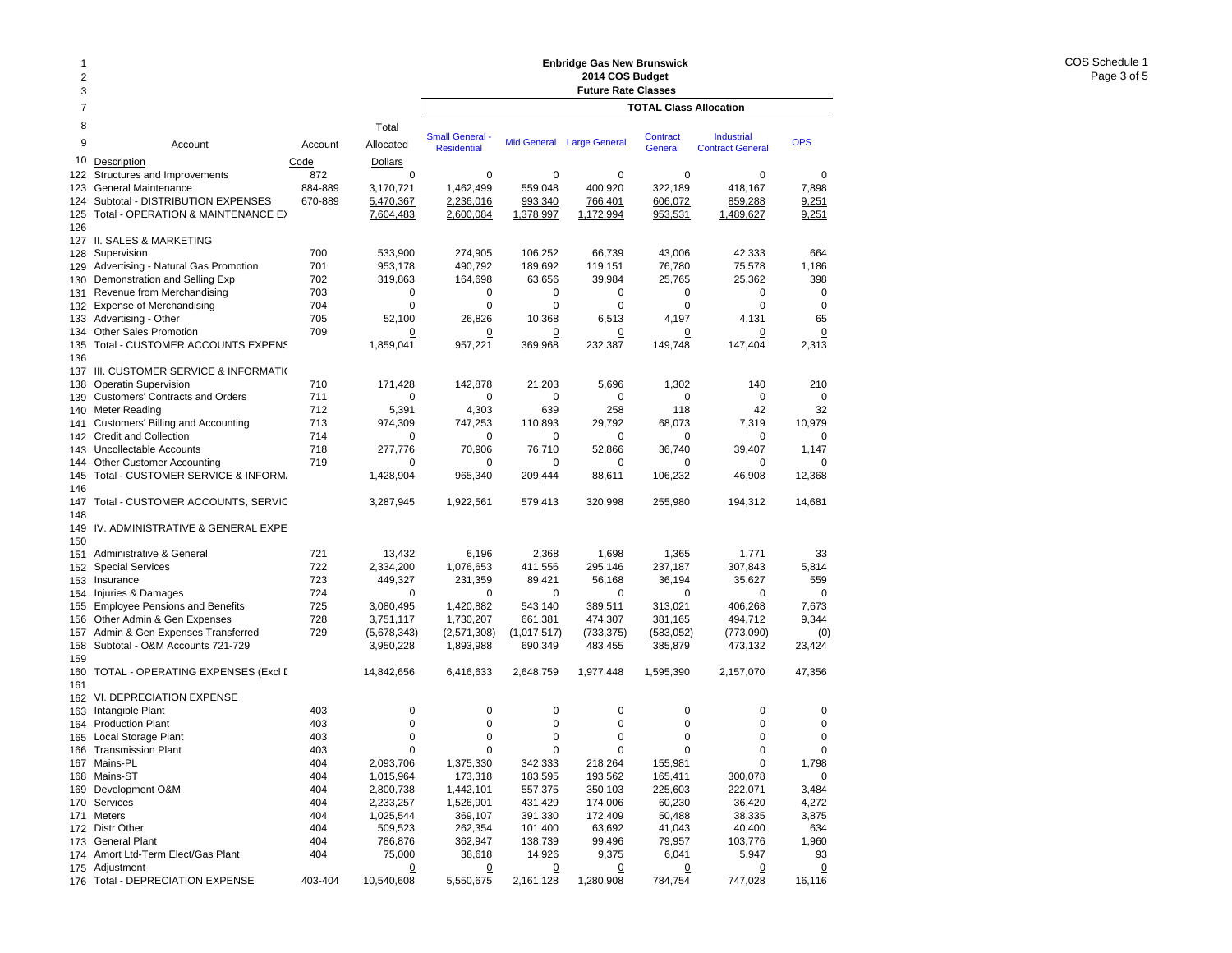# Enbridge Gas New Brunswick
## 2014 COS Budget
### Future Rate Classes

COS Schedule 1

| Line | Account Description | Account Code | Total Allocated Dollars | Small General - Residential | Mid General | Large General | Contract General | Industrial Contract General | OPS |
|---|---|---|---|---|---|---|---|---|---|
| | | | | **TOTAL Class Allocation** | | | | | |
| 122 | Structures and Improvements | 872 | 0 | 0 | 0 | 0 | 0 | 0 | 0 |
| 123 | General Maintenance | 884-889 | 3,170,721 | 1,462,499 | 559,048 | 400,920 | 322,189 | 418,167 | 7,898 |
| 124 | Subtotal - DISTRIBUTION EXPENSES | 670-889 | 5,470,367 | 2,236,016 | 993,340 | 766,401 | 606,072 | 859,288 | 9,251 |
| 125 | Total - OPERATION & MAINTENANCE EX | | 7,604,483 | 2,600,084 | 1,378,997 | 1,172,994 | 953,531 | 1,489,627 | 9,251 |
| 126 | | | | | | | | | |
| 127 | II. SALES & MARKETING | | | | | | | | |
| 128 | Supervision | 700 | 533,900 | 274,905 | 106,252 | 66,739 | 43,006 | 42,333 | 664 |
| 129 | Advertising - Natural Gas Promotion | 701 | 953,178 | 490,792 | 189,692 | 119,151 | 76,780 | 75,578 | 1,186 |
| 130 | Demonstration and Selling Exp | 702 | 319,863 | 164,698 | 63,656 | 39,984 | 25,765 | 25,362 | 398 |
| 131 | Revenue from Merchandising | 703 | 0 | 0 | 0 | 0 | 0 | 0 | 0 |
| 132 | Expense of Merchandising | 704 | 0 | 0 | 0 | 0 | 0 | 0 | 0 |
| 133 | Advertising - Other | 705 | 52,100 | 26,826 | 10,368 | 6,513 | 4,197 | 4,131 | 65 |
| 134 | Other Sales Promotion | 709 | 0 | 0 | 0 | 0 | 0 | 0 | 0 |
| 135 | Total - CUSTOMER ACCOUNTS EXPENS | | 1,859,041 | 957,221 | 369,968 | 232,387 | 149,748 | 147,404 | 2,313 |
| 136 | | | | | | | | | |
| 137 | III. CUSTOMER SERVICE & INFORMATI( | | | | | | | | |
| 138 | Operatin Supervision | 710 | 171,428 | 142,878 | 21,203 | 5,696 | 1,302 | 140 | 210 |
| 139 | Customers' Contracts and Orders | 711 | 0 | 0 | 0 | 0 | 0 | 0 | 0 |
| 140 | Meter Reading | 712 | 5,391 | 4,303 | 639 | 258 | 118 | 42 | 32 |
| 141 | Customers' Billing and Accounting | 713 | 974,309 | 747,253 | 110,893 | 29,792 | 68,073 | 7,319 | 10,979 |
| 142 | Credit and Collection | 714 | 0 | 0 | 0 | 0 | 0 | 0 | 0 |
| 143 | Uncollectable Accounts | 718 | 277,776 | 70,906 | 76,710 | 52,866 | 36,740 | 39,407 | 1,147 |
| 144 | Other Customer Accounting | 719 | 0 | 0 | 0 | 0 | 0 | 0 | 0 |
| 145 | Total - CUSTOMER SERVICE & INFORM/ | | 1,428,904 | 965,340 | 209,444 | 88,611 | 106,232 | 46,908 | 12,368 |
| 146 | | | | | | | | | |
| 147 | Total - CUSTOMER ACCOUNTS, SERVIC | | 3,287,945 | 1,922,561 | 579,413 | 320,998 | 255,980 | 194,312 | 14,681 |
| 148 | | | | | | | | | |
| 149 | IV. ADMINISTRATIVE & GENERAL EXPE | | | | | | | | |
| 150 | | | | | | | | | |
| 151 | Administrative & General | 721 | 13,432 | 6,196 | 2,368 | 1,698 | 1,365 | 1,771 | 33 |
| 152 | Special Services | 722 | 2,334,200 | 1,076,653 | 411,556 | 295,146 | 237,187 | 307,843 | 5,814 |
| 153 | Insurance | 723 | 449,327 | 231,359 | 89,421 | 56,168 | 36,194 | 35,627 | 559 |
| 154 | Injuries & Damages | 724 | 0 | 0 | 0 | 0 | 0 | 0 | 0 |
| 155 | Employee Pensions and Benefits | 725 | 3,080,495 | 1,420,882 | 543,140 | 389,511 | 313,021 | 406,268 | 7,673 |
| 156 | Other Admin & Gen Expenses | 728 | 3,751,117 | 1,730,207 | 661,381 | 474,307 | 381,165 | 494,712 | 9,344 |
| 157 | Admin & Gen Expenses Transferred | 729 | (5,678,343) | (2,571,308) | (1,017,517) | (733,375) | (583,052) | (773,090) | (0) |
| 158 | Subtotal - O&M Accounts 721-729 | | 3,950,228 | 1,893,988 | 690,349 | 483,455 | 385,879 | 473,132 | 23,424 |
| 159 | | | | | | | | | |
| 160 | TOTAL - OPERATING EXPENSES (Excl [ | | 14,842,656 | 6,416,633 | 2,648,759 | 1,977,448 | 1,595,390 | 2,157,070 | 47,356 |
| 161 | | | | | | | | | |
| 162 | VI. DEPRECIATION EXPENSE | | | | | | | | |
| 163 | Intangible Plant | 403 | 0 | 0 | 0 | 0 | 0 | 0 | 0 |
| 164 | Production Plant | 403 | 0 | 0 | 0 | 0 | 0 | 0 | 0 |
| 165 | Local Storage Plant | 403 | 0 | 0 | 0 | 0 | 0 | 0 | 0 |
| 166 | Transmission Plant | 403 | 0 | 0 | 0 | 0 | 0 | 0 | 0 |
| 167 | Mains-PL | 404 | 2,093,706 | 1,375,330 | 342,333 | 218,264 | 155,981 | 0 | 1,798 |
| 168 | Mains-ST | 404 | 1,015,964 | 173,318 | 183,595 | 193,562 | 165,411 | 300,078 | 0 |
| 169 | Development O&M | 404 | 2,800,738 | 1,442,101 | 557,375 | 350,103 | 225,603 | 222,071 | 3,484 |
| 170 | Services | 404 | 2,233,257 | 1,526,901 | 431,429 | 174,006 | 60,230 | 36,420 | 4,272 |
| 171 | Meters | 404 | 1,025,544 | 369,107 | 391,330 | 172,409 | 50,488 | 38,335 | 3,875 |
| 172 | Distr Other | 404 | 509,523 | 262,354 | 101,400 | 63,692 | 41,043 | 40,400 | 634 |
| 173 | General Plant | 404 | 786,876 | 362,947 | 138,739 | 99,496 | 79,957 | 103,776 | 1,960 |
| 174 | Amort Ltd-Term Elect/Gas Plant | 404 | 75,000 | 38,618 | 14,926 | 9,375 | 6,041 | 5,947 | 93 |
| 175 | Adjustment | | 0 | 0 | 0 | 0 | 0 | 0 | 0 |
| 176 | Total - DEPRECIATION EXPENSE | 403-404 | 10,540,608 | 5,550,675 | 2,161,128 | 1,280,908 | 784,754 | 747,028 | 16,116 |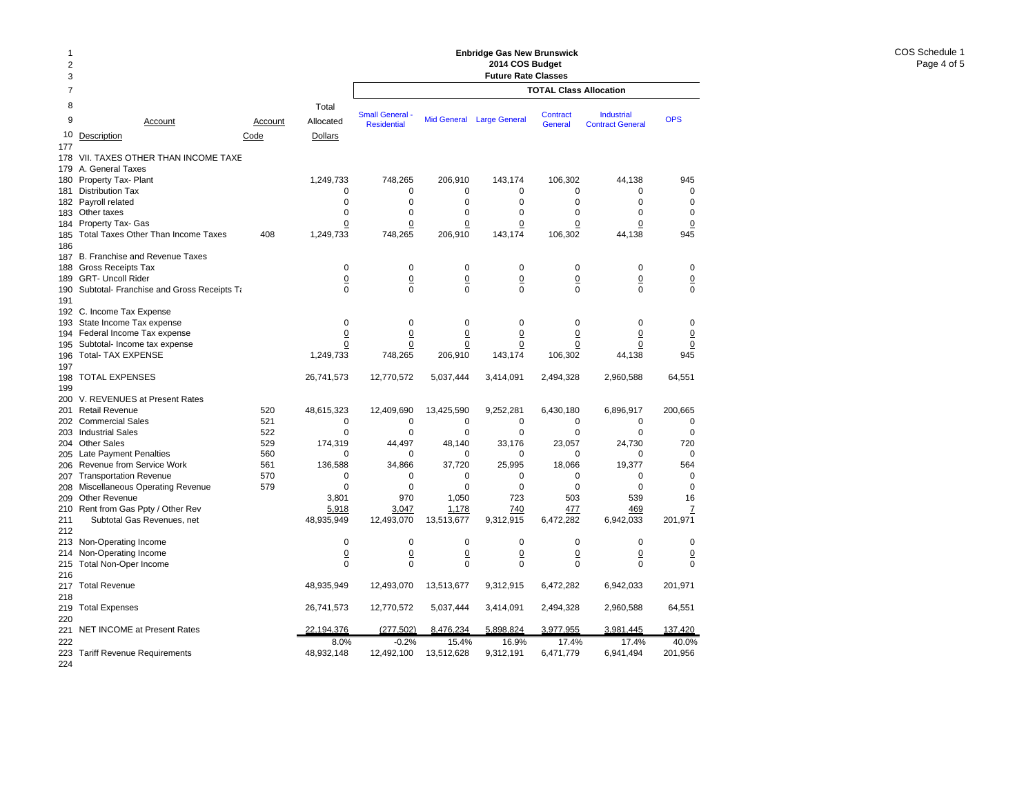# Enbridge Gas New Brunswick
## 2014 COS Budget
### Future Rate Classes

| Line | Account Description | Account Code | Total Allocated Dollars | Small General - Residential | Mid General | Large General | Contract General | Industrial Contract General | OPS |
|---|---|---|---|---|---|---|---|---|---|
| | | | | TOTAL Class Allocation | | | | | |
| 177 | | | | | | | | | |
| 178 | VII. TAXES OTHER THAN INCOME TAXE | | | | | | | | |
| 179 | A. General Taxes | | | | | | | | |
| 180 | Property Tax- Plant | | 1,249,733 | 748,265 | 206,910 | 143,174 | 106,302 | 44,138 | 945 |
| 181 | Distribution Tax | | 0 | 0 | 0 | 0 | 0 | 0 | 0 |
| 182 | Payroll related | | 0 | 0 | 0 | 0 | 0 | 0 | 0 |
| 183 | Other taxes | | 0 | 0 | 0 | 0 | 0 | 0 | 0 |
| 184 | Property Tax- Gas | | 0 | 0 | 0 | 0 | 0 | 0 | 0 |
| 185 | Total Taxes Other Than Income Taxes | 408 | 1,249,733 | 748,265 | 206,910 | 143,174 | 106,302 | 44,138 | 945 |
| 186 | | | | | | | | | |
| 187 | B. Franchise and Revenue Taxes | | | | | | | | |
| 188 | Gross Receipts Tax | | 0 | 0 | 0 | 0 | 0 | 0 | 0 |
| 189 | GRT- Uncoll Rider | | 0 | 0 | 0 | 0 | 0 | 0 | 0 |
| 190 | Subtotal- Franchise and Gross Receipts Ta | | 0 | 0 | 0 | 0 | 0 | 0 | 0 |
| 191 | | | | | | | | | |
| 192 | C. Income Tax Expense | | | | | | | | |
| 193 | State Income Tax expense | | 0 | 0 | 0 | 0 | 0 | 0 | 0 |
| 194 | Federal Income Tax expense | | 0 | 0 | 0 | 0 | 0 | 0 | 0 |
| 195 | Subtotal- Income tax expense | | 0 | 0 | 0 | 0 | 0 | 0 | 0 |
| 196 | Total- TAX EXPENSE | | 1,249,733 | 748,265 | 206,910 | 143,174 | 106,302 | 44,138 | 945 |
| 197 | | | | | | | | | |
| 198 | TOTAL EXPENSES | | 26,741,573 | 12,770,572 | 5,037,444 | 3,414,091 | 2,494,328 | 2,960,588 | 64,551 |
| 199 | | | | | | | | | |
| 200 | V. REVENUES at Present Rates | | | | | | | | |
| 201 | Retail Revenue | 520 | 48,615,323 | 12,409,690 | 13,425,590 | 9,252,281 | 6,430,180 | 6,896,917 | 200,665 |
| 202 | Commercial Sales | 521 | 0 | 0 | 0 | 0 | 0 | 0 | 0 |
| 203 | Industrial Sales | 522 | 0 | 0 | 0 | 0 | 0 | 0 | 0 |
| 204 | Other Sales | 529 | 174,319 | 44,497 | 48,140 | 33,176 | 23,057 | 24,730 | 720 |
| 205 | Late Payment Penalties | 560 | 0 | 0 | 0 | 0 | 0 | 0 | 0 |
| 206 | Revenue from Service Work | 561 | 136,588 | 34,866 | 37,720 | 25,995 | 18,066 | 19,377 | 564 |
| 207 | Transportation Revenue | 570 | 0 | 0 | 0 | 0 | 0 | 0 | 0 |
| 208 | Miscellaneous Operating Revenue | 579 | 0 | 0 | 0 | 0 | 0 | 0 | 0 |
| 209 | Other Revenue | | 3,801 | 970 | 1,050 | 723 | 503 | 539 | 16 |
| 210 | Rent from Gas Ppty / Other Rev | | 5,918 | 3,047 | 1,178 | 740 | 477 | 469 | 7 |
| 211 | Subtotal Gas Revenues, net | | 48,935,949 | 12,493,070 | 13,513,677 | 9,312,915 | 6,472,282 | 6,942,033 | 201,971 |
| 212 | | | | | | | | | |
| 213 | Non-Operating Income | | 0 | 0 | 0 | 0 | 0 | 0 | 0 |
| 214 | Non-Operating Income | | 0 | 0 | 0 | 0 | 0 | 0 | 0 |
| 215 | Total Non-Oper Income | | 0 | 0 | 0 | 0 | 0 | 0 | 0 |
| 216 | | | | | | | | | |
| 217 | Total Revenue | | 48,935,949 | 12,493,070 | 13,513,677 | 9,312,915 | 6,472,282 | 6,942,033 | 201,971 |
| 218 | | | | | | | | | |
| 219 | Total Expenses | | 26,741,573 | 12,770,572 | 5,037,444 | 3,414,091 | 2,494,328 | 2,960,588 | 64,551 |
| 220 | | | | | | | | | |
| 221 | NET INCOME at Present Rates | | 22,194,376 | (277,502) | 8,476,234 | 5,898,824 | 3,977,955 | 3,981,445 | 137,420 |
| 222 | | | 8.0% | -0.2% | 15.4% | 16.9% | 17.4% | 17.4% | 40.0% |
| 223 | Tariff Revenue Requirements | | 48,932,148 | 12,492,100 | 13,512,628 | 9,312,191 | 6,471,779 | 6,941,494 | 201,956 |
| 224 | | | | | | | | | |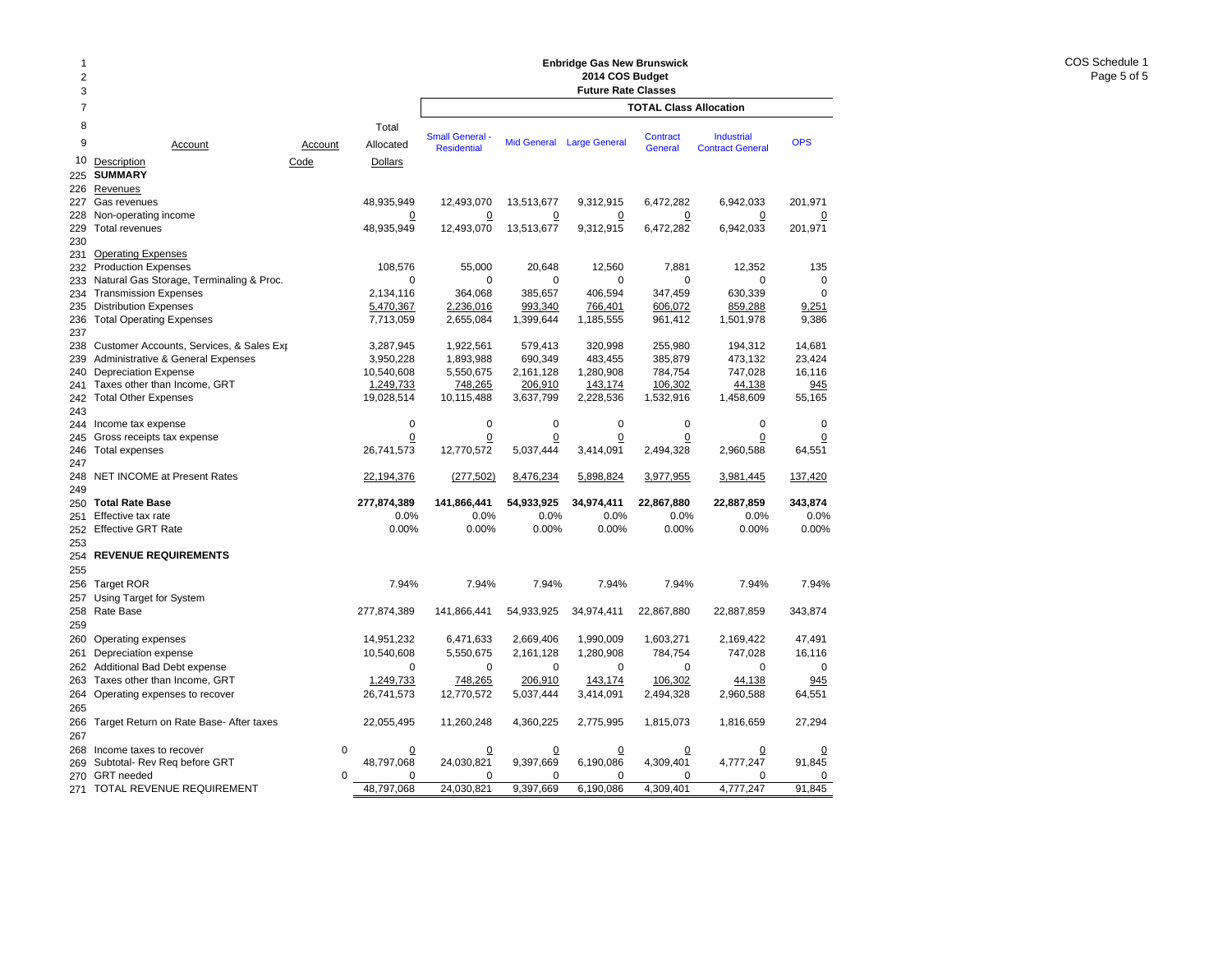# Enbridge Gas New Brunswick
## 2014 COS Budget
### Future Rate Classes

COS Schedule 1

| Line | Account Description | Account Code | Total Allocated Dollars | Small General - Residential | Mid General | Large General | Contract General | Industrial Contract General | OPS |
|---|---|---|---|---|---|---|---|---|---|
| | | | | TOTAL Class Allocation | | | | | |
| 225 | **SUMMARY** | | | | | | | | |
| 226 | Revenues | | | | | | | | |
| 227 | Gas revenues | | 48,935,949 | 12,493,070 | 13,513,677 | 9,312,915 | 6,472,282 | 6,942,033 | 201,971 |
| 228 | Non-operating income | | 0 | 0 | 0 | 0 | 0 | 0 | 0 |
| 229 | Total revenues | | 48,935,949 | 12,493,070 | 13,513,677 | 9,312,915 | 6,472,282 | 6,942,033 | 201,971 |
| 230 | | | | | | | | | |
| 231 | Operating Expenses | | | | | | | | |
| 232 | Production Expenses | | 108,576 | 55,000 | 20,648 | 12,560 | 7,881 | 12,352 | 135 |
| 233 | Natural Gas Storage, Terminaling & Proc. | | 0 | 0 | 0 | 0 | 0 | 0 | 0 |
| 234 | Transmission Expenses | | 2,134,116 | 364,068 | 385,657 | 406,594 | 347,459 | 630,339 | 0 |
| 235 | Distribution Expenses | | 5,470,367 | 2,236,016 | 993,340 | 766,401 | 606,072 | 859,288 | 9,251 |
| 236 | Total Operating Expenses | | 7,713,059 | 2,655,084 | 1,399,644 | 1,185,555 | 961,412 | 1,501,978 | 9,386 |
| 237 | | | | | | | | | |
| 238 | Customer Accounts, Services, & Sales Exp | | 3,287,945 | 1,922,561 | 579,413 | 320,998 | 255,980 | 194,312 | 14,681 |
| 239 | Administrative & General Expenses | | 3,950,228 | 1,893,988 | 690,349 | 483,455 | 385,879 | 473,132 | 23,424 |
| 240 | Depreciation Expense | | 10,540,608 | 5,550,675 | 2,161,128 | 1,280,908 | 784,754 | 747,028 | 16,116 |
| 241 | Taxes other than Income, GRT | | 1,249,733 | 748,265 | 206,910 | 143,174 | 106,302 | 44,138 | 945 |
| 242 | Total Other Expenses | | 19,028,514 | 10,115,488 | 3,637,799 | 2,228,536 | 1,532,916 | 1,458,609 | 55,165 |
| 243 | | | | | | | | | |
| 244 | Income tax expense | | 0 | 0 | 0 | 0 | 0 | 0 | 0 |
| 245 | Gross receipts tax expense | | 0 | 0 | 0 | 0 | 0 | 0 | 0 |
| 246 | Total expenses | | 26,741,573 | 12,770,572 | 5,037,444 | 3,414,091 | 2,494,328 | 2,960,588 | 64,551 |
| 247 | | | | | | | | | |
| 248 | NET INCOME at Present Rates | | 22,194,376 | (277,502) | 8,476,234 | 5,898,824 | 3,977,955 | 3,981,445 | 137,420 |
| 249 | | | | | | | | | |
| 250 | **Total Rate Base** | | **277,874,389** | **141,866,441** | **54,933,925** | **34,974,411** | **22,867,880** | **22,887,859** | **343,874** |
| 251 | Effective tax rate | | 0.0% | 0.0% | 0.0% | 0.0% | 0.0% | 0.0% | 0.0% |
| 252 | Effective GRT Rate | | 0.00% | 0.00% | 0.00% | 0.00% | 0.00% | 0.00% | 0.00% |
| 253 | | | | | | | | | |
| 254 | **REVENUE REQUIREMENTS** | | | | | | | | |
| 255 | | | | | | | | | |
| 256 | Target ROR | | 7.94% | 7.94% | 7.94% | 7.94% | 7.94% | 7.94% | 7.94% |
| 257 | Using Target for System | | | | | | | | |
| 258 | Rate Base | | 277,874,389 | 141,866,441 | 54,933,925 | 34,974,411 | 22,867,880 | 22,887,859 | 343,874 |
| 259 | | | | | | | | | |
| 260 | Operating expenses | | 14,951,232 | 6,471,633 | 2,669,406 | 1,990,009 | 1,603,271 | 2,169,422 | 47,491 |
| 261 | Depreciation expense | | 10,540,608 | 5,550,675 | 2,161,128 | 1,280,908 | 784,754 | 747,028 | 16,116 |
| 262 | Additional Bad Debt expense | | 0 | 0 | 0 | 0 | 0 | 0 | 0 |
| 263 | Taxes other than Income, GRT | | 1,249,733 | 748,265 | 206,910 | 143,174 | 106,302 | 44,138 | 945 |
| 264 | Operating expenses to recover | | 26,741,573 | 12,770,572 | 5,037,444 | 3,414,091 | 2,494,328 | 2,960,588 | 64,551 |
| 265 | | | | | | | | | |
| 266 | Target Return on Rate Base- After taxes | | 22,055,495 | 11,260,248 | 4,360,225 | 2,775,995 | 1,815,073 | 1,816,659 | 27,294 |
| 267 | | | | | | | | | |
| 268 | Income taxes to recover | 0 | 0 | 0 | 0 | 0 | 0 | 0 | 0 |
| 269 | Subtotal- Rev Req before GRT | | 48,797,068 | 24,030,821 | 9,397,669 | 6,190,086 | 4,309,401 | 4,777,247 | 91,845 |
| 270 | GRT needed | 0 | 0 | 0 | 0 | 0 | 0 | 0 | 0 |
| 271 | TOTAL REVENUE REQUIREMENT | | 48,797,068 | 24,030,821 | 9,397,669 | 6,190,086 | 4,309,401 | 4,777,247 | 91,845 |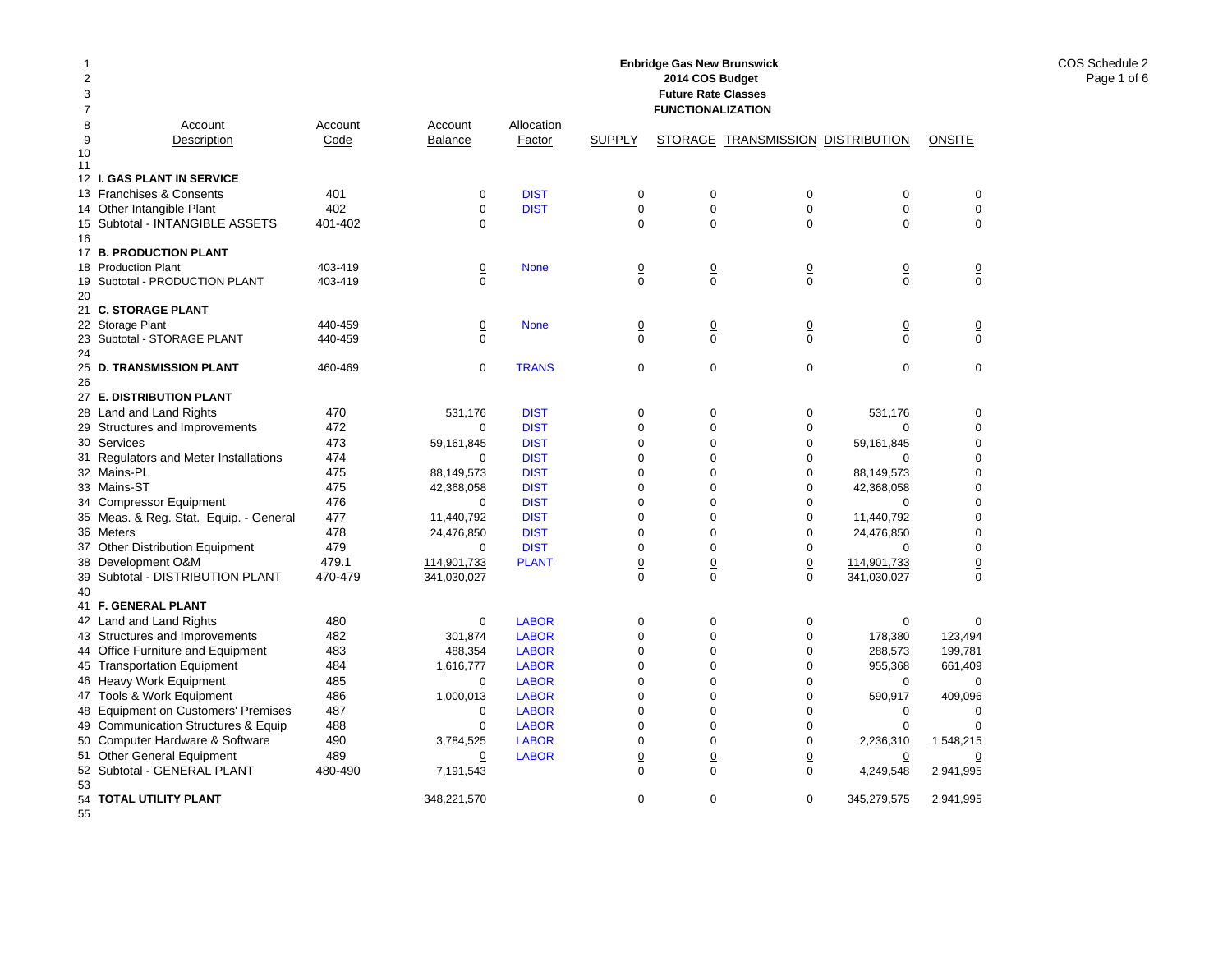**Enbridge Gas New Brunswick**
**2014 COS Budget**
**Future Rate Classes**
**FUNCTIONALIZATION**

COS Schedule 2

| Line | Account Description | Account Code | Account Balance | Allocation Factor | SUPPLY | STORAGE | TRANSMISSION | DISTRIBUTION | ONSITE |
|---|---|---|---|---|---|---|---|---|---|
| 12 | **I. GAS PLANT IN SERVICE** | | | | | | | | |
| 13 | Franchises & Consents | 401 | 0 | DIST | 0 | 0 | 0 | 0 | 0 |
| 14 | Other Intangible Plant | 402 | 0 | DIST | 0 | 0 | 0 | 0 | 0 |
| 15 | Subtotal - INTANGIBLE ASSETS | 401-402 | 0 | | 0 | 0 | 0 | 0 | 0 |
| 16 | | | | | | | | | |
| 17 | **B. PRODUCTION PLANT** | | | | | | | | |
| 18 | Production Plant | 403-419 | 0 | None | 0 | 0 | 0 | 0 | 0 |
| 19 | Subtotal - PRODUCTION PLANT | 403-419 | 0 | | 0 | 0 | 0 | 0 | 0 |
| 20 | | | | | | | | | |
| 21 | **C. STORAGE PLANT** | | | | | | | | |
| 22 | Storage Plant | 440-459 | 0 | None | 0 | 0 | 0 | 0 | 0 |
| 23 | Subtotal - STORAGE PLANT | 440-459 | 0 | | 0 | 0 | 0 | 0 | 0 |
| 24 | | | | | | | | | |
| 25 | **D. TRANSMISSION PLANT** | 460-469 | 0 | TRANS | 0 | 0 | 0 | 0 | 0 |
| 26 | | | | | | | | | |
| 27 | **E. DISTRIBUTION PLANT** | | | | | | | | |
| 28 | Land and Land Rights | 470 | 531,176 | DIST | 0 | 0 | 0 | 531,176 | 0 |
| 29 | Structures and Improvements | 472 | 0 | DIST | 0 | 0 | 0 | 0 | 0 |
| 30 | Services | 473 | 59,161,845 | DIST | 0 | 0 | 0 | 59,161,845 | 0 |
| 31 | Regulators and Meter Installations | 474 | 0 | DIST | 0 | 0 | 0 | 0 | 0 |
| 32 | Mains-PL | 475 | 88,149,573 | DIST | 0 | 0 | 0 | 88,149,573 | 0 |
| 33 | Mains-ST | 475 | 42,368,058 | DIST | 0 | 0 | 0 | 42,368,058 | 0 |
| 34 | Compressor Equipment | 476 | 0 | DIST | 0 | 0 | 0 | 0 | 0 |
| 35 | Meas. & Reg. Stat. Equip. - General | 477 | 11,440,792 | DIST | 0 | 0 | 0 | 11,440,792 | 0 |
| 36 | Meters | 478 | 24,476,850 | DIST | 0 | 0 | 0 | 24,476,850 | 0 |
| 37 | Other Distribution Equipment | 479 | 0 | DIST | 0 | 0 | 0 | 0 | 0 |
| 38 | Development O&M | 479.1 | 114,901,733 | PLANT | 0 | 0 | 0 | 114,901,733 | 0 |
| 39 | Subtotal - DISTRIBUTION PLANT | 470-479 | 341,030,027 | | 0 | 0 | 0 | 341,030,027 | 0 |
| 40 | | | | | | | | | |
| 41 | **F. GENERAL PLANT** | | | | | | | | |
| 42 | Land and Land Rights | 480 | 0 | LABOR | 0 | 0 | 0 | 0 | 0 |
| 43 | Structures and Improvements | 482 | 301,874 | LABOR | 0 | 0 | 0 | 178,380 | 123,494 |
| 44 | Office Furniture and Equipment | 483 | 488,354 | LABOR | 0 | 0 | 0 | 288,573 | 199,781 |
| 45 | Transportation Equipment | 484 | 1,616,777 | LABOR | 0 | 0 | 0 | 955,368 | 661,409 |
| 46 | Heavy Work Equipment | 485 | 0 | LABOR | 0 | 0 | 0 | 0 | 0 |
| 47 | Tools & Work Equipment | 486 | 1,000,013 | LABOR | 0 | 0 | 0 | 590,917 | 409,096 |
| 48 | Equipment on Customers' Premises | 487 | 0 | LABOR | 0 | 0 | 0 | 0 | 0 |
| 49 | Communication Structures & Equip | 488 | 0 | LABOR | 0 | 0 | 0 | 0 | 0 |
| 50 | Computer Hardware & Software | 490 | 3,784,525 | LABOR | 0 | 0 | 0 | 2,236,310 | 1,548,215 |
| 51 | Other General Equipment | 489 | 0 | LABOR | 0 | 0 | 0 | 0 | 0 |
| 52 | Subtotal - GENERAL PLANT | 480-490 | 7,191,543 | | 0 | 0 | 0 | 4,249,548 | 2,941,995 |
| 53 | | | | | | | | | |
| 54 | **TOTAL UTILITY PLANT** | | 348,221,570 | | 0 | 0 | 0 | 345,279,575 | 2,941,995 |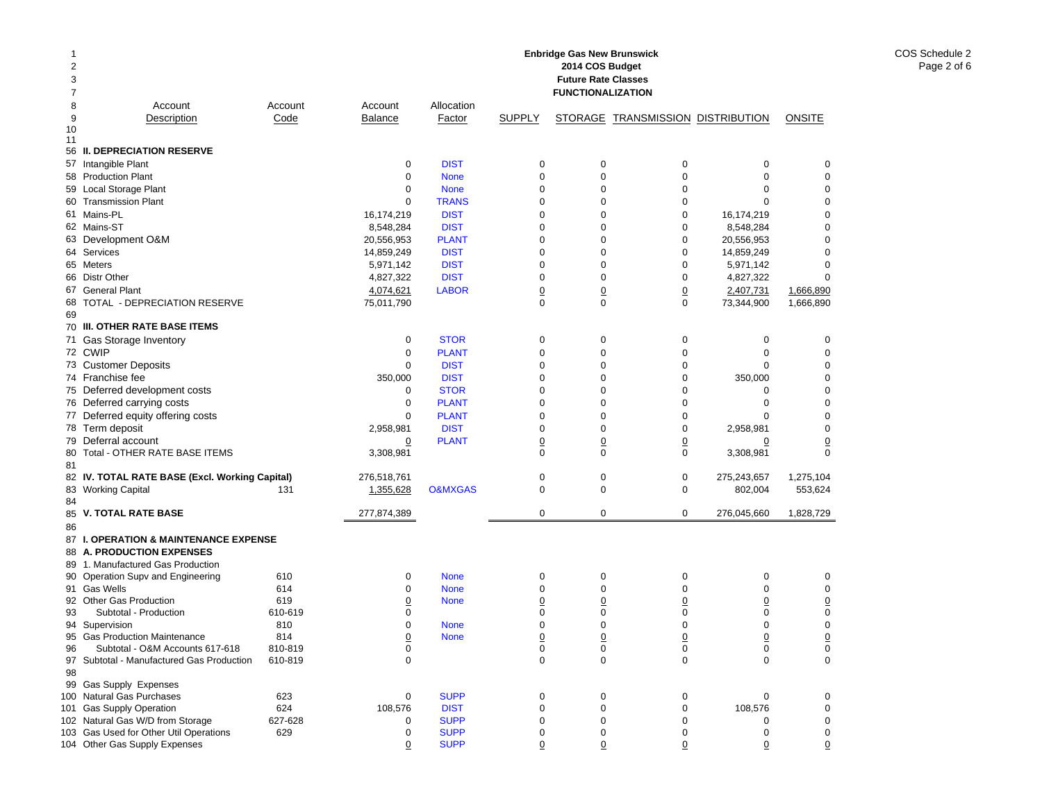**Enbridge Gas New Brunswick**
**2014 COS Budget**
**Future Rate Classes**
**FUNCTIONALIZATION**

COS Schedule 2
Page 2 of 6

| Line | Account Description | Account Code | Account Balance | Allocation Factor | SUPPLY | STORAGE | TRANSMISSION | DISTRIBUTION | ONSITE |
|---|---|---|---|---|---|---|---|---|---|
| 56 | **II. DEPRECIATION RESERVE** | | | | | | | | |
| 57 | Intangible Plant | | 0 | DIST | 0 | 0 | 0 | 0 | 0 |
| 58 | Production Plant | | 0 | None | 0 | 0 | 0 | 0 | 0 |
| 59 | Local Storage Plant | | 0 | None | 0 | 0 | 0 | 0 | 0 |
| 60 | Transmission Plant | | 0 | TRANS | 0 | 0 | 0 | 0 | 0 |
| 61 | Mains-PL | | 16,174,219 | DIST | 0 | 0 | 0 | 16,174,219 | 0 |
| 62 | Mains-ST | | 8,548,284 | DIST | 0 | 0 | 0 | 8,548,284 | 0 |
| 63 | Development O&M | | 20,556,953 | PLANT | 0 | 0 | 0 | 20,556,953 | 0 |
| 64 | Services | | 14,859,249 | DIST | 0 | 0 | 0 | 14,859,249 | 0 |
| 65 | Meters | | 5,971,142 | DIST | 0 | 0 | 0 | 5,971,142 | 0 |
| 66 | Distr Other | | 4,827,322 | DIST | 0 | 0 | 0 | 4,827,322 | 0 |
| 67 | General Plant | | 4,074,621 | LABOR | 0 | 0 | 0 | 2,407,731 | 1,666,890 |
| 68 | TOTAL - DEPRECIATION RESERVE | | 75,011,790 | | 0 | 0 | 0 | 73,344,900 | 1,666,890 |
| 69 | | | | | | | | | |
| 70 | **III. OTHER RATE BASE ITEMS** | | | | | | | | |
| 71 | Gas Storage Inventory | | 0 | STOR | 0 | 0 | 0 | 0 | 0 |
| 72 | CWIP | | 0 | PLANT | 0 | 0 | 0 | 0 | 0 |
| 73 | Customer Deposits | | 0 | DIST | 0 | 0 | 0 | 0 | 0 |
| 74 | Franchise fee | | 350,000 | DIST | 0 | 0 | 0 | 350,000 | 0 |
| 75 | Deferred development costs | | 0 | STOR | 0 | 0 | 0 | 0 | 0 |
| 76 | Deferred carrying costs | | 0 | PLANT | 0 | 0 | 0 | 0 | 0 |
| 77 | Deferred equity offering costs | | 0 | PLANT | 0 | 0 | 0 | 0 | 0 |
| 78 | Term deposit | | 2,958,981 | DIST | 0 | 0 | 0 | 2,958,981 | 0 |
| 79 | Deferral account | | 0 | PLANT | 0 | 0 | 0 | 0 | 0 |
| 80 | Total - OTHER RATE BASE ITEMS | | 3,308,981 | | 0 | 0 | 0 | 3,308,981 | 0 |
| 81 | | | | | | | | | |
| 82 | **IV. TOTAL RATE BASE (Excl. Working Capital)** | | 276,518,761 | | 0 | 0 | 0 | 275,243,657 | 1,275,104 |
| 83 | Working Capital | 131 | 1,355,628 | O&MXGAS | 0 | 0 | 0 | 802,004 | 553,624 |
| 84 | | | | | | | | | |
| 85 | **V. TOTAL RATE BASE** | | 277,874,389 | | 0 | 0 | 0 | 276,045,660 | 1,828,729 |
| 86 | | | | | | | | | |
| 87 | **I. OPERATION & MAINTENANCE EXPENSE** | | | | | | | | |
| 88 | **A. PRODUCTION EXPENSES** | | | | | | | | |
| 89 | 1. Manufactured Gas Production | | | | | | | | |
| 90 | Operation Supv and Engineering | 610 | 0 | None | 0 | 0 | 0 | 0 | 0 |
| 91 | Gas Wells | 614 | 0 | None | 0 | 0 | 0 | 0 | 0 |
| 92 | Other Gas Production | 619 | 0 | None | 0 | 0 | 0 | 0 | 0 |
| 93 | Subtotal - Production | 610-619 | 0 | | 0 | 0 | 0 | 0 | 0 |
| 94 | Supervision | 810 | 0 | None | 0 | 0 | 0 | 0 | 0 |
| 95 | Gas Production Maintenance | 814 | 0 | None | 0 | 0 | 0 | 0 | 0 |
| 96 | Subtotal - O&M Accounts 617-618 | 810-819 | 0 | | 0 | 0 | 0 | 0 | 0 |
| 97 | Subtotal - Manufactured Gas Production | 610-819 | 0 | | 0 | 0 | 0 | 0 | 0 |
| 98 | | | | | | | | | |
| 99 | Gas Supply Expenses | | | | | | | | |
| 100 | Natural Gas Purchases | 623 | 0 | SUPP | 0 | 0 | 0 | 0 | 0 |
| 101 | Gas Supply Operation | 624 | 108,576 | DIST | 0 | 0 | 0 | 108,576 | 0 |
| 102 | Natural Gas W/D from Storage | 627-628 | 0 | SUPP | 0 | 0 | 0 | 0 | 0 |
| 103 | Gas Used for Other Util Operations | 629 | 0 | SUPP | 0 | 0 | 0 | 0 | 0 |
| 104 | Other Gas Supply Expenses | | 0 | SUPP | 0 | 0 | 0 | 0 | 0 |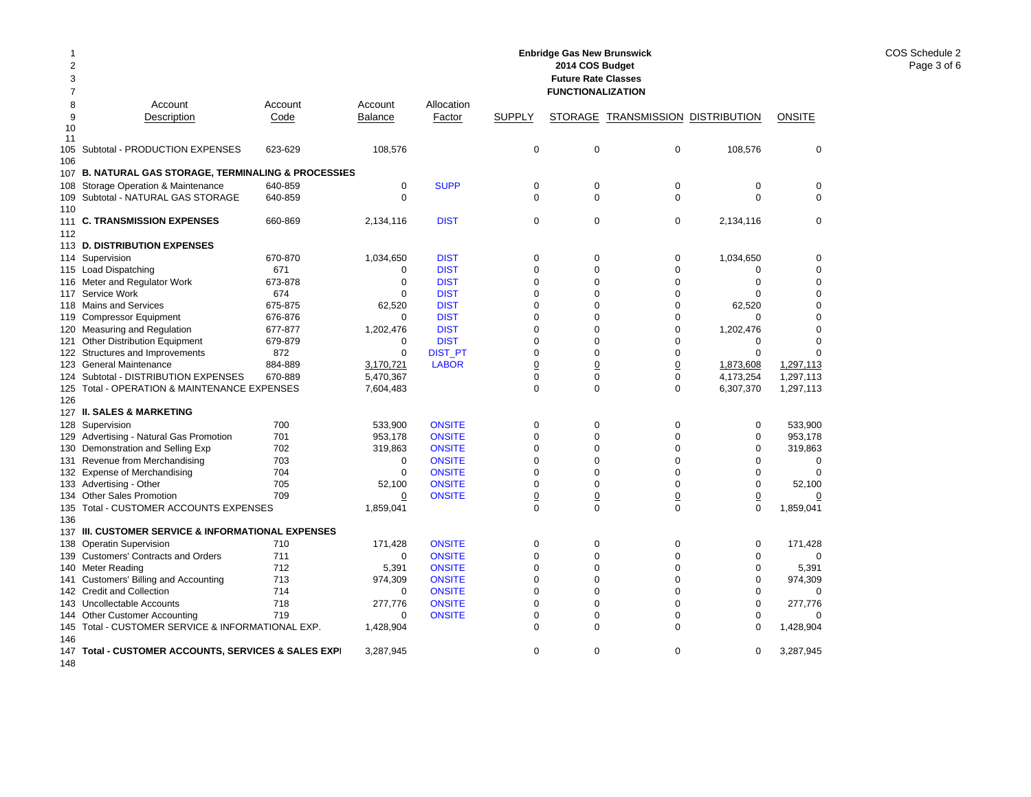**Enbridge Gas New Brunswick**
**2014 COS Budget**
**Future Rate Classes**
**FUNCTIONALIZATION**

COS Schedule 2
Page 3 of 6

| Line | Account Description | Account Code | Account Balance | Allocation Factor | SUPPLY | STORAGE | TRANSMISSION | DISTRIBUTION | ONSITE |
|---|---|---|---|---|---|---|---|---|---|
| 105 | Subtotal - PRODUCTION EXPENSES | 623-629 | 108,576 | | 0 | 0 | 0 | 108,576 | 0 |
| 106 | | | | | | | | | |
| 107 | **B. NATURAL GAS STORAGE, TERMINALING & PROCESSIES** | | | | | | | | |
| 108 | Storage Operation & Maintenance | 640-859 | 0 | SUPP | 0 | 0 | 0 | 0 | 0 |
| 109 | Subtotal - NATURAL GAS STORAGE | 640-859 | 0 | | 0 | 0 | 0 | 0 | 0 |
| 110 | | | | | | | | | |
| 111 | **C. TRANSMISSION EXPENSES** | 660-869 | 2,134,116 | DIST | 0 | 0 | 0 | 2,134,116 | 0 |
| 112 | | | | | | | | | |
| 113 | **D. DISTRIBUTION EXPENSES** | | | | | | | | |
| 114 | Supervision | 670-870 | 1,034,650 | DIST | 0 | 0 | 0 | 1,034,650 | 0 |
| 115 | Load Dispatching | 671 | 0 | DIST | 0 | 0 | 0 | 0 | 0 |
| 116 | Meter and Regulator Work | 673-878 | 0 | DIST | 0 | 0 | 0 | 0 | 0 |
| 117 | Service Work | 674 | 0 | DIST | 0 | 0 | 0 | 0 | 0 |
| 118 | Mains and Services | 675-875 | 62,520 | DIST | 0 | 0 | 0 | 62,520 | 0 |
| 119 | Compressor Equipment | 676-876 | 0 | DIST | 0 | 0 | 0 | 0 | 0 |
| 120 | Measuring and Regulation | 677-877 | 1,202,476 | DIST | 0 | 0 | 0 | 1,202,476 | 0 |
| 121 | Other Distribution Equipment | 679-879 | 0 | DIST | 0 | 0 | 0 | 0 | 0 |
| 122 | Structures and Improvements | 872 | 0 | DIST_PT | 0 | 0 | 0 | 0 | 0 |
| 123 | General Maintenance | 884-889 | 3,170,721 | LABOR | 0 | 0 | 0 | 1,873,608 | 1,297,113 |
| 124 | Subtotal - DISTRIBUTION EXPENSES | 670-889 | 5,470,367 | | 0 | 0 | 0 | 4,173,254 | 1,297,113 |
| 125 | Total - OPERATION & MAINTENANCE EXPENSES | | 7,604,483 | | 0 | 0 | 0 | 6,307,370 | 1,297,113 |
| 126 | | | | | | | | | |
| 127 | **II. SALES & MARKETING** | | | | | | | | |
| 128 | Supervision | 700 | 533,900 | ONSITE | 0 | 0 | 0 | 0 | 533,900 |
| 129 | Advertising - Natural Gas Promotion | 701 | 953,178 | ONSITE | 0 | 0 | 0 | 0 | 953,178 |
| 130 | Demonstration and Selling Exp | 702 | 319,863 | ONSITE | 0 | 0 | 0 | 0 | 319,863 |
| 131 | Revenue from Merchandising | 703 | 0 | ONSITE | 0 | 0 | 0 | 0 | 0 |
| 132 | Expense of Merchandising | 704 | 0 | ONSITE | 0 | 0 | 0 | 0 | 0 |
| 133 | Advertising - Other | 705 | 52,100 | ONSITE | 0 | 0 | 0 | 0 | 52,100 |
| 134 | Other Sales Promotion | 709 | 0 | ONSITE | 0 | 0 | 0 | 0 | 0 |
| 135 | Total - CUSTOMER ACCOUNTS EXPENSES | | 1,859,041 | | 0 | 0 | 0 | 0 | 1,859,041 |
| 136 | | | | | | | | | |
| 137 | **III. CUSTOMER SERVICE & INFORMATIONAL EXPENSES** | | | | | | | | |
| 138 | Operatin Supervision | 710 | 171,428 | ONSITE | 0 | 0 | 0 | 0 | 171,428 |
| 139 | Customers' Contracts and Orders | 711 | 0 | ONSITE | 0 | 0 | 0 | 0 | 0 |
| 140 | Meter Reading | 712 | 5,391 | ONSITE | 0 | 0 | 0 | 0 | 5,391 |
| 141 | Customers' Billing and Accounting | 713 | 974,309 | ONSITE | 0 | 0 | 0 | 0 | 974,309 |
| 142 | Credit and Collection | 714 | 0 | ONSITE | 0 | 0 | 0 | 0 | 0 |
| 143 | Uncollectable Accounts | 718 | 277,776 | ONSITE | 0 | 0 | 0 | 0 | 277,776 |
| 144 | Other Customer Accounting | 719 | 0 | ONSITE | 0 | 0 | 0 | 0 | 0 |
| 145 | Total - CUSTOMER SERVICE & INFORMATIONAL EXP. | | 1,428,904 | | 0 | 0 | 0 | 0 | 1,428,904 |
| 146 | | | | | | | | | |
| 147 | **Total - CUSTOMER ACCOUNTS, SERVICES & SALES EXPI** | | 3,287,945 | | 0 | 0 | 0 | 0 | 3,287,945 |
| 148 | | | | | | | | | |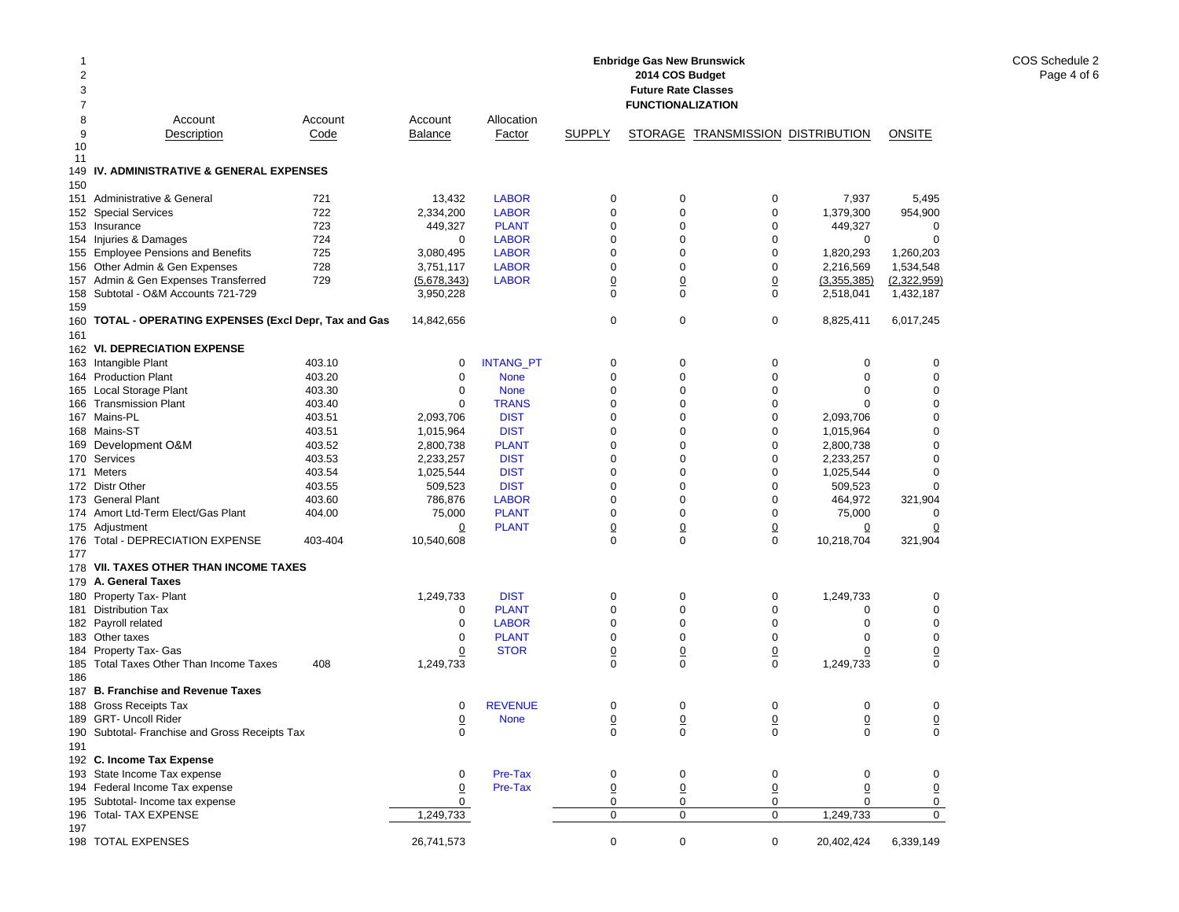**Enbridge Gas New Brunswick**
**2014 COS Budget**
**Future Rate Classes**
**FUNCTIONALIZATION**

COS Schedule 2
Page 4 of 6

| Line | Account Description | Account Code | Account Balance | Allocation Factor | SUPPLY | STORAGE | TRANSMISSION | DISTRIBUTION | ONSITE |
|---|---|---|---|---|---|---|---|---|---|
| 149 | **IV. ADMINISTRATIVE & GENERAL EXPENSES** | | | | | | | | |
| 150 | | | | | | | | | |
| 151 | Administrative & General | 721 | 13,432 | LABOR | 0 | 0 | 0 | 7,937 | 5,495 |
| 152 | Special Services | 722 | 2,334,200 | LABOR | 0 | 0 | 0 | 1,379,300 | 954,900 |
| 153 | Insurance | 723 | 449,327 | PLANT | 0 | 0 | 0 | 449,327 | 0 |
| 154 | Injuries & Damages | 724 | 0 | LABOR | 0 | 0 | 0 | 0 | 0 |
| 155 | Employee Pensions and Benefits | 725 | 3,080,495 | LABOR | 0 | 0 | 0 | 1,820,293 | 1,260,203 |
| 156 | Other Admin & Gen Expenses | 728 | 3,751,117 | LABOR | 0 | 0 | 0 | 2,216,569 | 1,534,548 |
| 157 | Admin & Gen Expenses Transferred | 729 | (5,678,343) | LABOR | 0 | 0 | 0 | (3,355,385) | (2,322,959) |
| 158 | Subtotal - O&M Accounts 721-729 | | 3,950,228 | | 0 | 0 | 0 | 2,518,041 | 1,432,187 |
| 159 | | | | | | | | | |
| 160 | **TOTAL - OPERATING EXPENSES (Excl Depr, Tax and Gas** | | 14,842,656 | | 0 | 0 | 0 | 8,825,411 | 6,017,245 |
| 161 | | | | | | | | | |
| 162 | **VI. DEPRECIATION EXPENSE** | | | | | | | | |
| 163 | Intangible Plant | 403.10 | 0 | INTANG_PT | 0 | 0 | 0 | 0 | 0 |
| 164 | Production Plant | 403.20 | 0 | None | 0 | 0 | 0 | 0 | 0 |
| 165 | Local Storage Plant | 403.30 | 0 | None | 0 | 0 | 0 | 0 | 0 |
| 166 | Transmission Plant | 403.40 | 0 | TRANS | 0 | 0 | 0 | 0 | 0 |
| 167 | Mains-PL | 403.51 | 2,093,706 | DIST | 0 | 0 | 0 | 2,093,706 | 0 |
| 168 | Mains-ST | 403.51 | 1,015,964 | DIST | 0 | 0 | 0 | 1,015,964 | 0 |
| 169 | Development O&M | 403.52 | 2,800,738 | PLANT | 0 | 0 | 0 | 2,800,738 | 0 |
| 170 | Services | 403.53 | 2,233,257 | DIST | 0 | 0 | 0 | 2,233,257 | 0 |
| 171 | Meters | 403.54 | 1,025,544 | DIST | 0 | 0 | 0 | 1,025,544 | 0 |
| 172 | Distr Other | 403.55 | 509,523 | DIST | 0 | 0 | 0 | 509,523 | 0 |
| 173 | General Plant | 403.60 | 786,876 | LABOR | 0 | 0 | 0 | 464,972 | 321,904 |
| 174 | Amort Ltd-Term Elect/Gas Plant | 404.00 | 75,000 | PLANT | 0 | 0 | 0 | 75,000 | 0 |
| 175 | Adjustment | | 0 | PLANT | 0 | 0 | 0 | 0 | 0 |
| 176 | Total - DEPRECIATION EXPENSE | 403-404 | 10,540,608 | | 0 | 0 | 0 | 10,218,704 | 321,904 |
| 177 | | | | | | | | | |
| 178 | **VII. TAXES OTHER THAN INCOME TAXES** | | | | | | | | |
| 179 | **A. General Taxes** | | | | | | | | |
| 180 | Property Tax- Plant | | 1,249,733 | DIST | 0 | 0 | 0 | 1,249,733 | 0 |
| 181 | Distribution Tax | | 0 | PLANT | 0 | 0 | 0 | 0 | 0 |
| 182 | Payroll related | | 0 | LABOR | 0 | 0 | 0 | 0 | 0 |
| 183 | Other taxes | | 0 | PLANT | 0 | 0 | 0 | 0 | 0 |
| 184 | Property Tax- Gas | | 0 | STOR | 0 | 0 | 0 | 0 | 0 |
| 185 | Total Taxes Other Than Income Taxes | 408 | 1,249,733 | | 0 | 0 | 0 | 1,249,733 | 0 |
| 186 | | | | | | | | | |
| 187 | **B. Franchise and Revenue Taxes** | | | | | | | | |
| 188 | Gross Receipts Tax | | 0 | REVENUE | 0 | 0 | 0 | 0 | 0 |
| 189 | GRT- Uncoll Rider | | 0 | None | 0 | 0 | 0 | 0 | 0 |
| 190 | Subtotal- Franchise and Gross Receipts Tax | | 0 | | 0 | 0 | 0 | 0 | 0 |
| 191 | | | | | | | | | |
| 192 | **C. Income Tax Expense** | | | | | | | | |
| 193 | State Income Tax expense | | 0 | Pre-Tax | 0 | 0 | 0 | 0 | 0 |
| 194 | Federal Income Tax expense | | 0 | Pre-Tax | 0 | 0 | 0 | 0 | 0 |
| 195 | Subtotal- Income tax expense | | 0 | | 0 | 0 | 0 | 0 | 0 |
| 196 | Total- TAX EXPENSE | | 1,249,733 | | 0 | 0 | 0 | 1,249,733 | 0 |
| 197 | | | | | | | | | |
| 198 | TOTAL EXPENSES | | 26,741,573 | | 0 | 0 | 0 | 20,402,424 | 6,339,149 |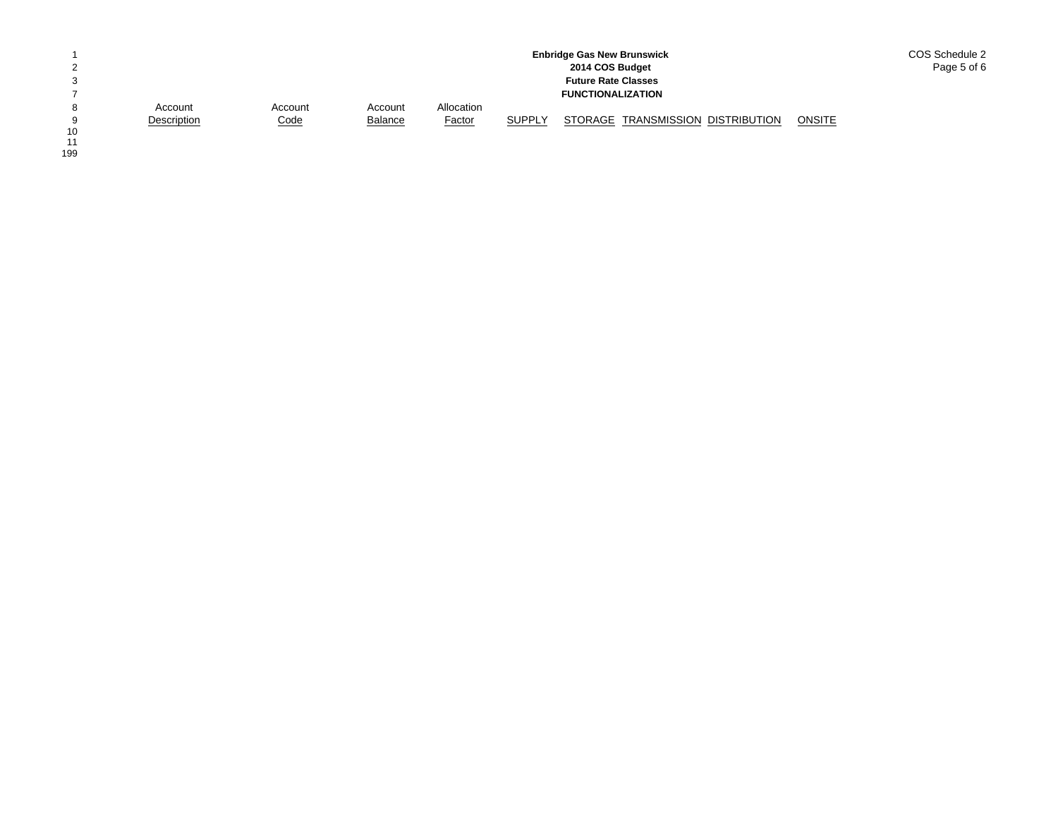**Enbridge Gas New Brunswick**
**2014 COS Budget**
**Future Rate Classes**
**FUNCTIONALIZATION**

COS Schedule 2

| Account Description | Account Code | Account Balance | Allocation Factor | SUPPLY | STORAGE | TRANSMISSION | DISTRIBUTION | ONSITE |
|---|---|---|---|---|---|---|---|---|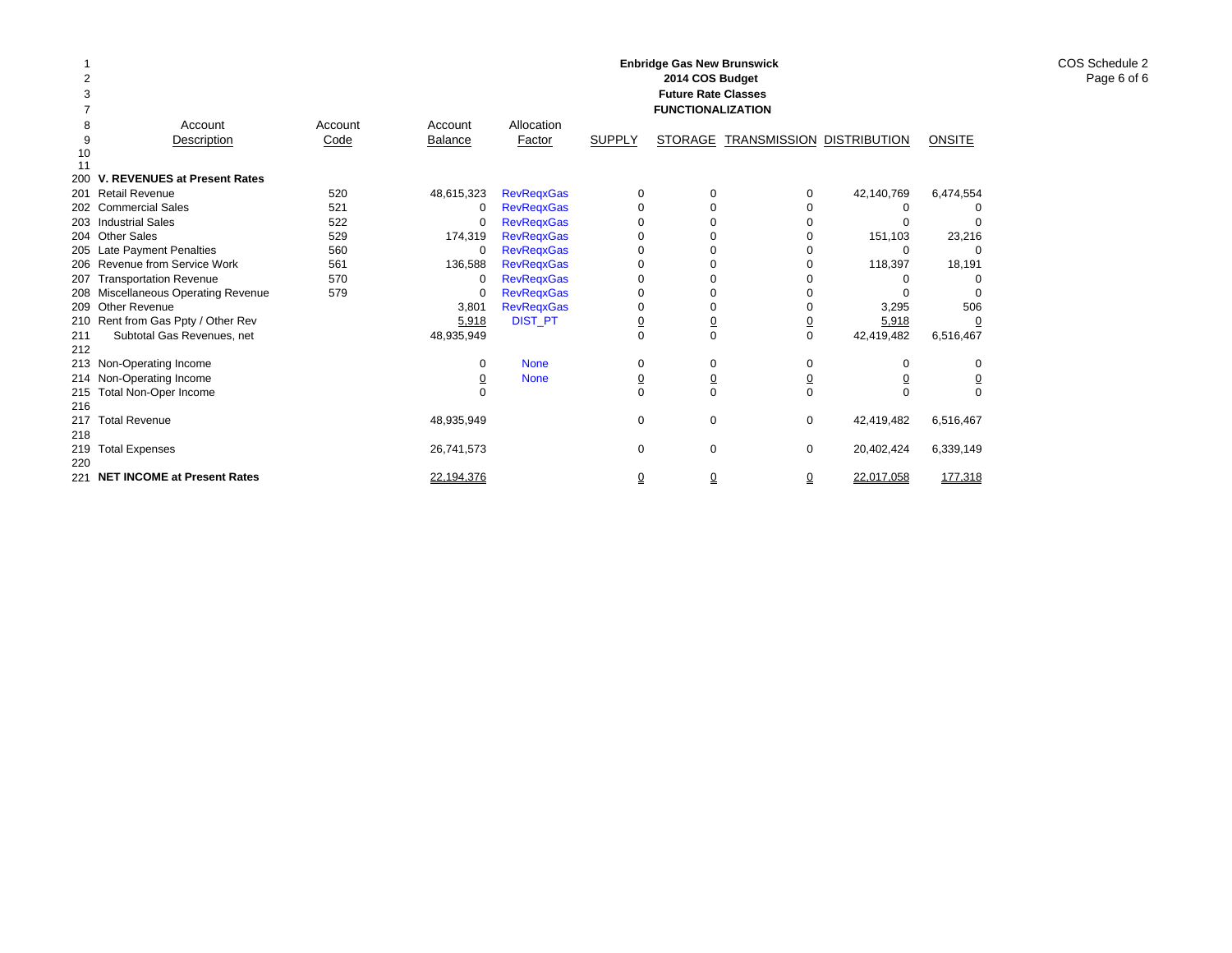# Enbridge Gas New Brunswick
## 2014 COS Budget
## Future Rate Classes
## FUNCTIONALIZATION

COS Schedule 2

| | Account Description | Account Code | Account Balance | Allocation Factor | SUPPLY | STORAGE | TRANSMISSION | DISTRIBUTION | ONSITE |
|---|---|---|---|---|---|---|---|---|---|
| 200 | **V. REVENUES at Present Rates** | | | | | | | | |
| 201 | Retail Revenue | 520 | 48,615,323 | RevReqxGas | 0 | 0 | 0 | 42,140,769 | 6,474,554 |
| 202 | Commercial Sales | 521 | 0 | RevReqxGas | 0 | 0 | 0 | 0 | 0 |
| 203 | Industrial Sales | 522 | 0 | RevReqxGas | 0 | 0 | 0 | 0 | 0 |
| 204 | Other Sales | 529 | 174,319 | RevReqxGas | 0 | 0 | 0 | 151,103 | 23,216 |
| 205 | Late Payment Penalties | 560 | 0 | RevReqxGas | 0 | 0 | 0 | 0 | 0 |
| 206 | Revenue from Service Work | 561 | 136,588 | RevReqxGas | 0 | 0 | 0 | 118,397 | 18,191 |
| 207 | Transportation Revenue | 570 | 0 | RevReqxGas | 0 | 0 | 0 | 0 | 0 |
| 208 | Miscellaneous Operating Revenue | 579 | 0 | RevReqxGas | 0 | 0 | 0 | 0 | 0 |
| 209 | Other Revenue | | 3,801 | RevReqxGas | 0 | 0 | 0 | 3,295 | 506 |
| 210 | Rent from Gas Ppty / Other Rev | | 5,918 | DIST_PT | 0 | 0 | 0 | 5,918 | 0 |
| 211 | Subtotal Gas Revenues, net | | 48,935,949 | | 0 | 0 | 0 | 42,419,482 | 6,516,467 |
| 212 | | | | | | | | | |
| 213 | Non-Operating Income | | 0 | None | 0 | 0 | 0 | 0 | 0 |
| 214 | Non-Operating Income | | 0 | None | 0 | 0 | 0 | 0 | 0 |
| 215 | Total Non-Oper Income | | 0 | | 0 | 0 | 0 | 0 | 0 |
| 216 | | | | | | | | | |
| 217 | Total Revenue | | 48,935,949 | | 0 | 0 | 0 | 42,419,482 | 6,516,467 |
| 218 | | | | | | | | | |
| 219 | Total Expenses | | 26,741,573 | | 0 | 0 | 0 | 20,402,424 | 6,339,149 |
| 220 | | | | | | | | | |
| 221 | **NET INCOME at Present Rates** | | 22,194,376 | | 0 | 0 | 0 | 22,017,058 | 177,318 |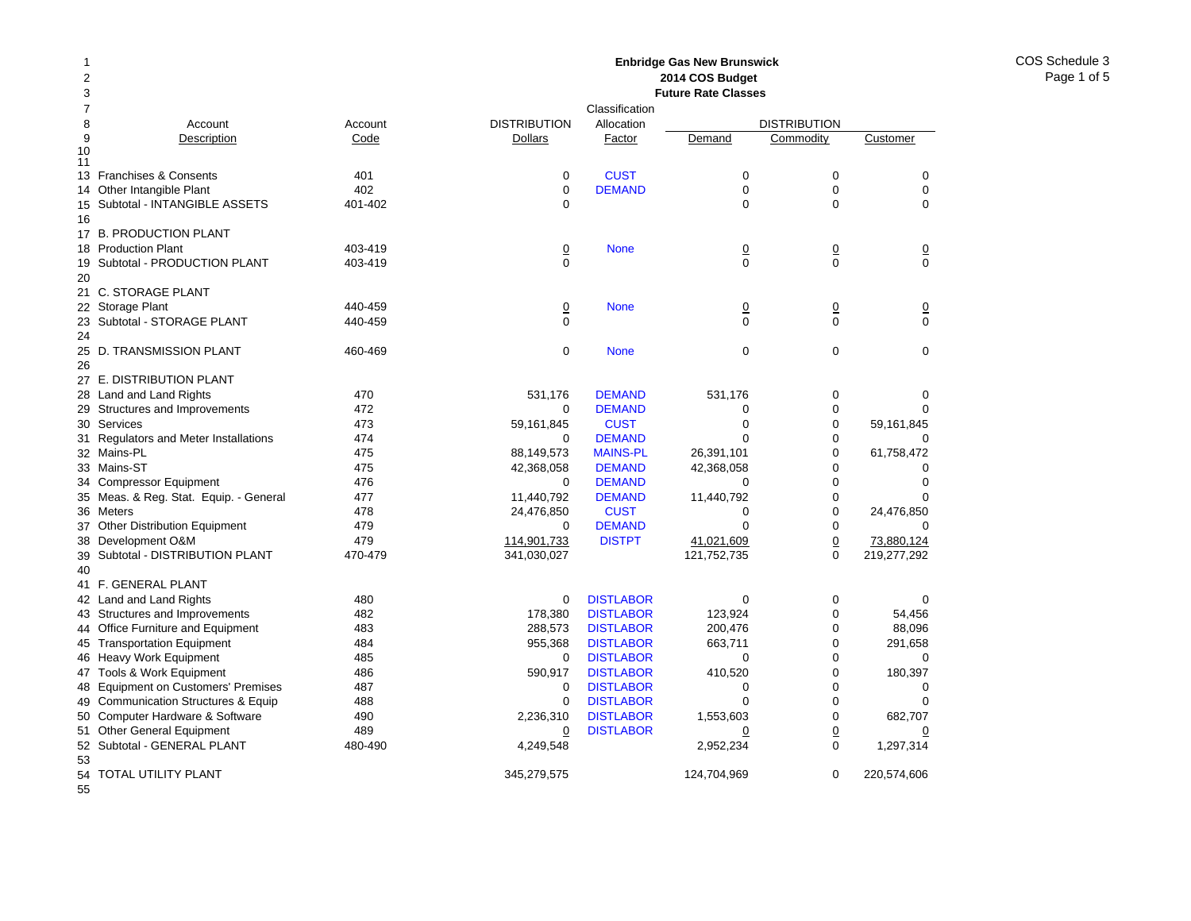**Enbridge Gas New Brunswick**
**2014 COS Budget**
**Future Rate Classes**

COS Schedule 3

| Line | Account Description | Account Code | DISTRIBUTION Dollars | Classification Allocation Factor | DISTRIBUTION Demand | DISTRIBUTION Commodity | DISTRIBUTION Customer |
|---|---|---|---|---|---|---|---|
| 13 | Franchises & Consents | 401 | 0 | CUST | 0 | 0 | 0 |
| 14 | Other Intangible Plant | 402 | 0 | DEMAND | 0 | 0 | 0 |
| 15 | Subtotal - INTANGIBLE ASSETS | 401-402 | 0 | | 0 | 0 | 0 |
| 16 | | | | | | | |
| 17 | B. PRODUCTION PLANT | | | | | | |
| 18 | Production Plant | 403-419 | 0 | None | 0 | 0 | 0 |
| 19 | Subtotal - PRODUCTION PLANT | 403-419 | 0 | | 0 | 0 | 0 |
| 20 | | | | | | | |
| 21 | C. STORAGE PLANT | | | | | | |
| 22 | Storage Plant | 440-459 | 0 | None | 0 | 0 | 0 |
| 23 | Subtotal - STORAGE PLANT | 440-459 | 0 | | 0 | 0 | 0 |
| 24 | | | | | | | |
| 25 | D. TRANSMISSION PLANT | 460-469 | 0 | None | 0 | 0 | 0 |
| 26 | | | | | | | |
| 27 | E. DISTRIBUTION PLANT | | | | | | |
| 28 | Land and Land Rights | 470 | 531,176 | DEMAND | 531,176 | 0 | 0 |
| 29 | Structures and Improvements | 472 | 0 | DEMAND | 0 | 0 | 0 |
| 30 | Services | 473 | 59,161,845 | CUST | 0 | 0 | 59,161,845 |
| 31 | Regulators and Meter Installations | 474 | 0 | DEMAND | 0 | 0 | 0 |
| 32 | Mains-PL | 475 | 88,149,573 | MAINS-PL | 26,391,101 | 0 | 61,758,472 |
| 33 | Mains-ST | 475 | 42,368,058 | DEMAND | 42,368,058 | 0 | 0 |
| 34 | Compressor Equipment | 476 | 0 | DEMAND | 0 | 0 | 0 |
| 35 | Meas. & Reg. Stat. Equip. - General | 477 | 11,440,792 | DEMAND | 11,440,792 | 0 | 0 |
| 36 | Meters | 478 | 24,476,850 | CUST | 0 | 0 | 24,476,850 |
| 37 | Other Distribution Equipment | 479 | 0 | DEMAND | 0 | 0 | 0 |
| 38 | Development O&M | 479 | 114,901,733 | DISTPT | 41,021,609 | 0 | 73,880,124 |
| 39 | Subtotal - DISTRIBUTION PLANT | 470-479 | 341,030,027 | | 121,752,735 | 0 | 219,277,292 |
| 40 | | | | | | | |
| 41 | F. GENERAL PLANT | | | | | | |
| 42 | Land and Land Rights | 480 | 0 | DISTLABOR | 0 | 0 | 0 |
| 43 | Structures and Improvements | 482 | 178,380 | DISTLABOR | 123,924 | 0 | 54,456 |
| 44 | Office Furniture and Equipment | 483 | 288,573 | DISTLABOR | 200,476 | 0 | 88,096 |
| 45 | Transportation Equipment | 484 | 955,368 | DISTLABOR | 663,711 | 0 | 291,658 |
| 46 | Heavy Work Equipment | 485 | 0 | DISTLABOR | 0 | 0 | 0 |
| 47 | Tools & Work Equipment | 486 | 590,917 | DISTLABOR | 410,520 | 0 | 180,397 |
| 48 | Equipment on Customers' Premises | 487 | 0 | DISTLABOR | 0 | 0 | 0 |
| 49 | Communication Structures & Equip | 488 | 0 | DISTLABOR | 0 | 0 | 0 |
| 50 | Computer Hardware & Software | 490 | 2,236,310 | DISTLABOR | 1,553,603 | 0 | 682,707 |
| 51 | Other General Equipment | 489 | 0 | DISTLABOR | 0 | 0 | 0 |
| 52 | Subtotal - GENERAL PLANT | 480-490 | 4,249,548 | | 2,952,234 | 0 | 1,297,314 |
| 53 | | | | | | | |
| 54 | TOTAL UTILITY PLANT | | 345,279,575 | | 124,704,969 | 0 | 220,574,606 |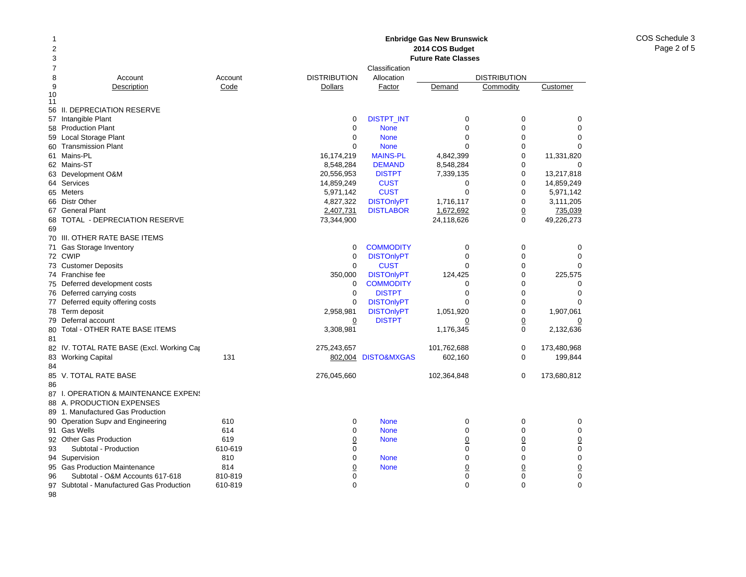**Enbridge Gas New Brunswick**
**2014 COS Budget**
**Future Rate Classes**

COS Schedule 3
Page 2 of 5

| Line | Account Description | Account Code | DISTRIBUTION Dollars | Classification Allocation Factor | DISTRIBUTION Demand | DISTRIBUTION Commodity | DISTRIBUTION Customer |
|---|---|---|---|---|---|---|---|
| 56 | II. DEPRECIATION RESERVE | | | | | | |
| 57 | Intangible Plant | | 0 | DISTPT_INT | 0 | 0 | 0 |
| 58 | Production Plant | | 0 | None | 0 | 0 | 0 |
| 59 | Local Storage Plant | | 0 | None | 0 | 0 | 0 |
| 60 | Transmission Plant | | 0 | None | 0 | 0 | 0 |
| 61 | Mains-PL | | 16,174,219 | MAINS-PL | 4,842,399 | 0 | 11,331,820 |
| 62 | Mains-ST | | 8,548,284 | DEMAND | 8,548,284 | 0 | 0 |
| 63 | Development O&M | | 20,556,953 | DISTPT | 7,339,135 | 0 | 13,217,818 |
| 64 | Services | | 14,859,249 | CUST | 0 | 0 | 14,859,249 |
| 65 | Meters | | 5,971,142 | CUST | 0 | 0 | 5,971,142 |
| 66 | Distr Other | | 4,827,322 | DISTOnlyPT | 1,716,117 | 0 | 3,111,205 |
| 67 | General Plant | | 2,407,731 | DISTLABOR | 1,672,692 | 0 | 735,039 |
| 68 | TOTAL - DEPRECIATION RESERVE | | 73,344,900 | | 24,118,626 | 0 | 49,226,273 |
| 69 | | | | | | | |
| 70 | III. OTHER RATE BASE ITEMS | | | | | | |
| 71 | Gas Storage Inventory | | 0 | COMMODITY | 0 | 0 | 0 |
| 72 | CWIP | | 0 | DISTOnlyPT | 0 | 0 | 0 |
| 73 | Customer Deposits | | 0 | CUST | 0 | 0 | 0 |
| 74 | Franchise fee | | 350,000 | DISTOnlyPT | 124,425 | 0 | 225,575 |
| 75 | Deferred development costs | | 0 | COMMODITY | 0 | 0 | 0 |
| 76 | Deferred carrying costs | | 0 | DISTPT | 0 | 0 | 0 |
| 77 | Deferred equity offering costs | | 0 | DISTOnlyPT | 0 | 0 | 0 |
| 78 | Term deposit | | 2,958,981 | DISTOnlyPT | 1,051,920 | 0 | 1,907,061 |
| 79 | Deferral account | | 0 | DISTPT | 0 | 0 | 0 |
| 80 | Total - OTHER RATE BASE ITEMS | | 3,308,981 | | 1,176,345 | 0 | 2,132,636 |
| 81 | | | | | | | |
| 82 | IV. TOTAL RATE BASE (Excl. Working Cap | | 275,243,657 | | 101,762,688 | 0 | 173,480,968 |
| 83 | Working Capital | 131 | 802,004 | DISTO&MXGAS | 602,160 | 0 | 199,844 |
| 84 | | | | | | | |
| 85 | V. TOTAL RATE BASE | | 276,045,660 | | 102,364,848 | 0 | 173,680,812 |
| 86 | | | | | | | |
| 87 | I. OPERATION & MAINTENANCE EXPENS | | | | | | |
| 88 | A. PRODUCTION EXPENSES | | | | | | |
| 89 | 1. Manufactured Gas Production | | | | | | |
| 90 | Operation Supv and Engineering | 610 | 0 | None | 0 | 0 | 0 |
| 91 | Gas Wells | 614 | 0 | None | 0 | 0 | 0 |
| 92 | Other Gas Production | 619 | 0 | None | 0 | 0 | 0 |
| 93 | Subtotal - Production | 610-619 | 0 | | 0 | 0 | 0 |
| 94 | Supervision | 810 | 0 | None | 0 | 0 | 0 |
| 95 | Gas Production Maintenance | 814 | 0 | None | 0 | 0 | 0 |
| 96 | Subtotal - O&M Accounts 617-618 | 810-819 | 0 | | 0 | 0 | 0 |
| 97 | Subtotal - Manufactured Gas Production | 610-819 | 0 | | 0 | 0 | 0 |
| 98 | | | | | | | |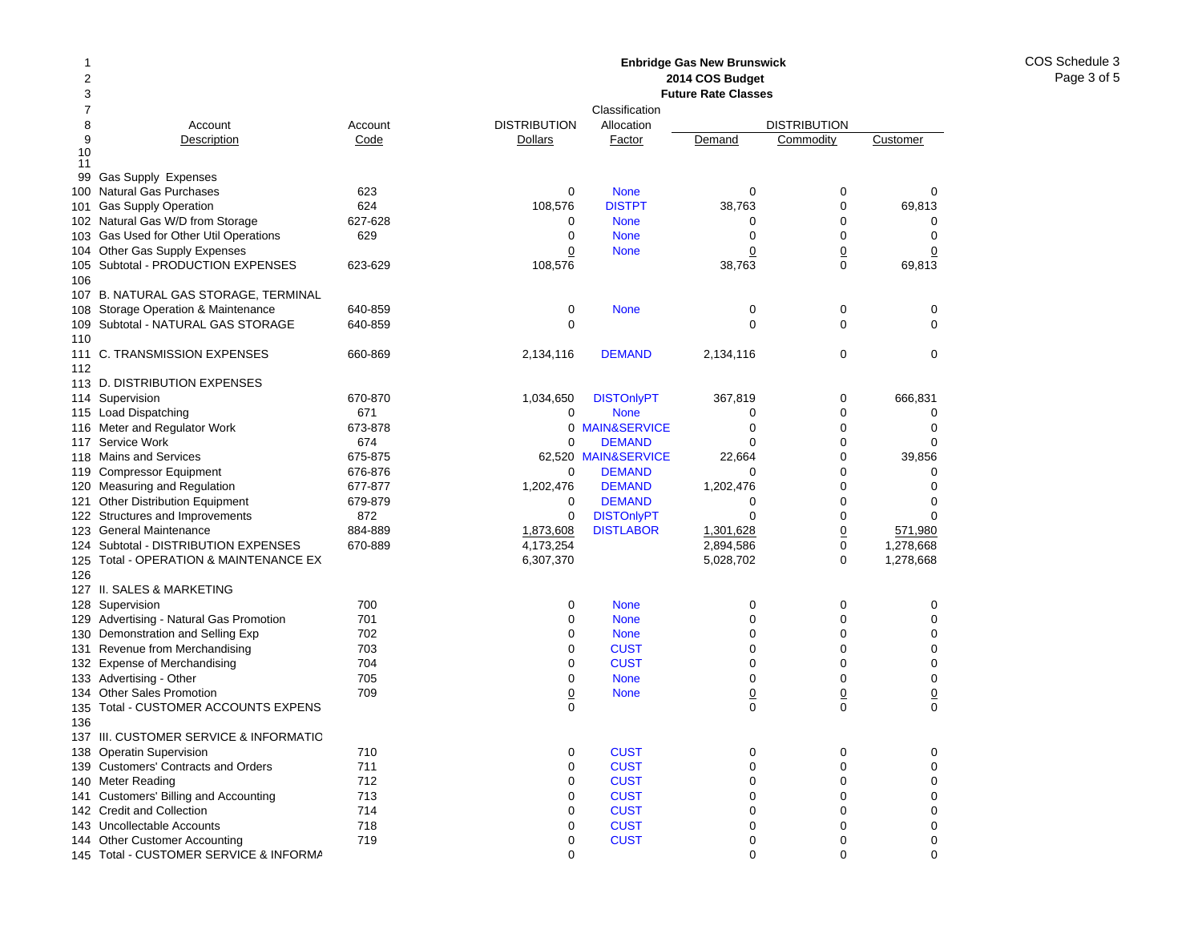**Enbridge Gas New Brunswick**
**2014 COS Budget**
**Future Rate Classes**

COS Schedule 3
Page 3 of 5

| | Account Description | Account Code | DISTRIBUTION Dollars | Classification Allocation Factor | DISTRIBUTION Demand | DISTRIBUTION Commodity | DISTRIBUTION Customer |
|---|---|---|---|---|---|---|---|
| 99 | Gas Supply Expenses | | | | | | |
| 100 | Natural Gas Purchases | 623 | 0 | None | 0 | 0 | 0 |
| 101 | Gas Supply Operation | 624 | 108,576 | DISTPT | 38,763 | 0 | 69,813 |
| 102 | Natural Gas W/D from Storage | 627-628 | 0 | None | 0 | 0 | 0 |
| 103 | Gas Used for Other Util Operations | 629 | 0 | None | 0 | 0 | 0 |
| 104 | Other Gas Supply Expenses | | 0 | None | 0 | 0 | 0 |
| 105 | Subtotal - PRODUCTION EXPENSES | 623-629 | 108,576 | | 38,763 | 0 | 69,813 |
| 106 | | | | | | | |
| 107 | B. NATURAL GAS STORAGE, TERMINAL | | | | | | |
| 108 | Storage Operation & Maintenance | 640-859 | 0 | None | 0 | 0 | 0 |
| 109 | Subtotal - NATURAL GAS STORAGE | 640-859 | 0 | | 0 | 0 | 0 |
| 110 | | | | | | | |
| 111 | C. TRANSMISSION EXPENSES | 660-869 | 2,134,116 | DEMAND | 2,134,116 | 0 | 0 |
| 112 | | | | | | | |
| 113 | D. DISTRIBUTION EXPENSES | | | | | | |
| 114 | Supervision | 670-870 | 1,034,650 | DISTOnlyPT | 367,819 | 0 | 666,831 |
| 115 | Load Dispatching | 671 | 0 | None | 0 | 0 | 0 |
| 116 | Meter and Regulator Work | 673-878 | 0 | MAIN&SERVICE | 0 | 0 | 0 |
| 117 | Service Work | 674 | 0 | DEMAND | 0 | 0 | 0 |
| 118 | Mains and Services | 675-875 | 62,520 | MAIN&SERVICE | 22,664 | 0 | 39,856 |
| 119 | Compressor Equipment | 676-876 | 0 | DEMAND | 0 | 0 | 0 |
| 120 | Measuring and Regulation | 677-877 | 1,202,476 | DEMAND | 1,202,476 | 0 | 0 |
| 121 | Other Distribution Equipment | 679-879 | 0 | DEMAND | 0 | 0 | 0 |
| 122 | Structures and Improvements | 872 | 0 | DISTOnlyPT | 0 | 0 | 0 |
| 123 | General Maintenance | 884-889 | 1,873,608 | DISTLABOR | 1,301,628 | 0 | 571,980 |
| 124 | Subtotal - DISTRIBUTION EXPENSES | 670-889 | 4,173,254 | | 2,894,586 | 0 | 1,278,668 |
| 125 | Total - OPERATION & MAINTENANCE EX | | 6,307,370 | | 5,028,702 | 0 | 1,278,668 |
| 126 | | | | | | | |
| 127 | II. SALES & MARKETING | | | | | | |
| 128 | Supervision | 700 | 0 | None | 0 | 0 | 0 |
| 129 | Advertising - Natural Gas Promotion | 701 | 0 | None | 0 | 0 | 0 |
| 130 | Demonstration and Selling Exp | 702 | 0 | None | 0 | 0 | 0 |
| 131 | Revenue from Merchandising | 703 | 0 | CUST | 0 | 0 | 0 |
| 132 | Expense of Merchandising | 704 | 0 | CUST | 0 | 0 | 0 |
| 133 | Advertising - Other | 705 | 0 | None | 0 | 0 | 0 |
| 134 | Other Sales Promotion | 709 | 0 | None | 0 | 0 | 0 |
| 135 | Total - CUSTOMER ACCOUNTS EXPENS | | 0 | | 0 | 0 | 0 |
| 136 | | | | | | | |
| 137 | III. CUSTOMER SERVICE & INFORMATIO | | | | | | |
| 138 | Operatin Supervision | 710 | 0 | CUST | 0 | 0 | 0 |
| 139 | Customers' Contracts and Orders | 711 | 0 | CUST | 0 | 0 | 0 |
| 140 | Meter Reading | 712 | 0 | CUST | 0 | 0 | 0 |
| 141 | Customers' Billing and Accounting | 713 | 0 | CUST | 0 | 0 | 0 |
| 142 | Credit and Collection | 714 | 0 | CUST | 0 | 0 | 0 |
| 143 | Uncollectable Accounts | 718 | 0 | CUST | 0 | 0 | 0 |
| 144 | Other Customer Accounting | 719 | 0 | CUST | 0 | 0 | 0 |
| 145 | Total - CUSTOMER SERVICE & INFORMA | | 0 | | 0 | 0 | 0 |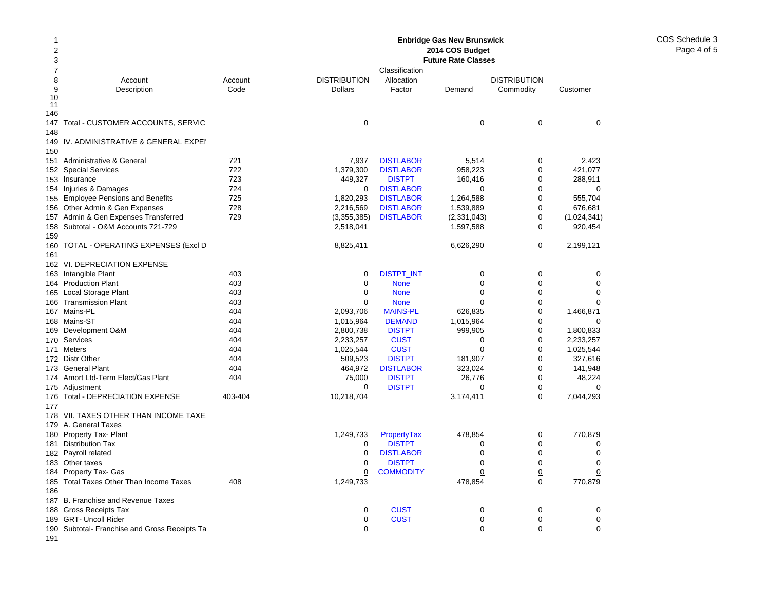**Enbridge Gas New Brunswick**
**2014 COS Budget**
**Future Rate Classes**

COS Schedule 3

| Line | Account Description | Account Code | DISTRIBUTION Dollars | Classification Allocation Factor | DISTRIBUTION Demand | DISTRIBUTION Commodity | DISTRIBUTION Customer |
|---|---|---|---|---|---|---|---|
| 146 | | | | | | | |
| 147 | Total - CUSTOMER ACCOUNTS, SERVIC | | 0 | | 0 | 0 | 0 |
| 148 | | | | | | | |
| 149 | IV. ADMINISTRATIVE & GENERAL EXPEN | | | | | | |
| 150 | | | | | | | |
| 151 | Administrative & General | 721 | 7,937 | DISTLABOR | 5,514 | 0 | 2,423 |
| 152 | Special Services | 722 | 1,379,300 | DISTLABOR | 958,223 | 0 | 421,077 |
| 153 | Insurance | 723 | 449,327 | DISTPT | 160,416 | 0 | 288,911 |
| 154 | Injuries & Damages | 724 | 0 | DISTLABOR | 0 | 0 | 0 |
| 155 | Employee Pensions and Benefits | 725 | 1,820,293 | DISTLABOR | 1,264,588 | 0 | 555,704 |
| 156 | Other Admin & Gen Expenses | 728 | 2,216,569 | DISTLABOR | 1,539,889 | 0 | 676,681 |
| 157 | Admin & Gen Expenses Transferred | 729 | (3,355,385) | DISTLABOR | (2,331,043) | 0 | (1,024,341) |
| 158 | Subtotal - O&M Accounts 721-729 | | 2,518,041 | | 1,597,588 | 0 | 920,454 |
| 159 | | | | | | | |
| 160 | TOTAL - OPERATING EXPENSES (Excl D | | 8,825,411 | | 6,626,290 | 0 | 2,199,121 |
| 161 | | | | | | | |
| 162 | VI. DEPRECIATION EXPENSE | | | | | | |
| 163 | Intangible Plant | 403 | 0 | DISTPT_INT | 0 | 0 | 0 |
| 164 | Production Plant | 403 | 0 | None | 0 | 0 | 0 |
| 165 | Local Storage Plant | 403 | 0 | None | 0 | 0 | 0 |
| 166 | Transmission Plant | 403 | 0 | None | 0 | 0 | 0 |
| 167 | Mains-PL | 404 | 2,093,706 | MAINS-PL | 626,835 | 0 | 1,466,871 |
| 168 | Mains-ST | 404 | 1,015,964 | DEMAND | 1,015,964 | 0 | 0 |
| 169 | Development O&M | 404 | 2,800,738 | DISTPT | 999,905 | 0 | 1,800,833 |
| 170 | Services | 404 | 2,233,257 | CUST | 0 | 0 | 2,233,257 |
| 171 | Meters | 404 | 1,025,544 | CUST | 0 | 0 | 1,025,544 |
| 172 | Distr Other | 404 | 509,523 | DISTPT | 181,907 | 0 | 327,616 |
| 173 | General Plant | 404 | 464,972 | DISTLABOR | 323,024 | 0 | 141,948 |
| 174 | Amort Ltd-Term Elect/Gas Plant | 404 | 75,000 | DISTPT | 26,776 | 0 | 48,224 |
| 175 | Adjustment | | 0 | DISTPT | 0 | 0 | 0 |
| 176 | Total - DEPRECIATION EXPENSE | 403-404 | 10,218,704 | | 3,174,411 | 0 | 7,044,293 |
| 177 | | | | | | | |
| 178 | VII. TAXES OTHER THAN INCOME TAXES | | | | | | |
| 179 | A. General Taxes | | | | | | |
| 180 | Property Tax- Plant | | 1,249,733 | PropertyTax | 478,854 | 0 | 770,879 |
| 181 | Distribution Tax | | 0 | DISTPT | 0 | 0 | 0 |
| 182 | Payroll related | | 0 | DISTLABOR | 0 | 0 | 0 |
| 183 | Other taxes | | 0 | DISTPT | 0 | 0 | 0 |
| 184 | Property Tax- Gas | | 0 | COMMODITY | 0 | 0 | 0 |
| 185 | Total Taxes Other Than Income Taxes | 408 | 1,249,733 | | 478,854 | 0 | 770,879 |
| 186 | | | | | | | |
| 187 | B. Franchise and Revenue Taxes | | | | | | |
| 188 | Gross Receipts Tax | | 0 | CUST | 0 | 0 | 0 |
| 189 | GRT- Uncoll Rider | | 0 | CUST | 0 | 0 | 0 |
| 190 | Subtotal- Franchise and Gross Receipts Ta | | 0 | | 0 | 0 | 0 |
| 191 | | | | | | | |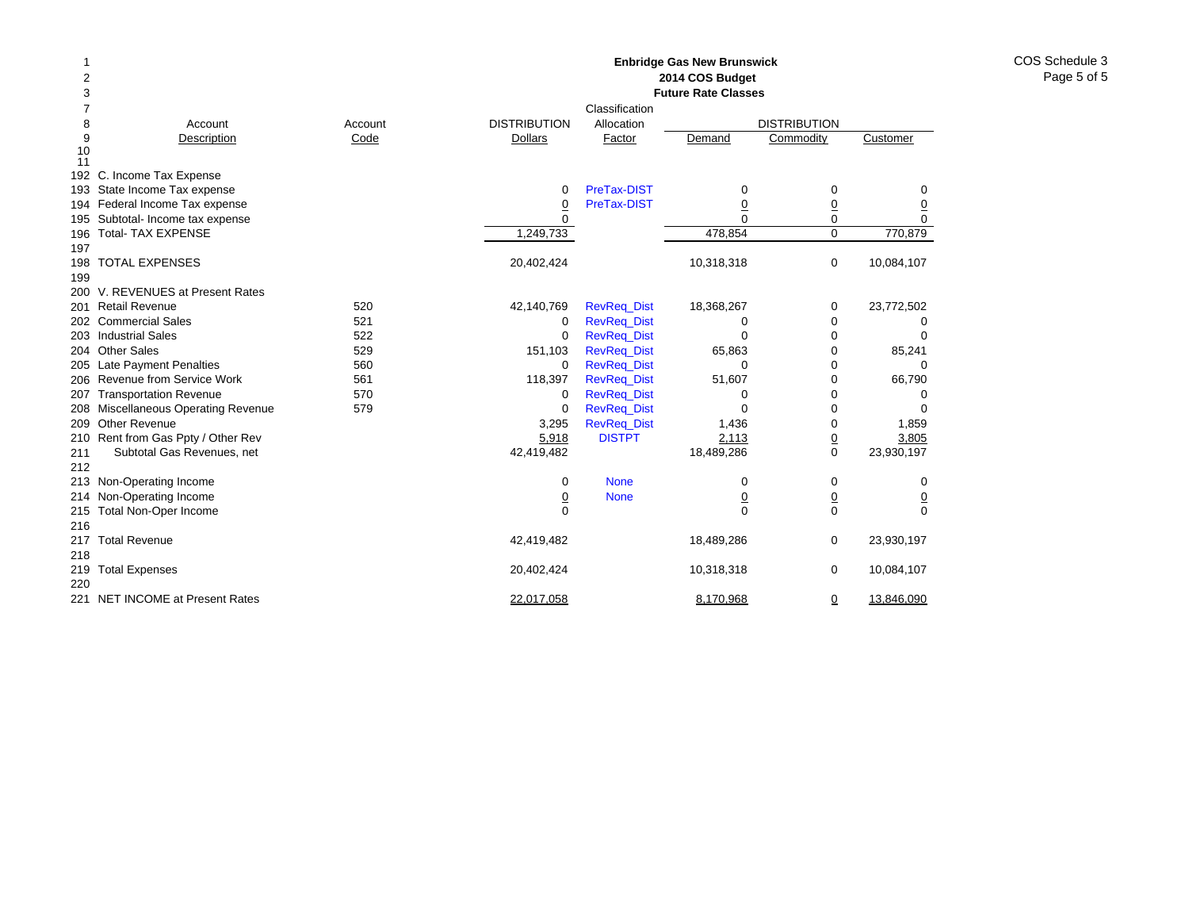**Enbridge Gas New Brunswick**
**2014 COS Budget**
**Future Rate Classes**

COS Schedule 3

| | Account Description | Account Code | DISTRIBUTION Dollars | Classification Allocation Factor | DISTRIBUTION Demand | DISTRIBUTION Commodity | DISTRIBUTION Customer |
|---|---|---|---|---|---|---|---|
| 192 | C. Income Tax Expense | | | | | | |
| 193 | State Income Tax expense | | 0 | PreTax-DIST | 0 | 0 | 0 |
| 194 | Federal Income Tax expense | | 0 | PreTax-DIST | 0 | 0 | 0 |
| 195 | Subtotal- Income tax expense | | 0 | | 0 | 0 | 0 |
| 196 | Total- TAX EXPENSE | | 1,249,733 | | 478,854 | 0 | 770,879 |
| 197 | | | | | | | |
| 198 | TOTAL EXPENSES | | 20,402,424 | | 10,318,318 | 0 | 10,084,107 |
| 199 | | | | | | | |
| 200 | V. REVENUES at Present Rates | | | | | | |
| 201 | Retail Revenue | 520 | 42,140,769 | RevReq_Dist | 18,368,267 | 0 | 23,772,502 |
| 202 | Commercial Sales | 521 | 0 | RevReq_Dist | 0 | 0 | 0 |
| 203 | Industrial Sales | 522 | 0 | RevReq_Dist | 0 | 0 | 0 |
| 204 | Other Sales | 529 | 151,103 | RevReq_Dist | 65,863 | 0 | 85,241 |
| 205 | Late Payment Penalties | 560 | 0 | RevReq_Dist | 0 | 0 | 0 |
| 206 | Revenue from Service Work | 561 | 118,397 | RevReq_Dist | 51,607 | 0 | 66,790 |
| 207 | Transportation Revenue | 570 | 0 | RevReq_Dist | 0 | 0 | 0 |
| 208 | Miscellaneous Operating Revenue | 579 | 0 | RevReq_Dist | 0 | 0 | 0 |
| 209 | Other Revenue | | 3,295 | RevReq_Dist | 1,436 | 0 | 1,859 |
| 210 | Rent from Gas Ppty / Other Rev | | 5,918 | DISTPT | 2,113 | 0 | 3,805 |
| 211 | Subtotal Gas Revenues, net | | 42,419,482 | | 18,489,286 | 0 | 23,930,197 |
| 212 | | | | | | | |
| 213 | Non-Operating Income | | 0 | None | 0 | 0 | 0 |
| 214 | Non-Operating Income | | 0 | None | 0 | 0 | 0 |
| 215 | Total Non-Oper Income | | 0 | | 0 | 0 | 0 |
| 216 | | | | | | | |
| 217 | Total Revenue | | 42,419,482 | | 18,489,286 | 0 | 23,930,197 |
| 218 | | | | | | | |
| 219 | Total Expenses | | 20,402,424 | | 10,318,318 | 0 | 10,084,107 |
| 220 | | | | | | | |
| 221 | NET INCOME at Present Rates | | 22,017,058 | | 8,170,968 | 0 | 13,846,090 |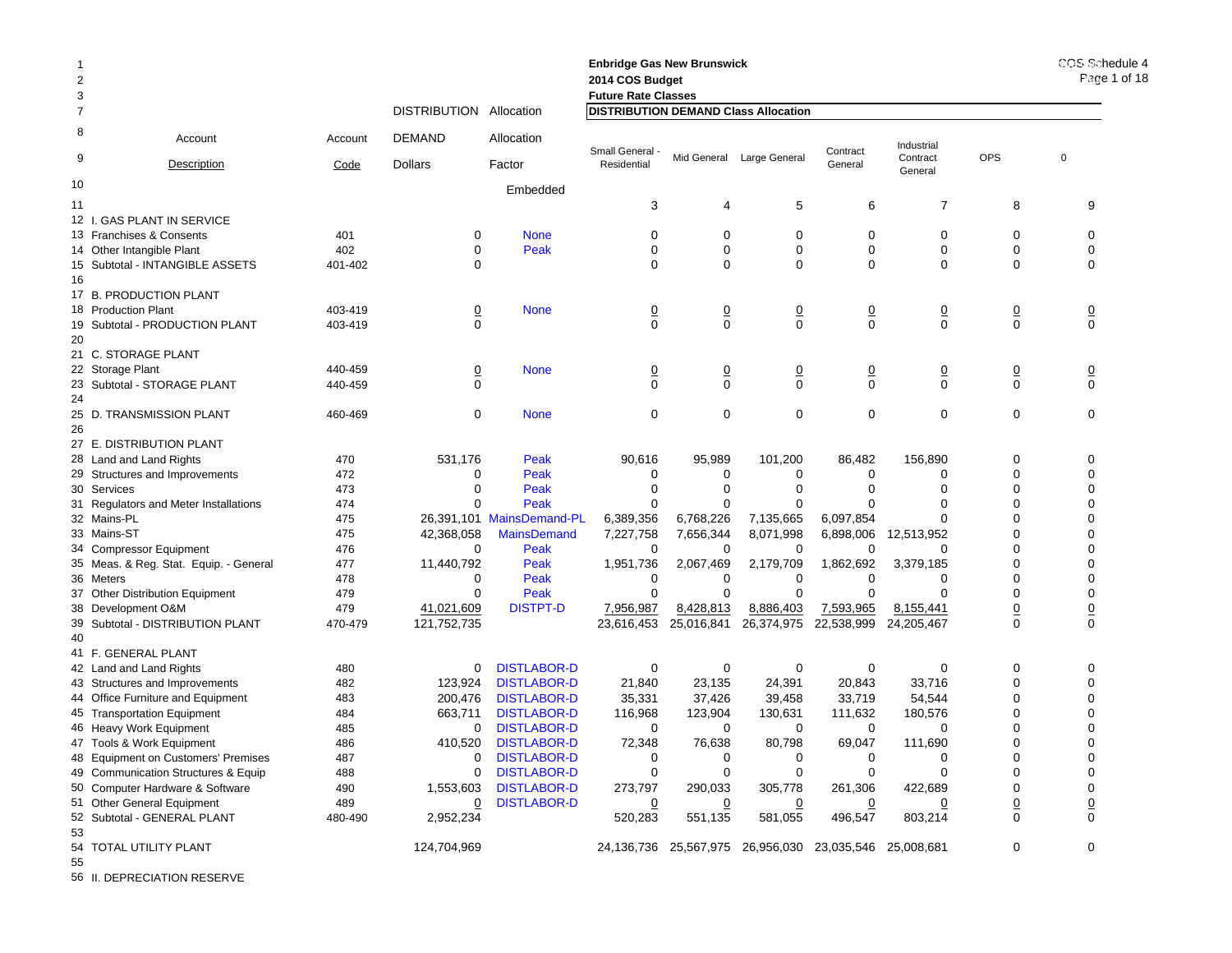**Enbridge Gas New Brunswick**
**2014 COS Budget**
**Future Rate Classes**
**DISTRIBUTION DEMAND Class Allocation**

COS Schedule 4

| Line | Account Description | Account Code | DISTRIBUTION DEMAND Dollars | Allocation Factor | Small General - Residential | Mid General | Large General | Contract General | Industrial Contract General | OPS | 0 |
|---|---|---|---|---|---|---|---|---|---|---|---|
| 10 | | | | Embedded | | | | | | | |
| 11 | | | | | 3 | 4 | 5 | 6 | 7 | 8 | 9 |
| 12 | I. GAS PLANT IN SERVICE | | | | | | | | | | |
| 13 | Franchises & Consents | 401 | 0 | None | 0 | 0 | 0 | 0 | 0 | 0 | 0 |
| 14 | Other Intangible Plant | 402 | 0 | Peak | 0 | 0 | 0 | 0 | 0 | 0 | 0 |
| 15 | Subtotal - INTANGIBLE ASSETS | 401-402 | 0 | | 0 | 0 | 0 | 0 | 0 | 0 | 0 |
| 16 | | | | | | | | | | | |
| 17 | B. PRODUCTION PLANT | | | | | | | | | | |
| 18 | Production Plant | 403-419 | 0 | None | 0 | 0 | 0 | 0 | 0 | 0 | 0 |
| 19 | Subtotal - PRODUCTION PLANT | 403-419 | 0 | | 0 | 0 | 0 | 0 | 0 | 0 | 0 |
| 20 | | | | | | | | | | | |
| 21 | C. STORAGE PLANT | | | | | | | | | | |
| 22 | Storage Plant | 440-459 | 0 | None | 0 | 0 | 0 | 0 | 0 | 0 | 0 |
| 23 | Subtotal - STORAGE PLANT | 440-459 | 0 | | 0 | 0 | 0 | 0 | 0 | 0 | 0 |
| 24 | | | | | | | | | | | |
| 25 | D. TRANSMISSION PLANT | 460-469 | 0 | None | 0 | 0 | 0 | 0 | 0 | 0 | 0 |
| 26 | | | | | | | | | | | |
| 27 | E. DISTRIBUTION PLANT | | | | | | | | | | |
| 28 | Land and Land Rights | 470 | 531,176 | Peak | 90,616 | 95,989 | 101,200 | 86,482 | 156,890 | 0 | 0 |
| 29 | Structures and Improvements | 472 | 0 | Peak | 0 | 0 | 0 | 0 | 0 | 0 | 0 |
| 30 | Services | 473 | 0 | Peak | 0 | 0 | 0 | 0 | 0 | 0 | 0 |
| 31 | Regulators and Meter Installations | 474 | 0 | Peak | 0 | 0 | 0 | 0 | 0 | 0 | 0 |
| 32 | Mains-PL | 475 | 26,391,101 | MainsDemand-PL | 6,389,356 | 6,768,226 | 7,135,665 | 6,097,854 | 0 | 0 | 0 |
| 33 | Mains-ST | 475 | 42,368,058 | MainsDemand | 7,227,758 | 7,656,344 | 8,071,998 | 6,898,006 | 12,513,952 | 0 | 0 |
| 34 | Compressor Equipment | 476 | 0 | Peak | 0 | 0 | 0 | 0 | 0 | 0 | 0 |
| 35 | Meas. & Reg. Stat. Equip. - General | 477 | 11,440,792 | Peak | 1,951,736 | 2,067,469 | 2,179,709 | 1,862,692 | 3,379,185 | 0 | 0 |
| 36 | Meters | 478 | 0 | Peak | 0 | 0 | 0 | 0 | 0 | 0 | 0 |
| 37 | Other Distribution Equipment | 479 | 0 | Peak | 0 | 0 | 0 | 0 | 0 | 0 | 0 |
| 38 | Development O&M | 479 | 41,021,609 | DISTPT-D | 7,956,987 | 8,428,813 | 8,886,403 | 7,593,965 | 8,155,441 | 0 | 0 |
| 39 | Subtotal - DISTRIBUTION PLANT | 470-479 | 121,752,735 | | 23,616,453 | 25,016,841 | 26,374,975 | 22,538,999 | 24,205,467 | 0 | 0 |
| 40 | | | | | | | | | | | |
| 41 | F. GENERAL PLANT | | | | | | | | | | |
| 42 | Land and Land Rights | 480 | 0 | DISTLABOR-D | 0 | 0 | 0 | 0 | 0 | 0 | 0 |
| 43 | Structures and Improvements | 482 | 123,924 | DISTLABOR-D | 21,840 | 23,135 | 24,391 | 20,843 | 33,716 | 0 | 0 |
| 44 | Office Furniture and Equipment | 483 | 200,476 | DISTLABOR-D | 35,331 | 37,426 | 39,458 | 33,719 | 54,544 | 0 | 0 |
| 45 | Transportation Equipment | 484 | 663,711 | DISTLABOR-D | 116,968 | 123,904 | 130,631 | 111,632 | 180,576 | 0 | 0 |
| 46 | Heavy Work Equipment | 485 | 0 | DISTLABOR-D | 0 | 0 | 0 | 0 | 0 | 0 | 0 |
| 47 | Tools & Work Equipment | 486 | 410,520 | DISTLABOR-D | 72,348 | 76,638 | 80,798 | 69,047 | 111,690 | 0 | 0 |
| 48 | Equipment on Customers' Premises | 487 | 0 | DISTLABOR-D | 0 | 0 | 0 | 0 | 0 | 0 | 0 |
| 49 | Communication Structures & Equip | 488 | 0 | DISTLABOR-D | 0 | 0 | 0 | 0 | 0 | 0 | 0 |
| 50 | Computer Hardware & Software | 490 | 1,553,603 | DISTLABOR-D | 273,797 | 290,033 | 305,778 | 261,306 | 422,689 | 0 | 0 |
| 51 | Other General Equipment | 489 | 0 | DISTLABOR-D | 0 | 0 | 0 | 0 | 0 | 0 | 0 |
| 52 | Subtotal - GENERAL PLANT | 480-490 | 2,952,234 | | 520,283 | 551,135 | 581,055 | 496,547 | 803,214 | 0 | 0 |
| 53 | | | | | | | | | | | |
| 54 | TOTAL UTILITY PLANT | | 124,704,969 | | 24,136,736 | 25,567,975 | 26,956,030 | 23,035,546 | 25,008,681 | 0 | 0 |
| 55 | | | | | | | | | | | |
| 56 | II. DEPRECIATION RESERVE | | | | | | | | | | |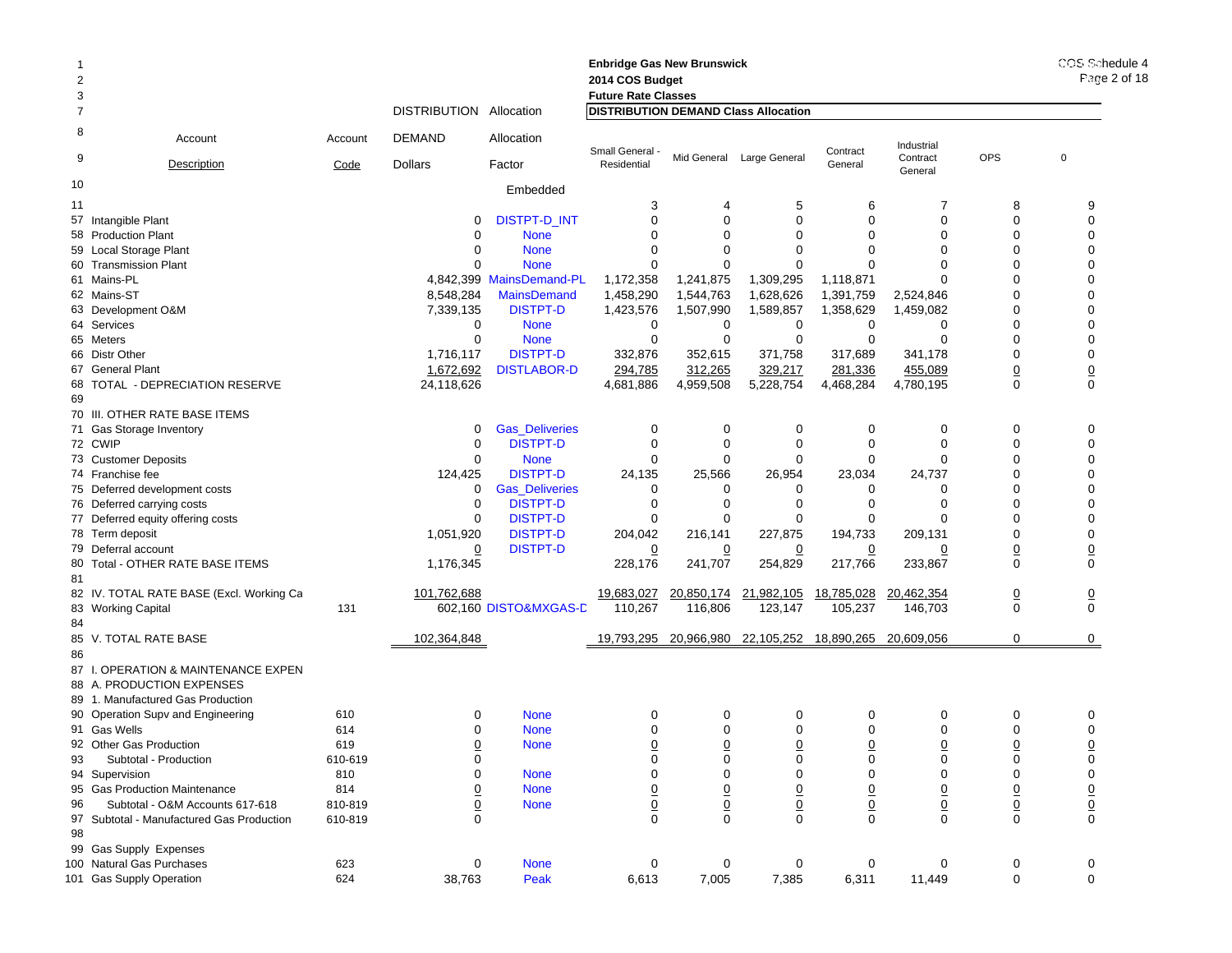**Enbridge Gas New Brunswick**
**2014 COS Budget**
**Future Rate Classes**

COS Schedule 4

| Line | Account Description | Account Code | DISTRIBUTION DEMAND Dollars | Allocation Factor | Small General - Residential | Mid General | Large General | Contract General | Industrial Contract General | OPS | 0 |
|---|---|---|---|---|---|---|---|---|---|---|---|
| 7 | | | | | **DISTRIBUTION DEMAND Class Allocation** | | | | | | |
| 10 | | | | Embedded | | | | | | | |
| 11 | | | | | 3 | 4 | 5 | 6 | 7 | 8 | 9 |
| 57 | Intangible Plant | | 0 | DISTPT-D_INT | 0 | 0 | 0 | 0 | 0 | 0 | 0 |
| 58 | Production Plant | | 0 | None | 0 | 0 | 0 | 0 | 0 | 0 | 0 |
| 59 | Local Storage Plant | | 0 | None | 0 | 0 | 0 | 0 | 0 | 0 | 0 |
| 60 | Transmission Plant | | 0 | None | 0 | 0 | 0 | 0 | 0 | 0 | 0 |
| 61 | Mains-PL | | 4,842,399 | MainsDemand-PL | 1,172,358 | 1,241,875 | 1,309,295 | 1,118,871 | 0 | 0 | 0 |
| 62 | Mains-ST | | 8,548,284 | MainsDemand | 1,458,290 | 1,544,763 | 1,628,626 | 1,391,759 | 2,524,846 | 0 | 0 |
| 63 | Development O&M | | 7,339,135 | DISTPT-D | 1,423,576 | 1,507,990 | 1,589,857 | 1,358,629 | 1,459,082 | 0 | 0 |
| 64 | Services | | 0 | None | 0 | 0 | 0 | 0 | 0 | 0 | 0 |
| 65 | Meters | | 0 | None | 0 | 0 | 0 | 0 | 0 | 0 | 0 |
| 66 | Distr Other | | 1,716,117 | DISTPT-D | 332,876 | 352,615 | 371,758 | 317,689 | 341,178 | 0 | 0 |
| 67 | General Plant | | 1,672,692 | DISTLABOR-D | 294,785 | 312,265 | 329,217 | 281,336 | 455,089 | 0 | 0 |
| 68 | TOTAL - DEPRECIATION RESERVE | | 24,118,626 | | 4,681,886 | 4,959,508 | 5,228,754 | 4,468,284 | 4,780,195 | 0 | 0 |
| 69 | | | | | | | | | | | |
| 70 | III. OTHER RATE BASE ITEMS | | | | | | | | | | |
| 71 | Gas Storage Inventory | | 0 | Gas_Deliveries | 0 | 0 | 0 | 0 | 0 | 0 | 0 |
| 72 | CWIP | | 0 | DISTPT-D | 0 | 0 | 0 | 0 | 0 | 0 | 0 |
| 73 | Customer Deposits | | 0 | None | 0 | 0 | 0 | 0 | 0 | 0 | 0 |
| 74 | Franchise fee | | 124,425 | DISTPT-D | 24,135 | 25,566 | 26,954 | 23,034 | 24,737 | 0 | 0 |
| 75 | Deferred development costs | | 0 | Gas_Deliveries | 0 | 0 | 0 | 0 | 0 | 0 | 0 |
| 76 | Deferred carrying costs | | 0 | DISTPT-D | 0 | 0 | 0 | 0 | 0 | 0 | 0 |
| 77 | Deferred equity offering costs | | 0 | DISTPT-D | 0 | 0 | 0 | 0 | 0 | 0 | 0 |
| 78 | Term deposit | | 1,051,920 | DISTPT-D | 204,042 | 216,141 | 227,875 | 194,733 | 209,131 | 0 | 0 |
| 79 | Deferral account | | 0 | DISTPT-D | 0 | 0 | 0 | 0 | 0 | 0 | 0 |
| 80 | Total - OTHER RATE BASE ITEMS | | 1,176,345 | | 228,176 | 241,707 | 254,829 | 217,766 | 233,867 | 0 | 0 |
| 81 | | | | | | | | | | | |
| 82 | IV. TOTAL RATE BASE (Excl. Working Ca | | 101,762,688 | | 19,683,027 | 20,850,174 | 21,982,105 | 18,785,028 | 20,462,354 | 0 | 0 |
| 83 | Working Capital | 131 | 602,160 | DISTO&MXGAS-D | 110,267 | 116,806 | 123,147 | 105,237 | 146,703 | 0 | 0 |
| 84 | | | | | | | | | | | |
| 85 | V. TOTAL RATE BASE | | 102,364,848 | | 19,793,295 | 20,966,980 | 22,105,252 | 18,890,265 | 20,609,056 | 0 | 0 |
| 86 | | | | | | | | | | | |
| 87 | I. OPERATION & MAINTENANCE EXPEN | | | | | | | | | | |
| 88 | A. PRODUCTION EXPENSES | | | | | | | | | | |
| 89 | 1. Manufactured Gas Production | | | | | | | | | | |
| 90 | Operation Supv and Engineering | 610 | 0 | None | 0 | 0 | 0 | 0 | 0 | 0 | 0 |
| 91 | Gas Wells | 614 | 0 | None | 0 | 0 | 0 | 0 | 0 | 0 | 0 |
| 92 | Other Gas Production | 619 | 0 | None | 0 | 0 | 0 | 0 | 0 | 0 | 0 |
| 93 | Subtotal - Production | 610-619 | 0 | | 0 | 0 | 0 | 0 | 0 | 0 | 0 |
| 94 | Supervision | 810 | 0 | None | 0 | 0 | 0 | 0 | 0 | 0 | 0 |
| 95 | Gas Production Maintenance | 814 | 0 | None | 0 | 0 | 0 | 0 | 0 | 0 | 0 |
| 96 | Subtotal - O&M Accounts 617-618 | 810-819 | 0 | None | 0 | 0 | 0 | 0 | 0 | 0 | 0 |
| 97 | Subtotal - Manufactured Gas Production | 610-819 | 0 | | 0 | 0 | 0 | 0 | 0 | 0 | 0 |
| 98 | | | | | | | | | | | |
| 99 | Gas Supply Expenses | | | | | | | | | | |
| 100 | Natural Gas Purchases | 623 | 0 | None | 0 | 0 | 0 | 0 | 0 | 0 | 0 |
| 101 | Gas Supply Operation | 624 | 38,763 | Peak | 6,613 | 7,005 | 7,385 | 6,311 | 11,449 | 0 | 0 |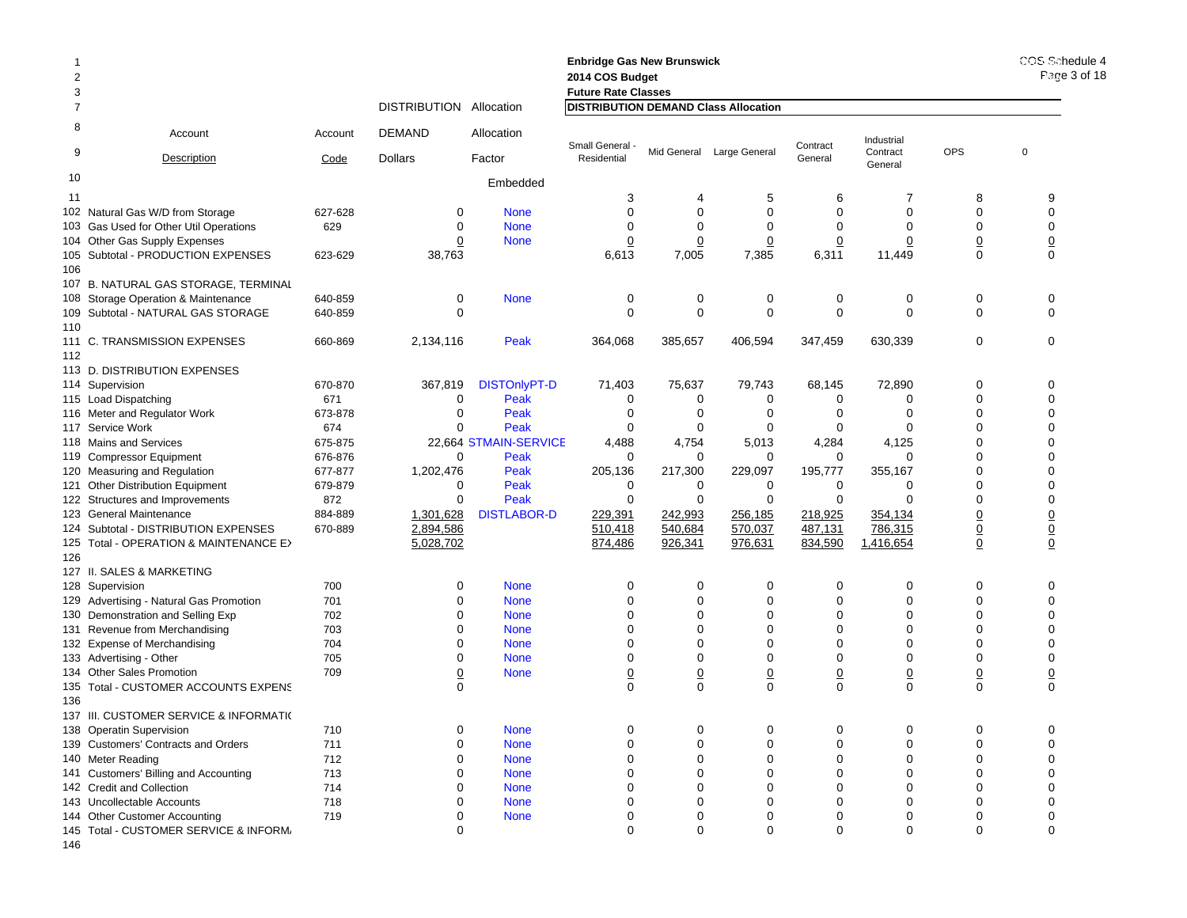**Enbridge Gas New Brunswick**
**2014 COS Budget**
**Future Rate Classes**

| | Account Description | Account Code | DISTRIBUTION DEMAND Dollars | Allocation Factor | Small General - Residential | Mid General | Large General | Contract General | Industrial Contract General | OPS | 0 |
|---|---|---|---|---|---|---|---|---|---|---|---|
| 10 | | | | Embedded | | | | | | | |
| 11 | | | | | 3 | 4 | 5 | 6 | 7 | 8 | 9 |
| 102 | Natural Gas W/D from Storage | 627-628 | 0 | None | 0 | 0 | 0 | 0 | 0 | 0 | 0 |
| 103 | Gas Used for Other Util Operations | 629 | 0 | None | 0 | 0 | 0 | 0 | 0 | 0 | 0 |
| 104 | Other Gas Supply Expenses | | 0 | None | 0 | 0 | 0 | 0 | 0 | 0 | 0 |
| 105 | Subtotal - PRODUCTION EXPENSES | 623-629 | 38,763 | | 6,613 | 7,005 | 7,385 | 6,311 | 11,449 | 0 | 0 |
| 106 | | | | | | | | | | | |
| 107 | B. NATURAL GAS STORAGE, TERMINAL | | | | | | | | | | |
| 108 | Storage Operation & Maintenance | 640-859 | 0 | None | 0 | 0 | 0 | 0 | 0 | 0 | 0 |
| 109 | Subtotal - NATURAL GAS STORAGE | 640-859 | 0 | | 0 | 0 | 0 | 0 | 0 | 0 | 0 |
| 110 | | | | | | | | | | | |
| 111 | C. TRANSMISSION EXPENSES | 660-869 | 2,134,116 | Peak | 364,068 | 385,657 | 406,594 | 347,459 | 630,339 | 0 | 0 |
| 112 | | | | | | | | | | | |
| 113 | D. DISTRIBUTION EXPENSES | | | | | | | | | | |
| 114 | Supervision | 670-870 | 367,819 | DISTOnlyPT-D | 71,403 | 75,637 | 79,743 | 68,145 | 72,890 | 0 | 0 |
| 115 | Load Dispatching | 671 | 0 | Peak | 0 | 0 | 0 | 0 | 0 | 0 | 0 |
| 116 | Meter and Regulator Work | 673-878 | 0 | Peak | 0 | 0 | 0 | 0 | 0 | 0 | 0 |
| 117 | Service Work | 674 | 0 | Peak | 0 | 0 | 0 | 0 | 0 | 0 | 0 |
| 118 | Mains and Services | 675-875 | 22,664 | STMAIN-SERVICE | 4,488 | 4,754 | 5,013 | 4,284 | 4,125 | 0 | 0 |
| 119 | Compressor Equipment | 676-876 | 0 | Peak | 0 | 0 | 0 | 0 | 0 | 0 | 0 |
| 120 | Measuring and Regulation | 677-877 | 1,202,476 | Peak | 205,136 | 217,300 | 229,097 | 195,777 | 355,167 | 0 | 0 |
| 121 | Other Distribution Equipment | 679-879 | 0 | Peak | 0 | 0 | 0 | 0 | 0 | 0 | 0 |
| 122 | Structures and Improvements | 872 | 0 | Peak | 0 | 0 | 0 | 0 | 0 | 0 | 0 |
| 123 | General Maintenance | 884-889 | 1,301,628 | DISTLABOR-D | 229,391 | 242,993 | 256,185 | 218,925 | 354,134 | 0 | 0 |
| 124 | Subtotal - DISTRIBUTION EXPENSES | 670-889 | 2,894,586 | | 510,418 | 540,684 | 570,037 | 487,131 | 786,315 | 0 | 0 |
| 125 | Total - OPERATION & MAINTENANCE EX | | 5,028,702 | | 874,486 | 926,341 | 976,631 | 834,590 | 1,416,654 | 0 | 0 |
| 126 | | | | | | | | | | | |
| 127 | II. SALES & MARKETING | | | | | | | | | | |
| 128 | Supervision | 700 | 0 | None | 0 | 0 | 0 | 0 | 0 | 0 | 0 |
| 129 | Advertising - Natural Gas Promotion | 701 | 0 | None | 0 | 0 | 0 | 0 | 0 | 0 | 0 |
| 130 | Demonstration and Selling Exp | 702 | 0 | None | 0 | 0 | 0 | 0 | 0 | 0 | 0 |
| 131 | Revenue from Merchandising | 703 | 0 | None | 0 | 0 | 0 | 0 | 0 | 0 | 0 |
| 132 | Expense of Merchandising | 704 | 0 | None | 0 | 0 | 0 | 0 | 0 | 0 | 0 |
| 133 | Advertising - Other | 705 | 0 | None | 0 | 0 | 0 | 0 | 0 | 0 | 0 |
| 134 | Other Sales Promotion | 709 | 0 | None | 0 | 0 | 0 | 0 | 0 | 0 | 0 |
| 135 | Total - CUSTOMER ACCOUNTS EXPENS | | 0 | | 0 | 0 | 0 | 0 | 0 | 0 | 0 |
| 136 | | | | | | | | | | | |
| 137 | III. CUSTOMER SERVICE & INFORMATI( | | | | | | | | | | |
| 138 | Operatin Supervision | 710 | 0 | None | 0 | 0 | 0 | 0 | 0 | 0 | 0 |
| 139 | Customers' Contracts and Orders | 711 | 0 | None | 0 | 0 | 0 | 0 | 0 | 0 | 0 |
| 140 | Meter Reading | 712 | 0 | None | 0 | 0 | 0 | 0 | 0 | 0 | 0 |
| 141 | Customers' Billing and Accounting | 713 | 0 | None | 0 | 0 | 0 | 0 | 0 | 0 | 0 |
| 142 | Credit and Collection | 714 | 0 | None | 0 | 0 | 0 | 0 | 0 | 0 | 0 |
| 143 | Uncollectable Accounts | 718 | 0 | None | 0 | 0 | 0 | 0 | 0 | 0 | 0 |
| 144 | Other Customer Accounting | 719 | 0 | None | 0 | 0 | 0 | 0 | 0 | 0 | 0 |
| 145 | Total - CUSTOMER SERVICE & INFORM | | 0 | | 0 | 0 | 0 | 0 | 0 | 0 | 0 |
| 146 | | | | | | | | | | | |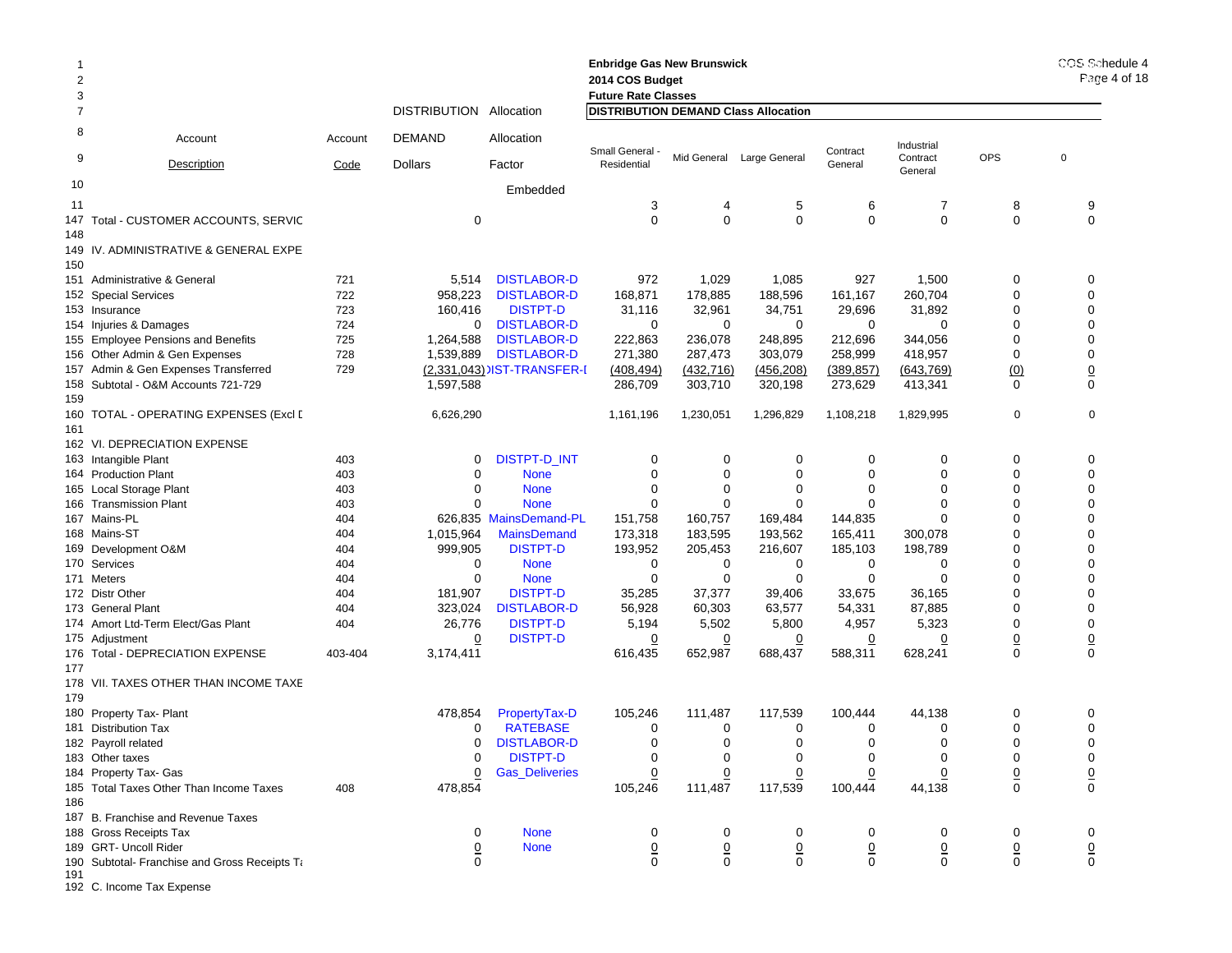**Enbridge Gas New Brunswick**
**2014 COS Budget**
**Future Rate Classes**

COS Schedule 4

| Line | Account Description | Account Code | DISTRIBUTION DEMAND Dollars | Allocation Factor Embedded | Small General - Residential | Mid General | Large General | Contract General | Industrial Contract General | OPS | 0 |
|---|---|---|---|---|---|---|---|---|---|---|---|
| | | | | | **DISTRIBUTION DEMAND Class Allocation** | | | | | | |
| 11 | | | | | 3 | 4 | 5 | 6 | 7 | 8 | 9 |
| 147 | Total - CUSTOMER ACCOUNTS, SERVIC | | 0 | | 0 | 0 | 0 | 0 | 0 | 0 | 0 |
| 148 | | | | | | | | | | | |
| 149 | IV. ADMINISTRATIVE & GENERAL EXPE | | | | | | | | | | |
| 150 | | | | | | | | | | | |
| 151 | Administrative & General | 721 | 5,514 | DISTLABOR-D | 972 | 1,029 | 1,085 | 927 | 1,500 | 0 | 0 |
| 152 | Special Services | 722 | 958,223 | DISTLABOR-D | 168,871 | 178,885 | 188,596 | 161,167 | 260,704 | 0 | 0 |
| 153 | Insurance | 723 | 160,416 | DISTPT-D | 31,116 | 32,961 | 34,751 | 29,696 | 31,892 | 0 | 0 |
| 154 | Injuries & Damages | 724 | 0 | DISTLABOR-D | 0 | 0 | 0 | 0 | 0 | 0 | 0 |
| 155 | Employee Pensions and Benefits | 725 | 1,264,588 | DISTLABOR-D | 222,863 | 236,078 | 248,895 | 212,696 | 344,056 | 0 | 0 |
| 156 | Other Admin & Gen Expenses | 728 | 1,539,889 | DISTLABOR-D | 271,380 | 287,473 | 303,079 | 258,999 | 418,957 | 0 | 0 |
| 157 | Admin & Gen Expenses Transferred | 729 | (2,331,043) | )IST-TRANSFER-I | (408,494) | (432,716) | (456,208) | (389,857) | (643,769) | (0) | 0 |
| 158 | Subtotal - O&M Accounts 721-729 | | 1,597,588 | | 286,709 | 303,710 | 320,198 | 273,629 | 413,341 | 0 | 0 |
| 159 | | | | | | | | | | | |
| 160 | TOTAL - OPERATING EXPENSES (Excl D | | 6,626,290 | | 1,161,196 | 1,230,051 | 1,296,829 | 1,108,218 | 1,829,995 | 0 | 0 |
| 161 | | | | | | | | | | | |
| 162 | VI. DEPRECIATION EXPENSE | | | | | | | | | | |
| 163 | Intangible Plant | 403 | 0 | DISTPT-D_INT | 0 | 0 | 0 | 0 | 0 | 0 | 0 |
| 164 | Production Plant | 403 | 0 | None | 0 | 0 | 0 | 0 | 0 | 0 | 0 |
| 165 | Local Storage Plant | 403 | 0 | None | 0 | 0 | 0 | 0 | 0 | 0 | 0 |
| 166 | Transmission Plant | 403 | 0 | None | 0 | 0 | 0 | 0 | 0 | 0 | 0 |
| 167 | Mains-PL | 404 | 626,835 | MainsDemand-PL | 151,758 | 160,757 | 169,484 | 144,835 | 0 | 0 | 0 |
| 168 | Mains-ST | 404 | 1,015,964 | MainsDemand | 173,318 | 183,595 | 193,562 | 165,411 | 300,078 | 0 | 0 |
| 169 | Development O&M | 404 | 999,905 | DISTPT-D | 193,952 | 205,453 | 216,607 | 185,103 | 198,789 | 0 | 0 |
| 170 | Services | 404 | 0 | None | 0 | 0 | 0 | 0 | 0 | 0 | 0 |
| 171 | Meters | 404 | 0 | None | 0 | 0 | 0 | 0 | 0 | 0 | 0 |
| 172 | Distr Other | 404 | 181,907 | DISTPT-D | 35,285 | 37,377 | 39,406 | 33,675 | 36,165 | 0 | 0 |
| 173 | General Plant | 404 | 323,024 | DISTLABOR-D | 56,928 | 60,303 | 63,577 | 54,331 | 87,885 | 0 | 0 |
| 174 | Amort Ltd-Term Elect/Gas Plant | 404 | 26,776 | DISTPT-D | 5,194 | 5,502 | 5,800 | 4,957 | 5,323 | 0 | 0 |
| 175 | Adjustment | | 0 | DISTPT-D | 0 | 0 | 0 | 0 | 0 | 0 | 0 |
| 176 | Total - DEPRECIATION EXPENSE | 403-404 | 3,174,411 | | 616,435 | 652,987 | 688,437 | 588,311 | 628,241 | 0 | 0 |
| 177 | | | | | | | | | | | |
| 178 | VII. TAXES OTHER THAN INCOME TAXE | | | | | | | | | | |
| 179 | | | | | | | | | | | |
| 180 | Property Tax- Plant | | 478,854 | PropertyTax-D | 105,246 | 111,487 | 117,539 | 100,444 | 44,138 | 0 | 0 |
| 181 | Distribution Tax | | 0 | RATEBASE | 0 | 0 | 0 | 0 | 0 | 0 | 0 |
| 182 | Payroll related | | 0 | DISTLABOR-D | 0 | 0 | 0 | 0 | 0 | 0 | 0 |
| 183 | Other taxes | | 0 | DISTPT-D | 0 | 0 | 0 | 0 | 0 | 0 | 0 |
| 184 | Property Tax- Gas | | 0 | Gas_Deliveries | 0 | 0 | 0 | 0 | 0 | 0 | 0 |
| 185 | Total Taxes Other Than Income Taxes | 408 | 478,854 | | 105,246 | 111,487 | 117,539 | 100,444 | 44,138 | 0 | 0 |
| 186 | | | | | | | | | | | |
| 187 | B. Franchise and Revenue Taxes | | | | | | | | | | |
| 188 | Gross Receipts Tax | | 0 | None | 0 | 0 | 0 | 0 | 0 | 0 | 0 |
| 189 | GRT- Uncoll Rider | | 0 | None | 0 | 0 | 0 | 0 | 0 | 0 | 0 |
| 190 | Subtotal- Franchise and Gross Receipts Ta | | 0 | | 0 | 0 | 0 | 0 | 0 | 0 | 0 |
| 191 | | | | | | | | | | | |
| 192 | C. Income Tax Expense | | | | | | | | | | |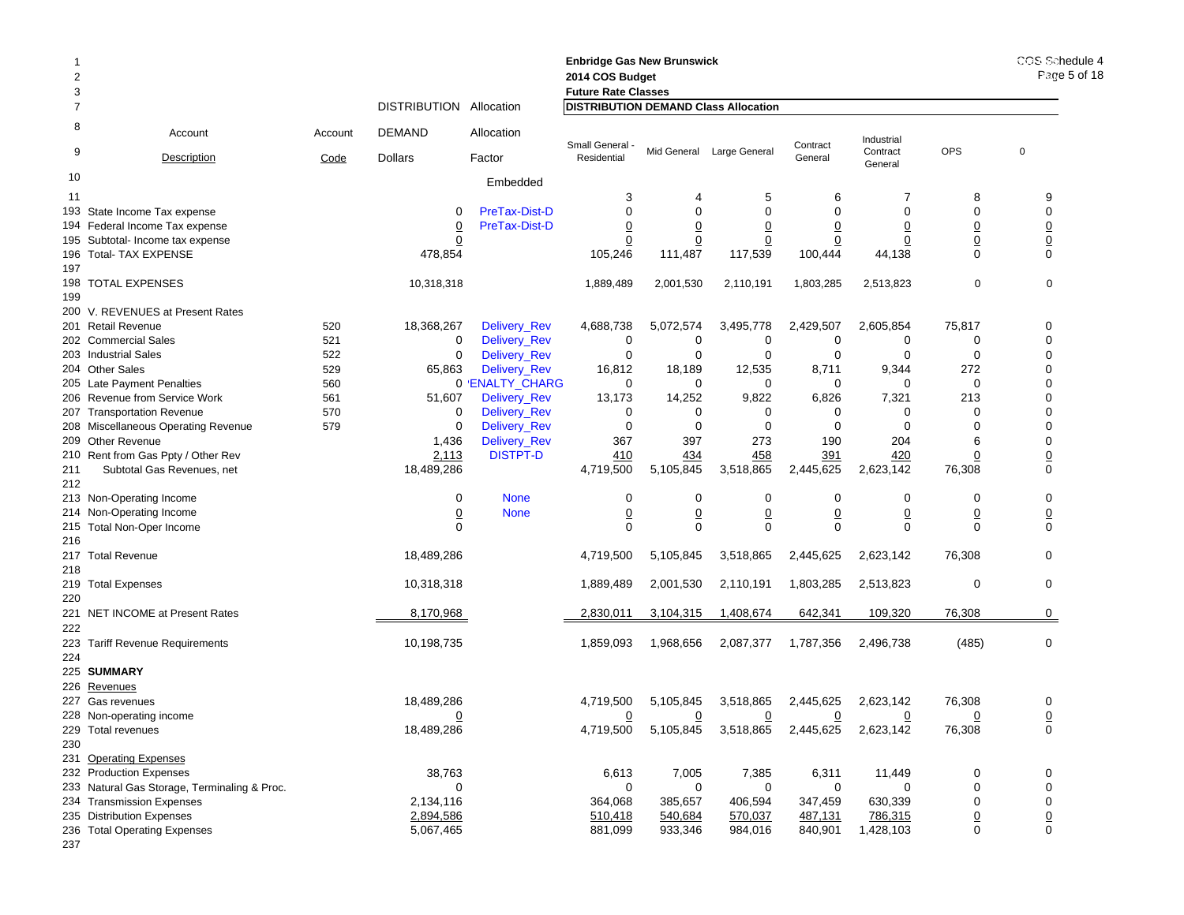**Enbridge Gas New Brunswick**
**2014 COS Budget**
**Future Rate Classes**
**DISTRIBUTION DEMAND Class Allocation**

| Line | Account Description | Account Code | DISTRIBUTION DEMAND Dollars | Allocation Factor | Small General - Residential | Mid General | Large General | Contract General | Industrial Contract General | OPS | 0 |
|---|---|---|---|---|---|---|---|---|---|---|---|
| 10 | | | | Embedded | | | | | | | |
| 11 | | | | | 3 | 4 | 5 | 6 | 7 | 8 | 9 |
| 193 | State Income Tax expense | | 0 | PreTax-Dist-D | 0 | 0 | 0 | 0 | 0 | 0 | 0 |
| 194 | Federal Income Tax expense | | 0 | PreTax-Dist-D | 0 | 0 | 0 | 0 | 0 | 0 | 0 |
| 195 | Subtotal- Income tax expense | | 0 | | 0 | 0 | 0 | 0 | 0 | 0 | 0 |
| 196 | Total- TAX EXPENSE | | 478,854 | | 105,246 | 111,487 | 117,539 | 100,444 | 44,138 | 0 | 0 |
| 197 | | | | | | | | | | | |
| 198 | TOTAL EXPENSES | | 10,318,318 | | 1,889,489 | 2,001,530 | 2,110,191 | 1,803,285 | 2,513,823 | 0 | 0 |
| 199 | | | | | | | | | | | |
| 200 | V. REVENUES at Present Rates | | | | | | | | | | |
| 201 | Retail Revenue | 520 | 18,368,267 | Delivery_Rev | 4,688,738 | 5,072,574 | 3,495,778 | 2,429,507 | 2,605,854 | 75,817 | 0 |
| 202 | Commercial Sales | 521 | 0 | Delivery_Rev | 0 | 0 | 0 | 0 | 0 | 0 | 0 |
| 203 | Industrial Sales | 522 | 0 | Delivery_Rev | 0 | 0 | 0 | 0 | 0 | 0 | 0 |
| 204 | Other Sales | 529 | 65,863 | Delivery_Rev | 16,812 | 18,189 | 12,535 | 8,711 | 9,344 | 272 | 0 |
| 205 | Late Payment Penalties | 560 | 0 | 'ENALTY_CHARG | 0 | 0 | 0 | 0 | 0 | 0 | 0 |
| 206 | Revenue from Service Work | 561 | 51,607 | Delivery_Rev | 13,173 | 14,252 | 9,822 | 6,826 | 7,321 | 213 | 0 |
| 207 | Transportation Revenue | 570 | 0 | Delivery_Rev | 0 | 0 | 0 | 0 | 0 | 0 | 0 |
| 208 | Miscellaneous Operating Revenue | 579 | 0 | Delivery_Rev | 0 | 0 | 0 | 0 | 0 | 0 | 0 |
| 209 | Other Revenue | | 1,436 | Delivery_Rev | 367 | 397 | 273 | 190 | 204 | 6 | 0 |
| 210 | Rent from Gas Ppty / Other Rev | | 2,113 | DISTPT-D | 410 | 434 | 458 | 391 | 420 | 0 | 0 |
| 211 | Subtotal Gas Revenues, net | | 18,489,286 | | 4,719,500 | 5,105,845 | 3,518,865 | 2,445,625 | 2,623,142 | 76,308 | 0 |
| 212 | | | | | | | | | | | |
| 213 | Non-Operating Income | | 0 | None | 0 | 0 | 0 | 0 | 0 | 0 | 0 |
| 214 | Non-Operating Income | | 0 | None | 0 | 0 | 0 | 0 | 0 | 0 | 0 |
| 215 | Total Non-Oper Income | | 0 | | 0 | 0 | 0 | 0 | 0 | 0 | 0 |
| 216 | | | | | | | | | | | |
| 217 | Total Revenue | | 18,489,286 | | 4,719,500 | 5,105,845 | 3,518,865 | 2,445,625 | 2,623,142 | 76,308 | 0 |
| 218 | | | | | | | | | | | |
| 219 | Total Expenses | | 10,318,318 | | 1,889,489 | 2,001,530 | 2,110,191 | 1,803,285 | 2,513,823 | 0 | 0 |
| 220 | | | | | | | | | | | |
| 221 | NET INCOME at Present Rates | | 8,170,968 | | 2,830,011 | 3,104,315 | 1,408,674 | 642,341 | 109,320 | 76,308 | 0 |
| 222 | | | | | | | | | | | |
| 223 | Tariff Revenue Requirements | | 10,198,735 | | 1,859,093 | 1,968,656 | 2,087,377 | 1,787,356 | 2,496,738 | (485) | 0 |
| 224 | | | | | | | | | | | |
| 225 | **SUMMARY** | | | | | | | | | | |
| 226 | Revenues | | | | | | | | | | |
| 227 | Gas revenues | | 18,489,286 | | 4,719,500 | 5,105,845 | 3,518,865 | 2,445,625 | 2,623,142 | 76,308 | 0 |
| 228 | Non-operating income | | 0 | | 0 | 0 | 0 | 0 | 0 | 0 | 0 |
| 229 | Total revenues | | 18,489,286 | | 4,719,500 | 5,105,845 | 3,518,865 | 2,445,625 | 2,623,142 | 76,308 | 0 |
| 230 | | | | | | | | | | | |
| 231 | Operating Expenses | | | | | | | | | | |
| 232 | Production Expenses | | 38,763 | | 6,613 | 7,005 | 7,385 | 6,311 | 11,449 | 0 | 0 |
| 233 | Natural Gas Storage, Terminaling & Proc. | | 0 | | 0 | 0 | 0 | 0 | 0 | 0 | 0 |
| 234 | Transmission Expenses | | 2,134,116 | | 364,068 | 385,657 | 406,594 | 347,459 | 630,339 | 0 | 0 |
| 235 | Distribution Expenses | | 2,894,586 | | 510,418 | 540,684 | 570,037 | 487,131 | 786,315 | 0 | 0 |
| 236 | Total Operating Expenses | | 5,067,465 | | 881,099 | 933,346 | 984,016 | 840,901 | 1,428,103 | 0 | 0 |
| 237 | | | | | | | | | | | |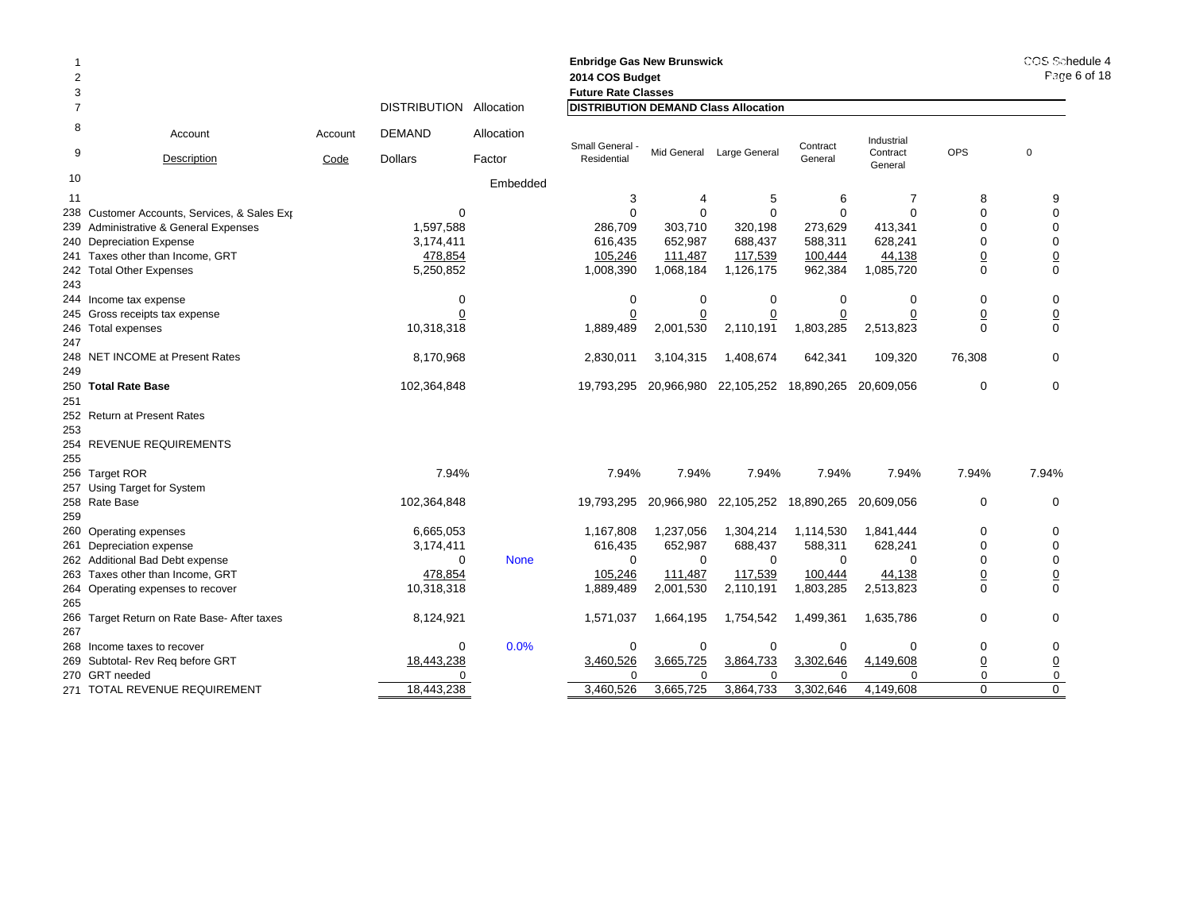**Enbridge Gas New Brunswick**
**2014 COS Budget**
**Future Rate Classes**

**DISTRIBUTION DEMAND Class Allocation**

| Line | Account Description | Account Code | DISTRIBUTION DEMAND Dollars | Allocation Factor | Small General - Residential | Mid General | Large General | Contract General | Industrial Contract General | OPS | 0 |
|---|---|---|---|---|---|---|---|---|---|---|---|
| 10 | | | | Embedded | | | | | | | |
| 11 | | | | | 3 | 4 | 5 | 6 | 7 | 8 | 9 |
| 238 | Customer Accounts, Services, & Sales Exp | | 0 | | 0 | 0 | 0 | 0 | 0 | 0 | 0 |
| 239 | Administrative & General Expenses | | 1,597,588 | | 286,709 | 303,710 | 320,198 | 273,629 | 413,341 | 0 | 0 |
| 240 | Depreciation Expense | | 3,174,411 | | 616,435 | 652,987 | 688,437 | 588,311 | 628,241 | 0 | 0 |
| 241 | Taxes other than Income, GRT | | 478,854 | | 105,246 | 111,487 | 117,539 | 100,444 | 44,138 | 0 | 0 |
| 242 | Total Other Expenses | | 5,250,852 | | 1,008,390 | 1,068,184 | 1,126,175 | 962,384 | 1,085,720 | 0 | 0 |
| 243 | | | | | | | | | | | |
| 244 | Income tax expense | | 0 | | 0 | 0 | 0 | 0 | 0 | 0 | 0 |
| 245 | Gross receipts tax expense | | 0 | | 0 | 0 | 0 | 0 | 0 | 0 | 0 |
| 246 | Total expenses | | 10,318,318 | | 1,889,489 | 2,001,530 | 2,110,191 | 1,803,285 | 2,513,823 | 0 | 0 |
| 247 | | | | | | | | | | | |
| 248 | NET INCOME at Present Rates | | 8,170,968 | | 2,830,011 | 3,104,315 | 1,408,674 | 642,341 | 109,320 | 76,308 | 0 |
| 249 | | | | | | | | | | | |
| 250 | **Total Rate Base** | | 102,364,848 | | 19,793,295 | 20,966,980 | 22,105,252 | 18,890,265 | 20,609,056 | 0 | 0 |
| 251 | | | | | | | | | | | |
| 252 | Return at Present Rates | | | | | | | | | | |
| 253 | | | | | | | | | | | |
| 254 | REVENUE REQUIREMENTS | | | | | | | | | | |
| 255 | | | | | | | | | | | |
| 256 | Target ROR | | 7.94% | | 7.94% | 7.94% | 7.94% | 7.94% | 7.94% | 7.94% | 7.94% |
| 257 | Using Target for System | | | | | | | | | | |
| 258 | Rate Base | | 102,364,848 | | 19,793,295 | 20,966,980 | 22,105,252 | 18,890,265 | 20,609,056 | 0 | 0 |
| 259 | | | | | | | | | | | |
| 260 | Operating expenses | | 6,665,053 | | 1,167,808 | 1,237,056 | 1,304,214 | 1,114,530 | 1,841,444 | 0 | 0 |
| 261 | Depreciation expense | | 3,174,411 | | 616,435 | 652,987 | 688,437 | 588,311 | 628,241 | 0 | 0 |
| 262 | Additional Bad Debt expense | | 0 | None | 0 | 0 | 0 | 0 | 0 | 0 | 0 |
| 263 | Taxes other than Income, GRT | | 478,854 | | 105,246 | 111,487 | 117,539 | 100,444 | 44,138 | 0 | 0 |
| 264 | Operating expenses to recover | | 10,318,318 | | 1,889,489 | 2,001,530 | 2,110,191 | 1,803,285 | 2,513,823 | 0 | 0 |
| 265 | | | | | | | | | | | |
| 266 | Target Return on Rate Base- After taxes | | 8,124,921 | | 1,571,037 | 1,664,195 | 1,754,542 | 1,499,361 | 1,635,786 | 0 | 0 |
| 267 | | | | | | | | | | | |
| 268 | Income taxes to recover | | 0 | 0.0% | 0 | 0 | 0 | 0 | 0 | 0 | 0 |
| 269 | Subtotal- Rev Req before GRT | | 18,443,238 | | 3,460,526 | 3,665,725 | 3,864,733 | 3,302,646 | 4,149,608 | 0 | 0 |
| 270 | GRT needed | | 0 | | 0 | 0 | 0 | 0 | 0 | 0 | 0 |
| 271 | TOTAL REVENUE REQUIREMENT | | 18,443,238 | | 3,460,526 | 3,665,725 | 3,864,733 | 3,302,646 | 4,149,608 | 0 | 0 |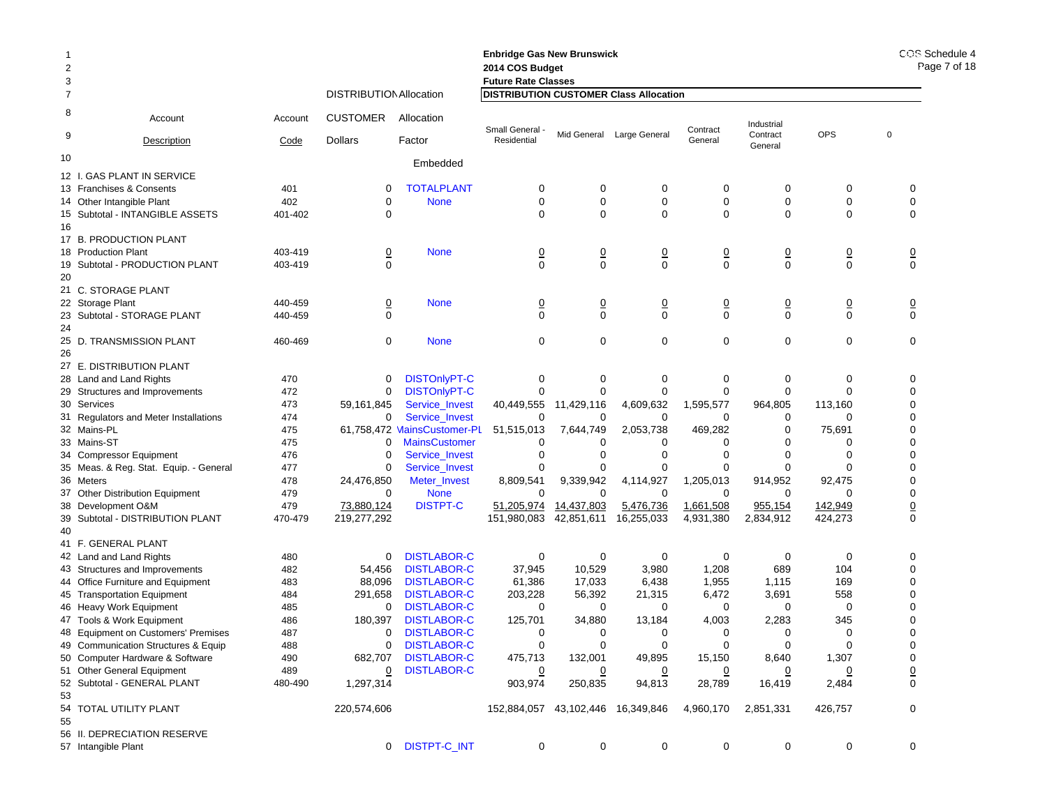**Enbridge Gas New Brunswick**
**2014 COS Budget**
**Future Rate Classes**

COS Schedule 4
Page 7 of 18

**DISTRIBUTION CUSTOMER Class Allocation**

| Line | Account Description | Account Code | DISTRIBUTION Allocation CUSTOMER Dollars | Allocation Factor | Small General - Residential | Mid General | Large General | Contract General | Industrial Contract General | OPS | 0 |
|---|---|---|---|---|---|---|---|---|---|---|---|
| 10 | | | | Embedded | | | | | | | |
| 12 | I. GAS PLANT IN SERVICE | | | | | | | | | | |
| 13 | Franchises & Consents | 401 | 0 | TOTALPLANT | 0 | 0 | 0 | 0 | 0 | 0 | 0 |
| 14 | Other Intangible Plant | 402 | 0 | None | 0 | 0 | 0 | 0 | 0 | 0 | 0 |
| 15 | Subtotal - INTANGIBLE ASSETS | 401-402 | 0 | | 0 | 0 | 0 | 0 | 0 | 0 | 0 |
| 16 | | | | | | | | | | | |
| 17 | B. PRODUCTION PLANT | | | | | | | | | | |
| 18 | Production Plant | 403-419 | 0 | None | 0 | 0 | 0 | 0 | 0 | 0 | 0 |
| 19 | Subtotal - PRODUCTION PLANT | 403-419 | 0 | | 0 | 0 | 0 | 0 | 0 | 0 | 0 |
| 20 | | | | | | | | | | | |
| 21 | C. STORAGE PLANT | | | | | | | | | | |
| 22 | Storage Plant | 440-459 | 0 | None | 0 | 0 | 0 | 0 | 0 | 0 | 0 |
| 23 | Subtotal - STORAGE PLANT | 440-459 | 0 | | 0 | 0 | 0 | 0 | 0 | 0 | 0 |
| 24 | | | | | | | | | | | |
| 25 | D. TRANSMISSION PLANT | 460-469 | 0 | None | 0 | 0 | 0 | 0 | 0 | 0 | 0 |
| 26 | | | | | | | | | | | |
| 27 | E. DISTRIBUTION PLANT | | | | | | | | | | |
| 28 | Land and Land Rights | 470 | 0 | DISTOnlyPT-C | 0 | 0 | 0 | 0 | 0 | 0 | 0 |
| 29 | Structures and Improvements | 472 | 0 | DISTOnlyPT-C | 0 | 0 | 0 | 0 | 0 | 0 | 0 |
| 30 | Services | 473 | 59,161,845 | Service_Invest | 40,449,555 | 11,429,116 | 4,609,632 | 1,595,577 | 964,805 | 113,160 | 0 |
| 31 | Regulators and Meter Installations | 474 | 0 | Service_Invest | 0 | 0 | 0 | 0 | 0 | 0 | 0 |
| 32 | Mains-PL | 475 | 61,758,472 | MainsCustomer-PL | 51,515,013 | 7,644,749 | 2,053,738 | 469,282 | 0 | 75,691 | 0 |
| 33 | Mains-ST | 475 | 0 | MainsCustomer | 0 | 0 | 0 | 0 | 0 | 0 | 0 |
| 34 | Compressor Equipment | 476 | 0 | Service_Invest | 0 | 0 | 0 | 0 | 0 | 0 | 0 |
| 35 | Meas. & Reg. Stat. Equip. - General | 477 | 0 | Service_Invest | 0 | 0 | 0 | 0 | 0 | 0 | 0 |
| 36 | Meters | 478 | 24,476,850 | Meter_Invest | 8,809,541 | 9,339,942 | 4,114,927 | 1,205,013 | 914,952 | 92,475 | 0 |
| 37 | Other Distribution Equipment | 479 | 0 | None | 0 | 0 | 0 | 0 | 0 | 0 | 0 |
| 38 | Development O&M | 479 | 73,880,124 | DISTPT-C | 51,205,974 | 14,437,803 | 5,476,736 | 1,661,508 | 955,154 | 142,949 | 0 |
| 39 | Subtotal - DISTRIBUTION PLANT | 470-479 | 219,277,292 | | 151,980,083 | 42,851,611 | 16,255,033 | 4,931,380 | 2,834,912 | 424,273 | 0 |
| 40 | | | | | | | | | | | |
| 41 | F. GENERAL PLANT | | | | | | | | | | |
| 42 | Land and Land Rights | 480 | 0 | DISTLABOR-C | 0 | 0 | 0 | 0 | 0 | 0 | 0 |
| 43 | Structures and Improvements | 482 | 54,456 | DISTLABOR-C | 37,945 | 10,529 | 3,980 | 1,208 | 689 | 104 | 0 |
| 44 | Office Furniture and Equipment | 483 | 88,096 | DISTLABOR-C | 61,386 | 17,033 | 6,438 | 1,955 | 1,115 | 169 | 0 |
| 45 | Transportation Equipment | 484 | 291,658 | DISTLABOR-C | 203,228 | 56,392 | 21,315 | 6,472 | 3,691 | 558 | 0 |
| 46 | Heavy Work Equipment | 485 | 0 | DISTLABOR-C | 0 | 0 | 0 | 0 | 0 | 0 | 0 |
| 47 | Tools & Work Equipment | 486 | 180,397 | DISTLABOR-C | 125,701 | 34,880 | 13,184 | 4,003 | 2,283 | 345 | 0 |
| 48 | Equipment on Customers' Premises | 487 | 0 | DISTLABOR-C | 0 | 0 | 0 | 0 | 0 | 0 | 0 |
| 49 | Communication Structures & Equip | 488 | 0 | DISTLABOR-C | 0 | 0 | 0 | 0 | 0 | 0 | 0 |
| 50 | Computer Hardware & Software | 490 | 682,707 | DISTLABOR-C | 475,713 | 132,001 | 49,895 | 15,150 | 8,640 | 1,307 | 0 |
| 51 | Other General Equipment | 489 | 0 | DISTLABOR-C | 0 | 0 | 0 | 0 | 0 | 0 | 0 |
| 52 | Subtotal - GENERAL PLANT | 480-490 | 1,297,314 | | 903,974 | 250,835 | 94,813 | 28,789 | 16,419 | 2,484 | 0 |
| 53 | | | | | | | | | | | |
| 54 | TOTAL UTILITY PLANT | | 220,574,606 | | 152,884,057 | 43,102,446 | 16,349,846 | 4,960,170 | 2,851,331 | 426,757 | 0 |
| 55 | | | | | | | | | | | |
| 56 | II. DEPRECIATION RESERVE | | | | | | | | | | |
| 57 | Intangible Plant | | 0 | DISTPT-C_INT | 0 | 0 | 0 | 0 | 0 | 0 | 0 |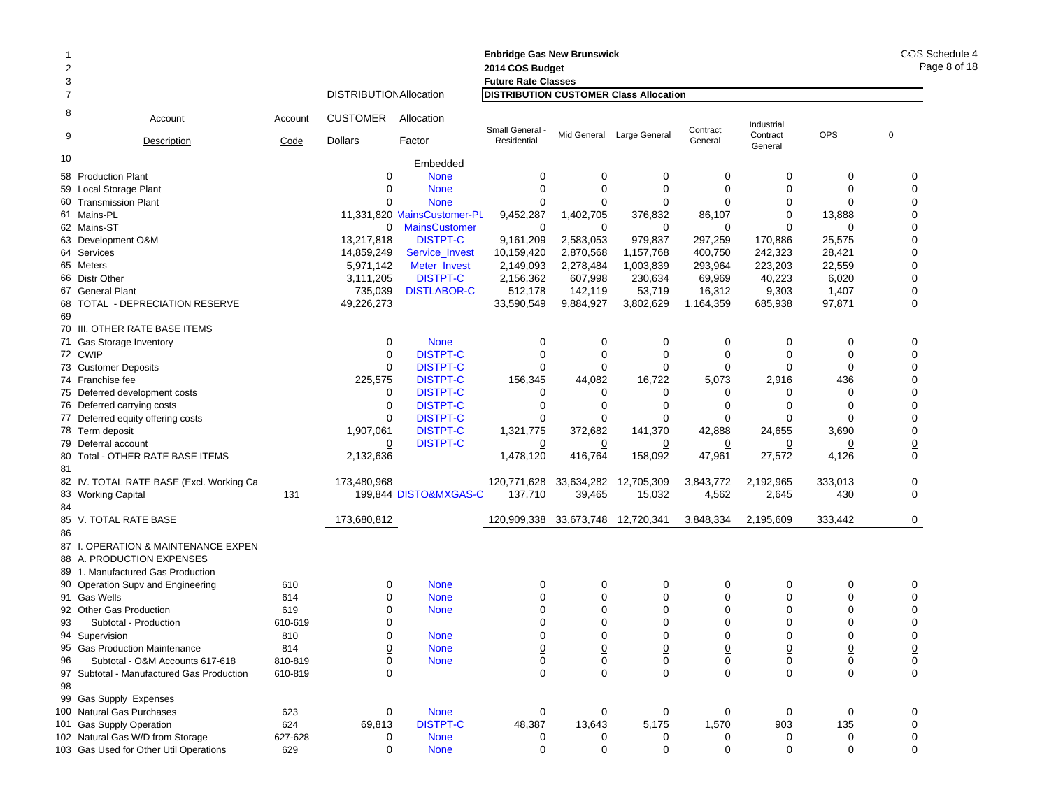**Enbridge Gas New Brunswick**
**2014 COS Budget**
**Future Rate Classes**

COS Schedule 4

| | Account Description | Account Code | DISTRIBUTION CUSTOMER Dollars | Allocation Factor | Small General - Residential | Mid General | Large General | Contract General | Industrial Contract General | OPS | 0 |
|---|---|---|---|---|---|---|---|---|---|---|---|
| | | | | | **DISTRIBUTION CUSTOMER Class Allocation** | | | | | | |
| 10 | | | | Embedded | | | | | | | |
| 58 | Production Plant | | 0 | None | 0 | 0 | 0 | 0 | 0 | 0 | 0 |
| 59 | Local Storage Plant | | 0 | None | 0 | 0 | 0 | 0 | 0 | 0 | 0 |
| 60 | Transmission Plant | | 0 | None | 0 | 0 | 0 | 0 | 0 | 0 | 0 |
| 61 | Mains-PL | | 11,331,820 | MainsCustomer-PL | 9,452,287 | 1,402,705 | 376,832 | 86,107 | 0 | 13,888 | 0 |
| 62 | Mains-ST | | 0 | MainsCustomer | 0 | 0 | 0 | 0 | 0 | 0 | 0 |
| 63 | Development O&M | | 13,217,818 | DISTPT-C | 9,161,209 | 2,583,053 | 979,837 | 297,259 | 170,886 | 25,575 | 0 |
| 64 | Services | | 14,859,249 | Service_Invest | 10,159,420 | 2,870,568 | 1,157,768 | 400,750 | 242,323 | 28,421 | 0 |
| 65 | Meters | | 5,971,142 | Meter_Invest | 2,149,093 | 2,278,484 | 1,003,839 | 293,964 | 223,203 | 22,559 | 0 |
| 66 | Distr Other | | 3,111,205 | DISTPT-C | 2,156,362 | 607,998 | 230,634 | 69,969 | 40,223 | 6,020 | 0 |
| 67 | General Plant | | 735,039 | DISTLABOR-C | 512,178 | 142,119 | 53,719 | 16,312 | 9,303 | 1,407 | 0 |
| 68 | TOTAL - DEPRECIATION RESERVE | | 49,226,273 | | 33,590,549 | 9,884,927 | 3,802,629 | 1,164,359 | 685,938 | 97,871 | 0 |
| 69 | | | | | | | | | | | |
| 70 | III. OTHER RATE BASE ITEMS | | | | | | | | | | |
| 71 | Gas Storage Inventory | | 0 | None | 0 | 0 | 0 | 0 | 0 | 0 | 0 |
| 72 | CWIP | | 0 | DISTPT-C | 0 | 0 | 0 | 0 | 0 | 0 | 0 |
| 73 | Customer Deposits | | 0 | DISTPT-C | 0 | 0 | 0 | 0 | 0 | 0 | 0 |
| 74 | Franchise fee | | 225,575 | DISTPT-C | 156,345 | 44,082 | 16,722 | 5,073 | 2,916 | 436 | 0 |
| 75 | Deferred development costs | | 0 | DISTPT-C | 0 | 0 | 0 | 0 | 0 | 0 | 0 |
| 76 | Deferred carrying costs | | 0 | DISTPT-C | 0 | 0 | 0 | 0 | 0 | 0 | 0 |
| 77 | Deferred equity offering costs | | 0 | DISTPT-C | 0 | 0 | 0 | 0 | 0 | 0 | 0 |
| 78 | Term deposit | | 1,907,061 | DISTPT-C | 1,321,775 | 372,682 | 141,370 | 42,888 | 24,655 | 3,690 | 0 |
| 79 | Deferral account | | 0 | DISTPT-C | 0 | 0 | 0 | 0 | 0 | 0 | 0 |
| 80 | Total - OTHER RATE BASE ITEMS | | 2,132,636 | | 1,478,120 | 416,764 | 158,092 | 47,961 | 27,572 | 4,126 | 0 |
| 81 | | | | | | | | | | | |
| 82 | IV. TOTAL RATE BASE (Excl. Working Ca | | 173,480,968 | | 120,771,628 | 33,634,282 | 12,705,309 | 3,843,772 | 2,192,965 | 333,013 | 0 |
| 83 | Working Capital | 131 | 199,844 | DISTO&MXGAS-C | 137,710 | 39,465 | 15,032 | 4,562 | 2,645 | 430 | 0 |
| 84 | | | | | | | | | | | |
| 85 | V. TOTAL RATE BASE | | 173,680,812 | | 120,909,338 | 33,673,748 | 12,720,341 | 3,848,334 | 2,195,609 | 333,442 | 0 |
| 86 | | | | | | | | | | | |
| 87 | I. OPERATION & MAINTENANCE EXPEN | | | | | | | | | | |
| 88 | A. PRODUCTION EXPENSES | | | | | | | | | | |
| 89 | 1. Manufactured Gas Production | | | | | | | | | | |
| 90 | Operation Supv and Engineering | 610 | 0 | None | 0 | 0 | 0 | 0 | 0 | 0 | 0 |
| 91 | Gas Wells | 614 | 0 | None | 0 | 0 | 0 | 0 | 0 | 0 | 0 |
| 92 | Other Gas Production | 619 | 0 | None | 0 | 0 | 0 | 0 | 0 | 0 | 0 |
| 93 | Subtotal - Production | 610-619 | 0 | | 0 | 0 | 0 | 0 | 0 | 0 | 0 |
| 94 | Supervision | 810 | 0 | None | 0 | 0 | 0 | 0 | 0 | 0 | 0 |
| 95 | Gas Production Maintenance | 814 | 0 | None | 0 | 0 | 0 | 0 | 0 | 0 | 0 |
| 96 | Subtotal - O&M Accounts 617-618 | 810-819 | 0 | None | 0 | 0 | 0 | 0 | 0 | 0 | 0 |
| 97 | Subtotal - Manufactured Gas Production | 610-819 | 0 | | 0 | 0 | 0 | 0 | 0 | 0 | 0 |
| 98 | | | | | | | | | | | |
| 99 | Gas Supply Expenses | | | | | | | | | | |
| 100 | Natural Gas Purchases | 623 | 0 | None | 0 | 0 | 0 | 0 | 0 | 0 | 0 |
| 101 | Gas Supply Operation | 624 | 69,813 | DISTPT-C | 48,387 | 13,643 | 5,175 | 1,570 | 903 | 135 | 0 |
| 102 | Natural Gas W/D from Storage | 627-628 | 0 | None | 0 | 0 | 0 | 0 | 0 | 0 | 0 |
| 103 | Gas Used for Other Util Operations | 629 | 0 | None | 0 | 0 | 0 | 0 | 0 | 0 | 0 |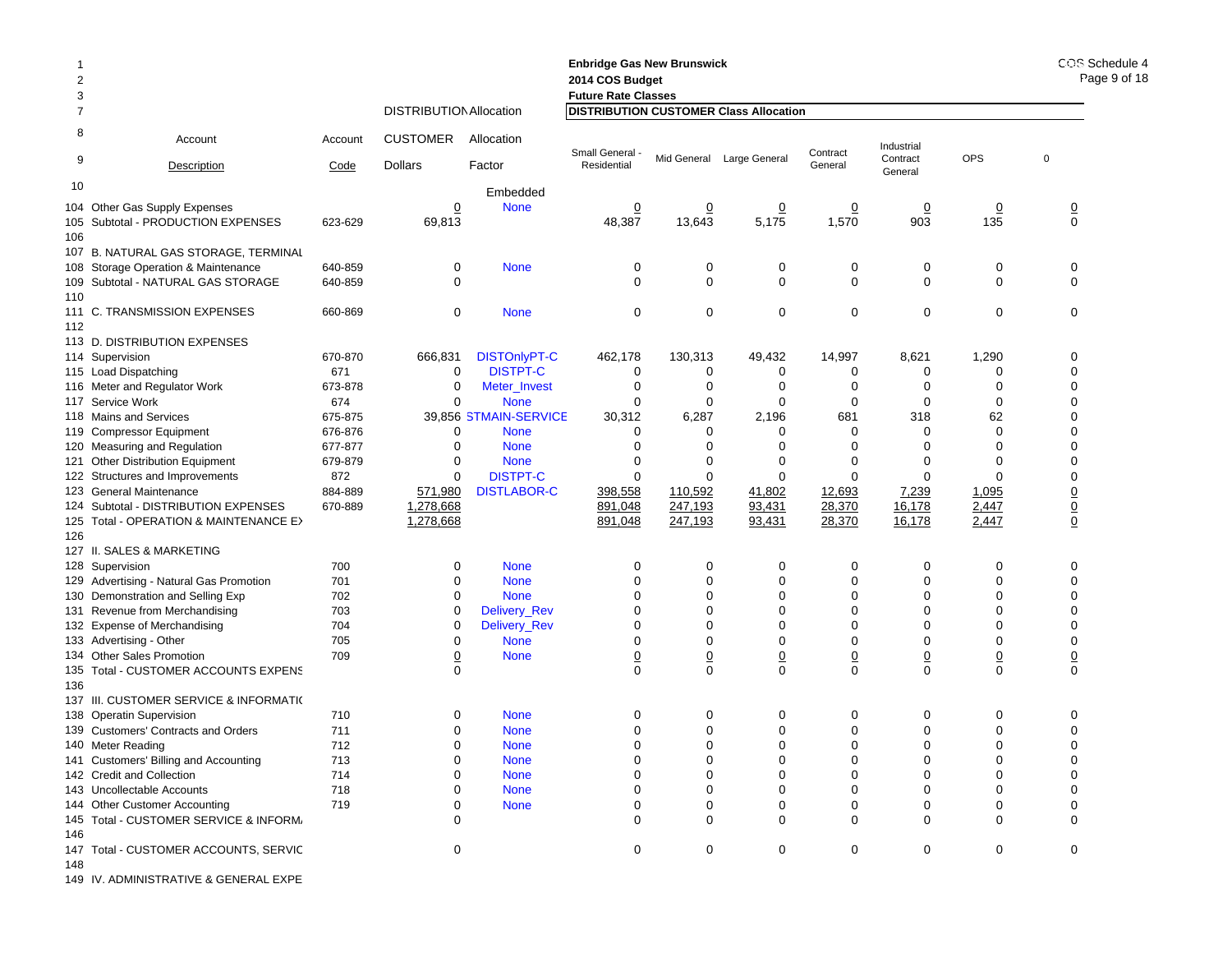Enbridge Gas New Brunswick
2014 COS Budget
Future Rate Classes

COS Schedule 4
Page 9 of 18

| | Account Description | Account Code | DISTRIBUTION CUSTOMER Dollars | Allocation Factor | Small General - Residential | Mid General | Large General | Contract General | Industrial Contract General | OPS | 0 |
|---|---|---|---|---|---|---|---|---|---|---|---|
| 10 | | | | Embedded | | | | | | | |
| 104 | Other Gas Supply Expenses | | 0 | None | 0 | 0 | 0 | 0 | 0 | 0 | 0 |
| 105 | Subtotal - PRODUCTION EXPENSES | 623-629 | 69,813 | | 48,387 | 13,643 | 5,175 | 1,570 | 903 | 135 | 0 |
| 106 | | | | | | | | | | | |
| 107 | B. NATURAL GAS STORAGE, TERMINAL | | | | | | | | | | |
| 108 | Storage Operation & Maintenance | 640-859 | 0 | None | 0 | 0 | 0 | 0 | 0 | 0 | 0 |
| 109 | Subtotal - NATURAL GAS STORAGE | 640-859 | 0 | | 0 | 0 | 0 | 0 | 0 | 0 | 0 |
| 110 | | | | | | | | | | | |
| 111 | C. TRANSMISSION EXPENSES | 660-869 | 0 | None | 0 | 0 | 0 | 0 | 0 | 0 | 0 |
| 112 | | | | | | | | | | | |
| 113 | D. DISTRIBUTION EXPENSES | | | | | | | | | | |
| 114 | Supervision | 670-870 | 666,831 | DISTOnlyPT-C | 462,178 | 130,313 | 49,432 | 14,997 | 8,621 | 1,290 | 0 |
| 115 | Load Dispatching | 671 | 0 | DISTPT-C | 0 | 0 | 0 | 0 | 0 | 0 | 0 |
| 116 | Meter and Regulator Work | 673-878 | 0 | Meter_Invest | 0 | 0 | 0 | 0 | 0 | 0 | 0 |
| 117 | Service Work | 674 | 0 | None | 0 | 0 | 0 | 0 | 0 | 0 | 0 |
| 118 | Mains and Services | 675-875 | 39,856 | STMAIN-SERVICE | 30,312 | 6,287 | 2,196 | 681 | 318 | 62 | 0 |
| 119 | Compressor Equipment | 676-876 | 0 | None | 0 | 0 | 0 | 0 | 0 | 0 | 0 |
| 120 | Measuring and Regulation | 677-877 | 0 | None | 0 | 0 | 0 | 0 | 0 | 0 | 0 |
| 121 | Other Distribution Equipment | 679-879 | 0 | None | 0 | 0 | 0 | 0 | 0 | 0 | 0 |
| 122 | Structures and Improvements | 872 | 0 | DISTPT-C | 0 | 0 | 0 | 0 | 0 | 0 | 0 |
| 123 | General Maintenance | 884-889 | 571,980 | DISTLABOR-C | 398,558 | 110,592 | 41,802 | 12,693 | 7,239 | 1,095 | 0 |
| 124 | Subtotal - DISTRIBUTION EXPENSES | 670-889 | 1,278,668 | | 891,048 | 247,193 | 93,431 | 28,370 | 16,178 | 2,447 | 0 |
| 125 | Total - OPERATION & MAINTENANCE EX | | 1,278,668 | | 891,048 | 247,193 | 93,431 | 28,370 | 16,178 | 2,447 | 0 |
| 126 | | | | | | | | | | | |
| 127 | II. SALES & MARKETING | | | | | | | | | | |
| 128 | Supervision | 700 | 0 | None | 0 | 0 | 0 | 0 | 0 | 0 | 0 |
| 129 | Advertising - Natural Gas Promotion | 701 | 0 | None | 0 | 0 | 0 | 0 | 0 | 0 | 0 |
| 130 | Demonstration and Selling Exp | 702 | 0 | None | 0 | 0 | 0 | 0 | 0 | 0 | 0 |
| 131 | Revenue from Merchandising | 703 | 0 | Delivery_Rev | 0 | 0 | 0 | 0 | 0 | 0 | 0 |
| 132 | Expense of Merchandising | 704 | 0 | Delivery_Rev | 0 | 0 | 0 | 0 | 0 | 0 | 0 |
| 133 | Advertising - Other | 705 | 0 | None | 0 | 0 | 0 | 0 | 0 | 0 | 0 |
| 134 | Other Sales Promotion | 709 | 0 | None | 0 | 0 | 0 | 0 | 0 | 0 | 0 |
| 135 | Total - CUSTOMER ACCOUNTS EXPENS | | 0 | | 0 | 0 | 0 | 0 | 0 | 0 | 0 |
| 136 | | | | | | | | | | | |
| 137 | III. CUSTOMER SERVICE & INFORMATIO | | | | | | | | | | |
| 138 | Operatin Supervision | 710 | 0 | None | 0 | 0 | 0 | 0 | 0 | 0 | 0 |
| 139 | Customers' Contracts and Orders | 711 | 0 | None | 0 | 0 | 0 | 0 | 0 | 0 | 0 |
| 140 | Meter Reading | 712 | 0 | None | 0 | 0 | 0 | 0 | 0 | 0 | 0 |
| 141 | Customers' Billing and Accounting | 713 | 0 | None | 0 | 0 | 0 | 0 | 0 | 0 | 0 |
| 142 | Credit and Collection | 714 | 0 | None | 0 | 0 | 0 | 0 | 0 | 0 | 0 |
| 143 | Uncollectable Accounts | 718 | 0 | None | 0 | 0 | 0 | 0 | 0 | 0 | 0 |
| 144 | Other Customer Accounting | 719 | 0 | None | 0 | 0 | 0 | 0 | 0 | 0 | 0 |
| 145 | Total - CUSTOMER SERVICE & INFORM | | 0 | | 0 | 0 | 0 | 0 | 0 | 0 | 0 |
| 146 | | | | | | | | | | | |
| 147 | Total - CUSTOMER ACCOUNTS, SERVIC | | 0 | | 0 | 0 | 0 | 0 | 0 | 0 | 0 |
| 148 | | | | | | | | | | | |
| 149 | IV. ADMINISTRATIVE & GENERAL EXPE | | | | | | | | | | |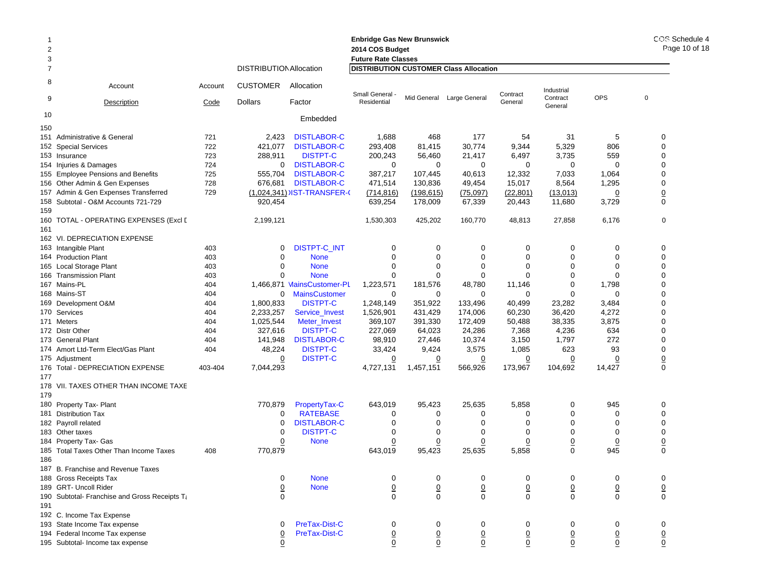**Enbridge Gas New Brunswick**
**2014 COS Budget**
**Future Rate Classes**

COS Schedule 4

| | Account Description | Account Code | DISTRIBUTION CUSTOMER Dollars | Allocation Allocation Factor | Small General - Residential | Mid General | Large General | Contract General | Industrial Contract General | OPS | 0 |
|---|---|---|---|---|---|---|---|---|---|---|---|
| 10 | | | | Embedded | | | | | | | |
| 150 | | | | | | | | | | | |
| 151 | Administrative & General | 721 | 2,423 | DISTLABOR-C | 1,688 | 468 | 177 | 54 | 31 | 5 | 0 |
| 152 | Special Services | 722 | 421,077 | DISTLABOR-C | 293,408 | 81,415 | 30,774 | 9,344 | 5,329 | 806 | 0 |
| 153 | Insurance | 723 | 288,911 | DISTPT-C | 200,243 | 56,460 | 21,417 | 6,497 | 3,735 | 559 | 0 |
| 154 | Injuries & Damages | 724 | 0 | DISTLABOR-C | 0 | 0 | 0 | 0 | 0 | 0 | 0 |
| 155 | Employee Pensions and Benefits | 725 | 555,704 | DISTLABOR-C | 387,217 | 107,445 | 40,613 | 12,332 | 7,033 | 1,064 | 0 |
| 156 | Other Admin & Gen Expenses | 728 | 676,681 | DISTLABOR-C | 471,514 | 130,836 | 49,454 | 15,017 | 8,564 | 1,295 | 0 |
| 157 | Admin & Gen Expenses Transferred | 729 | (1,024,341) | IST-TRANSFER-( | (714,816) | (198,615) | (75,097) | (22,801) | (13,013) | 0 | 0 |
| 158 | Subtotal - O&M Accounts 721-729 | | 920,454 | | 639,254 | 178,009 | 67,339 | 20,443 | 11,680 | 3,729 | 0 |
| 159 | | | | | | | | | | | |
| 160 | TOTAL - OPERATING EXPENSES (Excl D | | 2,199,121 | | 1,530,303 | 425,202 | 160,770 | 48,813 | 27,858 | 6,176 | 0 |
| 161 | | | | | | | | | | | |
| 162 | VI. DEPRECIATION EXPENSE | | | | | | | | | | |
| 163 | Intangible Plant | 403 | 0 | DISTPT-C_INT | 0 | 0 | 0 | 0 | 0 | 0 | 0 |
| 164 | Production Plant | 403 | 0 | None | 0 | 0 | 0 | 0 | 0 | 0 | 0 |
| 165 | Local Storage Plant | 403 | 0 | None | 0 | 0 | 0 | 0 | 0 | 0 | 0 |
| 166 | Transmission Plant | 403 | 0 | None | 0 | 0 | 0 | 0 | 0 | 0 | 0 |
| 167 | Mains-PL | 404 | 1,466,871 | MainsCustomer-PL | 1,223,571 | 181,576 | 48,780 | 11,146 | 0 | 1,798 | 0 |
| 168 | Mains-ST | 404 | 0 | MainsCustomer | 0 | 0 | 0 | 0 | 0 | 0 | 0 |
| 169 | Development O&M | 404 | 1,800,833 | DISTPT-C | 1,248,149 | 351,922 | 133,496 | 40,499 | 23,282 | 3,484 | 0 |
| 170 | Services | 404 | 2,233,257 | Service_Invest | 1,526,901 | 431,429 | 174,006 | 60,230 | 36,420 | 4,272 | 0 |
| 171 | Meters | 404 | 1,025,544 | Meter_Invest | 369,107 | 391,330 | 172,409 | 50,488 | 38,335 | 3,875 | 0 |
| 172 | Distr Other | 404 | 327,616 | DISTPT-C | 227,069 | 64,023 | 24,286 | 7,368 | 4,236 | 634 | 0 |
| 173 | General Plant | 404 | 141,948 | DISTLABOR-C | 98,910 | 27,446 | 10,374 | 3,150 | 1,797 | 272 | 0 |
| 174 | Amort Ltd-Term Elect/Gas Plant | 404 | 48,224 | DISTPT-C | 33,424 | 9,424 | 3,575 | 1,085 | 623 | 93 | 0 |
| 175 | Adjustment | | 0 | DISTPT-C | 0 | 0 | 0 | 0 | 0 | 0 | 0 |
| 176 | Total - DEPRECIATION EXPENSE | 403-404 | 7,044,293 | | 4,727,131 | 1,457,151 | 566,926 | 173,967 | 104,692 | 14,427 | 0 |
| 177 | | | | | | | | | | | |
| 178 | VII. TAXES OTHER THAN INCOME TAXE | | | | | | | | | | |
| 179 | | | | | | | | | | | |
| 180 | Property Tax- Plant | | 770,879 | PropertyTax-C | 643,019 | 95,423 | 25,635 | 5,858 | 0 | 945 | 0 |
| 181 | Distribution Tax | | 0 | RATEBASE | 0 | 0 | 0 | 0 | 0 | 0 | 0 |
| 182 | Payroll related | | 0 | DISTLABOR-C | 0 | 0 | 0 | 0 | 0 | 0 | 0 |
| 183 | Other taxes | | 0 | DISTPT-C | 0 | 0 | 0 | 0 | 0 | 0 | 0 |
| 184 | Property Tax- Gas | | 0 | None | 0 | 0 | 0 | 0 | 0 | 0 | 0 |
| 185 | Total Taxes Other Than Income Taxes | 408 | 770,879 | | 643,019 | 95,423 | 25,635 | 5,858 | 0 | 945 | 0 |
| 186 | | | | | | | | | | | |
| 187 | B. Franchise and Revenue Taxes | | | | | | | | | | |
| 188 | Gross Receipts Tax | | 0 | None | 0 | 0 | 0 | 0 | 0 | 0 | 0 |
| 189 | GRT- Uncoll Rider | | 0 | None | 0 | 0 | 0 | 0 | 0 | 0 | 0 |
| 190 | Subtotal- Franchise and Gross Receipts Ta | | 0 | | 0 | 0 | 0 | 0 | 0 | 0 | 0 |
| 191 | | | | | | | | | | | |
| 192 | C. Income Tax Expense | | | | | | | | | | |
| 193 | State Income Tax expense | | 0 | PreTax-Dist-C | 0 | 0 | 0 | 0 | 0 | 0 | 0 |
| 194 | Federal Income Tax expense | | 0 | PreTax-Dist-C | 0 | 0 | 0 | 0 | 0 | 0 | 0 |
| 195 | Subtotal- Income tax expense | | 0 | | 0 | 0 | 0 | 0 | 0 | 0 | 0 |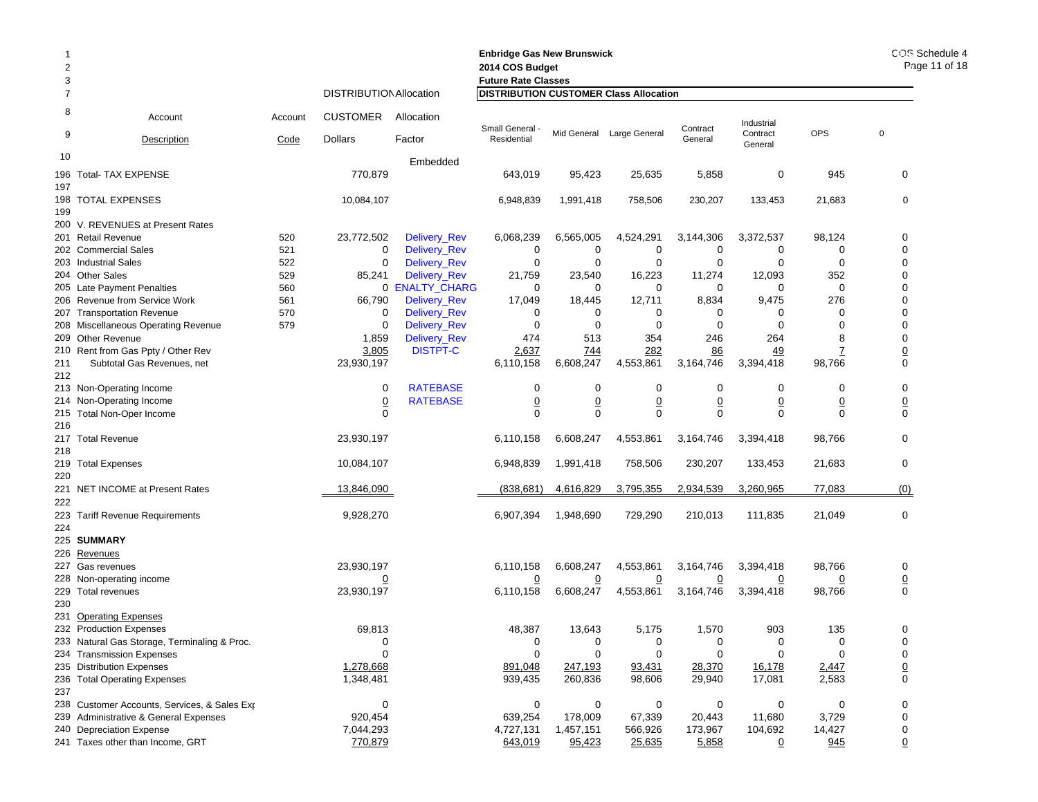**Enbridge Gas New Brunswick**
**2014 COS Budget**
**Future Rate Classes**

COS Schedule 4

| Line | Account Description | Account Code | DISTRIBUTION CUSTOMER Dollars | Allocation Factor | Small General - Residential | Mid General | Large General | Contract General | Industrial Contract General | OPS | 0 |
|---|---|---|---|---|---|---|---|---|---|---|---|
| 10 | | | | Embedded | | | | | | | |
| 196 | Total- TAX EXPENSE | | 770,879 | | 643,019 | 95,423 | 25,635 | 5,858 | 0 | 945 | 0 |
| 197 | | | | | | | | | | | |
| 198 | TOTAL EXPENSES | | 10,084,107 | | 6,948,839 | 1,991,418 | 758,506 | 230,207 | 133,453 | 21,683 | 0 |
| 199 | | | | | | | | | | | |
| 200 | V. REVENUES at Present Rates | | | | | | | | | | |
| 201 | Retail Revenue | 520 | 23,772,502 | Delivery_Rev | 6,068,239 | 6,565,005 | 4,524,291 | 3,144,306 | 3,372,537 | 98,124 | 0 |
| 202 | Commercial Sales | 521 | 0 | Delivery_Rev | 0 | 0 | 0 | 0 | 0 | 0 | 0 |
| 203 | Industrial Sales | 522 | 0 | Delivery_Rev | 0 | 0 | 0 | 0 | 0 | 0 | 0 |
| 204 | Other Sales | 529 | 85,241 | Delivery_Rev | 21,759 | 23,540 | 16,223 | 11,274 | 12,093 | 352 | 0 |
| 205 | Late Payment Penalties | 560 | 0 | PENALTY_CHARG | 0 | 0 | 0 | 0 | 0 | 0 | 0 |
| 206 | Revenue from Service Work | 561 | 66,790 | Delivery_Rev | 17,049 | 18,445 | 12,711 | 8,834 | 9,475 | 276 | 0 |
| 207 | Transportation Revenue | 570 | 0 | Delivery_Rev | 0 | 0 | 0 | 0 | 0 | 0 | 0 |
| 208 | Miscellaneous Operating Revenue | 579 | 0 | Delivery_Rev | 0 | 0 | 0 | 0 | 0 | 0 | 0 |
| 209 | Other Revenue | | 1,859 | Delivery_Rev | 474 | 513 | 354 | 246 | 264 | 8 | 0 |
| 210 | Rent from Gas Ppty / Other Rev | | 3,805 | DISTPT-C | 2,637 | 744 | 282 | 86 | 49 | 7 | 0 |
| 211 | Subtotal Gas Revenues, net | | 23,930,197 | | 6,110,158 | 6,608,247 | 4,553,861 | 3,164,746 | 3,394,418 | 98,766 | 0 |
| 212 | | | | | | | | | | | |
| 213 | Non-Operating Income | | 0 | RATEBASE | 0 | 0 | 0 | 0 | 0 | 0 | 0 |
| 214 | Non-Operating Income | | 0 | RATEBASE | 0 | 0 | 0 | 0 | 0 | 0 | 0 |
| 215 | Total Non-Oper Income | | 0 | | 0 | 0 | 0 | 0 | 0 | 0 | 0 |
| 216 | | | | | | | | | | | |
| 217 | Total Revenue | | 23,930,197 | | 6,110,158 | 6,608,247 | 4,553,861 | 3,164,746 | 3,394,418 | 98,766 | 0 |
| 218 | | | | | | | | | | | |
| 219 | Total Expenses | | 10,084,107 | | 6,948,839 | 1,991,418 | 758,506 | 230,207 | 133,453 | 21,683 | 0 |
| 220 | | | | | | | | | | | |
| 221 | NET INCOME at Present Rates | | 13,846,090 | | (838,681) | 4,616,829 | 3,795,355 | 2,934,539 | 3,260,965 | 77,083 | (0) |
| 222 | | | | | | | | | | | |
| 223 | Tariff Revenue Requirements | | 9,928,270 | | 6,907,394 | 1,948,690 | 729,290 | 210,013 | 111,835 | 21,049 | 0 |
| 224 | | | | | | | | | | | |
| 225 | **SUMMARY** | | | | | | | | | | |
| 226 | Revenues | | | | | | | | | | |
| 227 | Gas revenues | | 23,930,197 | | 6,110,158 | 6,608,247 | 4,553,861 | 3,164,746 | 3,394,418 | 98,766 | 0 |
| 228 | Non-operating income | | 0 | | 0 | 0 | 0 | 0 | 0 | 0 | 0 |
| 229 | Total revenues | | 23,930,197 | | 6,110,158 | 6,608,247 | 4,553,861 | 3,164,746 | 3,394,418 | 98,766 | 0 |
| 230 | | | | | | | | | | | |
| 231 | Operating Expenses | | | | | | | | | | |
| 232 | Production Expenses | | 69,813 | | 48,387 | 13,643 | 5,175 | 1,570 | 903 | 135 | 0 |
| 233 | Natural Gas Storage, Terminaling & Proc. | | 0 | | 0 | 0 | 0 | 0 | 0 | 0 | 0 |
| 234 | Transmission Expenses | | 0 | | 0 | 0 | 0 | 0 | 0 | 0 | 0 |
| 235 | Distribution Expenses | | 1,278,668 | | 891,048 | 247,193 | 93,431 | 28,370 | 16,178 | 2,447 | 0 |
| 236 | Total Operating Expenses | | 1,348,481 | | 939,435 | 260,836 | 98,606 | 29,940 | 17,081 | 2,583 | 0 |
| 237 | | | | | | | | | | | |
| 238 | Customer Accounts, Services, & Sales Exp | | 0 | | 0 | 0 | 0 | 0 | 0 | 0 | 0 |
| 239 | Administrative & General Expenses | | 920,454 | | 639,254 | 178,009 | 67,339 | 20,443 | 11,680 | 3,729 | 0 |
| 240 | Depreciation Expense | | 7,044,293 | | 4,727,131 | 1,457,151 | 566,926 | 173,967 | 104,692 | 14,427 | 0 |
| 241 | Taxes other than Income, GRT | | 770,879 | | 643,019 | 95,423 | 25,635 | 5,858 | 0 | 945 | 0 |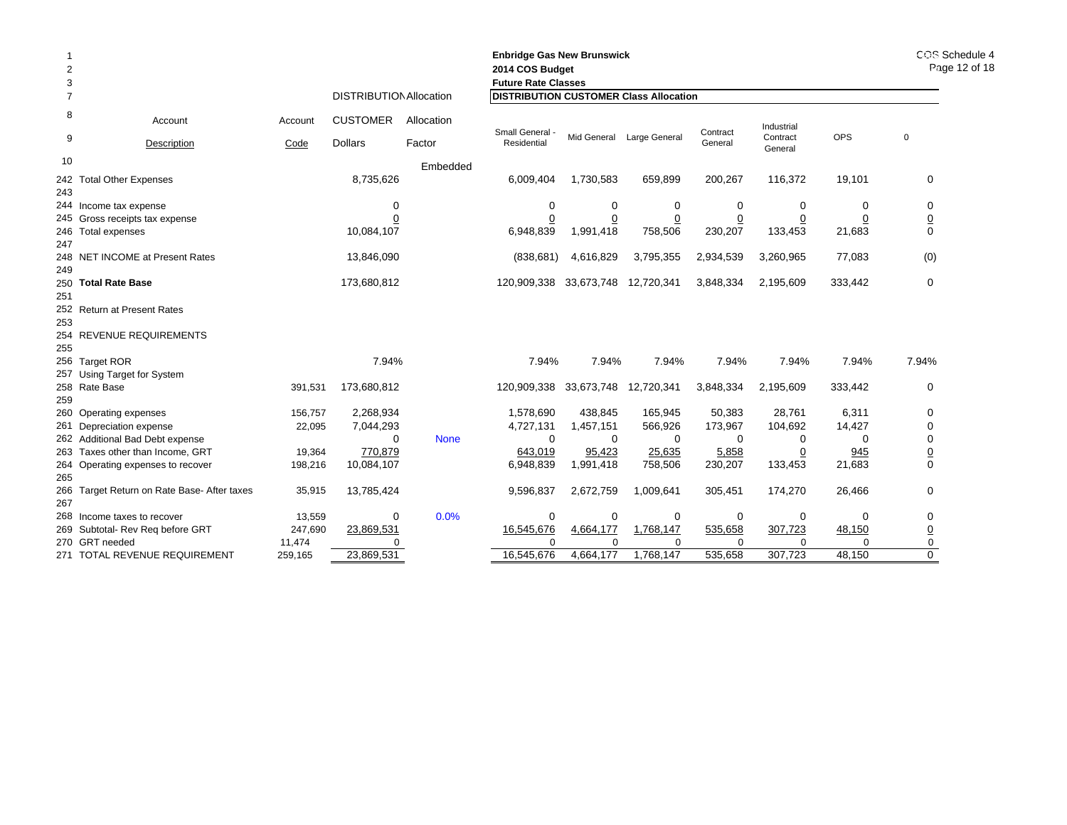**Enbridge Gas New Brunswick**
**2014 COS Budget**
**Future Rate Classes**

COS Schedule 4

| | Account Description | Account Code | DISTRIBUTION CUSTOMER Dollars | Allocation Factor | Small General - Residential | Mid General | Large General | Contract General | Industrial Contract General | OPS | 0 |
|---|---|---|---|---|---|---|---|---|---|---|---|
| 10 | | | | Embedded | | | | | | | |
| 242 | Total Other Expenses | | 8,735,626 | | 6,009,404 | 1,730,583 | 659,899 | 200,267 | 116,372 | 19,101 | 0 |
| 243 | | | | | | | | | | | |
| 244 | Income tax expense | | 0 | | 0 | 0 | 0 | 0 | 0 | 0 | 0 |
| 245 | Gross receipts tax expense | | 0 | | 0 | 0 | 0 | 0 | 0 | 0 | 0 |
| 246 | Total expenses | | 10,084,107 | | 6,948,839 | 1,991,418 | 758,506 | 230,207 | 133,453 | 21,683 | 0 |
| 247 | | | | | | | | | | | |
| 248 | NET INCOME at Present Rates | | 13,846,090 | | (838,681) | 4,616,829 | 3,795,355 | 2,934,539 | 3,260,965 | 77,083 | (0) |
| 249 | | | | | | | | | | | |
| 250 | **Total Rate Base** | | 173,680,812 | | 120,909,338 | 33,673,748 | 12,720,341 | 3,848,334 | 2,195,609 | 333,442 | 0 |
| 251 | | | | | | | | | | | |
| 252 | Return at Present Rates | | | | | | | | | | |
| 253 | | | | | | | | | | | |
| 254 | REVENUE REQUIREMENTS | | | | | | | | | | |
| 255 | | | | | | | | | | | |
| 256 | Target ROR | | 7.94% | | 7.94% | 7.94% | 7.94% | 7.94% | 7.94% | 7.94% | 7.94% |
| 257 | Using Target for System | | | | | | | | | | |
| 258 | Rate Base | 391,531 | 173,680,812 | | 120,909,338 | 33,673,748 | 12,720,341 | 3,848,334 | 2,195,609 | 333,442 | 0 |
| 259 | | | | | | | | | | | |
| 260 | Operating expenses | 156,757 | 2,268,934 | | 1,578,690 | 438,845 | 165,945 | 50,383 | 28,761 | 6,311 | 0 |
| 261 | Depreciation expense | 22,095 | 7,044,293 | | 4,727,131 | 1,457,151 | 566,926 | 173,967 | 104,692 | 14,427 | 0 |
| 262 | Additional Bad Debt expense | | 0 | None | 0 | 0 | 0 | 0 | 0 | 0 | 0 |
| 263 | Taxes other than Income, GRT | 19,364 | 770,879 | | 643,019 | 95,423 | 25,635 | 5,858 | 0 | 945 | 0 |
| 264 | Operating expenses to recover | 198,216 | 10,084,107 | | 6,948,839 | 1,991,418 | 758,506 | 230,207 | 133,453 | 21,683 | 0 |
| 265 | | | | | | | | | | | |
| 266 | Target Return on Rate Base- After taxes | 35,915 | 13,785,424 | | 9,596,837 | 2,672,759 | 1,009,641 | 305,451 | 174,270 | 26,466 | 0 |
| 267 | | | | | | | | | | | |
| 268 | Income taxes to recover | 13,559 | 0 | 0.0% | 0 | 0 | 0 | 0 | 0 | 0 | 0 |
| 269 | Subtotal- Rev Req before GRT | 247,690 | 23,869,531 | | 16,545,676 | 4,664,177 | 1,768,147 | 535,658 | 307,723 | 48,150 | 0 |
| 270 | GRT needed | 11,474 | 0 | | 0 | 0 | 0 | 0 | 0 | 0 | 0 |
| 271 | TOTAL REVENUE REQUIREMENT | 259,165 | 23,869,531 | | 16,545,676 | 4,664,177 | 1,768,147 | 535,658 | 307,723 | 48,150 | 0 |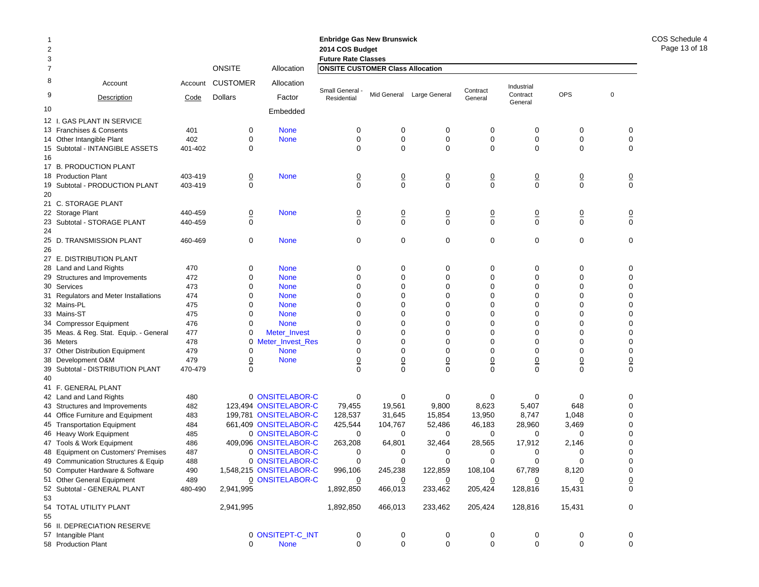**Enbridge Gas New Brunswick**
**2014 COS Budget**
**Future Rate Classes**

COS Schedule 4
Page 13 of 18

| Line | Account Description | Account Code | ONSITE CUSTOMER Dollars | Allocation Factor Embedded | Small General - Residential | Mid General | Large General | Contract General | Industrial Contract General | OPS | 0 |
|---|---|---|---|---|---|---|---|---|---|---|---|
| 12 | I. GAS PLANT IN SERVICE | | | | | | | | | | |
| 13 | Franchises & Consents | 401 | 0 | None | 0 | 0 | 0 | 0 | 0 | 0 | 0 |
| 14 | Other Intangible Plant | 402 | 0 | None | 0 | 0 | 0 | 0 | 0 | 0 | 0 |
| 15 | Subtotal - INTANGIBLE ASSETS | 401-402 | 0 | | 0 | 0 | 0 | 0 | 0 | 0 | 0 |
| 16 | | | | | | | | | | | |
| 17 | B. PRODUCTION PLANT | | | | | | | | | | |
| 18 | Production Plant | 403-419 | 0 | None | 0 | 0 | 0 | 0 | 0 | 0 | 0 |
| 19 | Subtotal - PRODUCTION PLANT | 403-419 | 0 | | 0 | 0 | 0 | 0 | 0 | 0 | 0 |
| 20 | | | | | | | | | | | |
| 21 | C. STORAGE PLANT | | | | | | | | | | |
| 22 | Storage Plant | 440-459 | 0 | None | 0 | 0 | 0 | 0 | 0 | 0 | 0 |
| 23 | Subtotal - STORAGE PLANT | 440-459 | 0 | | 0 | 0 | 0 | 0 | 0 | 0 | 0 |
| 24 | | | | | | | | | | | |
| 25 | D. TRANSMISSION PLANT | 460-469 | 0 | None | 0 | 0 | 0 | 0 | 0 | 0 | 0 |
| 26 | | | | | | | | | | | |
| 27 | E. DISTRIBUTION PLANT | | | | | | | | | | |
| 28 | Land and Land Rights | 470 | 0 | None | 0 | 0 | 0 | 0 | 0 | 0 | 0 |
| 29 | Structures and Improvements | 472 | 0 | None | 0 | 0 | 0 | 0 | 0 | 0 | 0 |
| 30 | Services | 473 | 0 | None | 0 | 0 | 0 | 0 | 0 | 0 | 0 |
| 31 | Regulators and Meter Installations | 474 | 0 | None | 0 | 0 | 0 | 0 | 0 | 0 | 0 |
| 32 | Mains-PL | 475 | 0 | None | 0 | 0 | 0 | 0 | 0 | 0 | 0 |
| 33 | Mains-ST | 475 | 0 | None | 0 | 0 | 0 | 0 | 0 | 0 | 0 |
| 34 | Compressor Equipment | 476 | 0 | None | 0 | 0 | 0 | 0 | 0 | 0 | 0 |
| 35 | Meas. & Reg. Stat. Equip. - General | 477 | 0 | Meter_Invest | 0 | 0 | 0 | 0 | 0 | 0 | 0 |
| 36 | Meters | 478 | 0 | Meter_Invest_Res | 0 | 0 | 0 | 0 | 0 | 0 | 0 |
| 37 | Other Distribution Equipment | 479 | 0 | None | 0 | 0 | 0 | 0 | 0 | 0 | 0 |
| 38 | Development O&M | 479 | 0 | None | 0 | 0 | 0 | 0 | 0 | 0 | 0 |
| 39 | Subtotal - DISTRIBUTION PLANT | 470-479 | 0 | | 0 | 0 | 0 | 0 | 0 | 0 | 0 |
| 40 | | | | | | | | | | | |
| 41 | F. GENERAL PLANT | | | | | | | | | | |
| 42 | Land and Land Rights | 480 | 0 | ONSITELABOR-C | 0 | 0 | 0 | 0 | 0 | 0 | 0 |
| 43 | Structures and Improvements | 482 | 123,494 | ONSITELABOR-C | 79,455 | 19,561 | 9,800 | 8,623 | 5,407 | 648 | 0 |
| 44 | Office Furniture and Equipment | 483 | 199,781 | ONSITELABOR-C | 128,537 | 31,645 | 15,854 | 13,950 | 8,747 | 1,048 | 0 |
| 45 | Transportation Equipment | 484 | 661,409 | ONSITELABOR-C | 425,544 | 104,767 | 52,486 | 46,183 | 28,960 | 3,469 | 0 |
| 46 | Heavy Work Equipment | 485 | 0 | ONSITELABOR-C | 0 | 0 | 0 | 0 | 0 | 0 | 0 |
| 47 | Tools & Work Equipment | 486 | 409,096 | ONSITELABOR-C | 263,208 | 64,801 | 32,464 | 28,565 | 17,912 | 2,146 | 0 |
| 48 | Equipment on Customers' Premises | 487 | 0 | ONSITELABOR-C | 0 | 0 | 0 | 0 | 0 | 0 | 0 |
| 49 | Communication Structures & Equip | 488 | 0 | ONSITELABOR-C | 0 | 0 | 0 | 0 | 0 | 0 | 0 |
| 50 | Computer Hardware & Software | 490 | 1,548,215 | ONSITELABOR-C | 996,106 | 245,238 | 122,859 | 108,104 | 67,789 | 8,120 | 0 |
| 51 | Other General Equipment | 489 | 0 | ONSITELABOR-C | 0 | 0 | 0 | 0 | 0 | 0 | 0 |
| 52 | Subtotal - GENERAL PLANT | 480-490 | 2,941,995 | | 1,892,850 | 466,013 | 233,462 | 205,424 | 128,816 | 15,431 | 0 |
| 53 | | | | | | | | | | | |
| 54 | TOTAL UTILITY PLANT | | 2,941,995 | | 1,892,850 | 466,013 | 233,462 | 205,424 | 128,816 | 15,431 | 0 |
| 55 | | | | | | | | | | | |
| 56 | II. DEPRECIATION RESERVE | | | | | | | | | | |
| 57 | Intangible Plant | | 0 | ONSITEPT-C_INT | 0 | 0 | 0 | 0 | 0 | 0 | 0 |
| 58 | Production Plant | | 0 | None | 0 | 0 | 0 | 0 | 0 | 0 | 0 |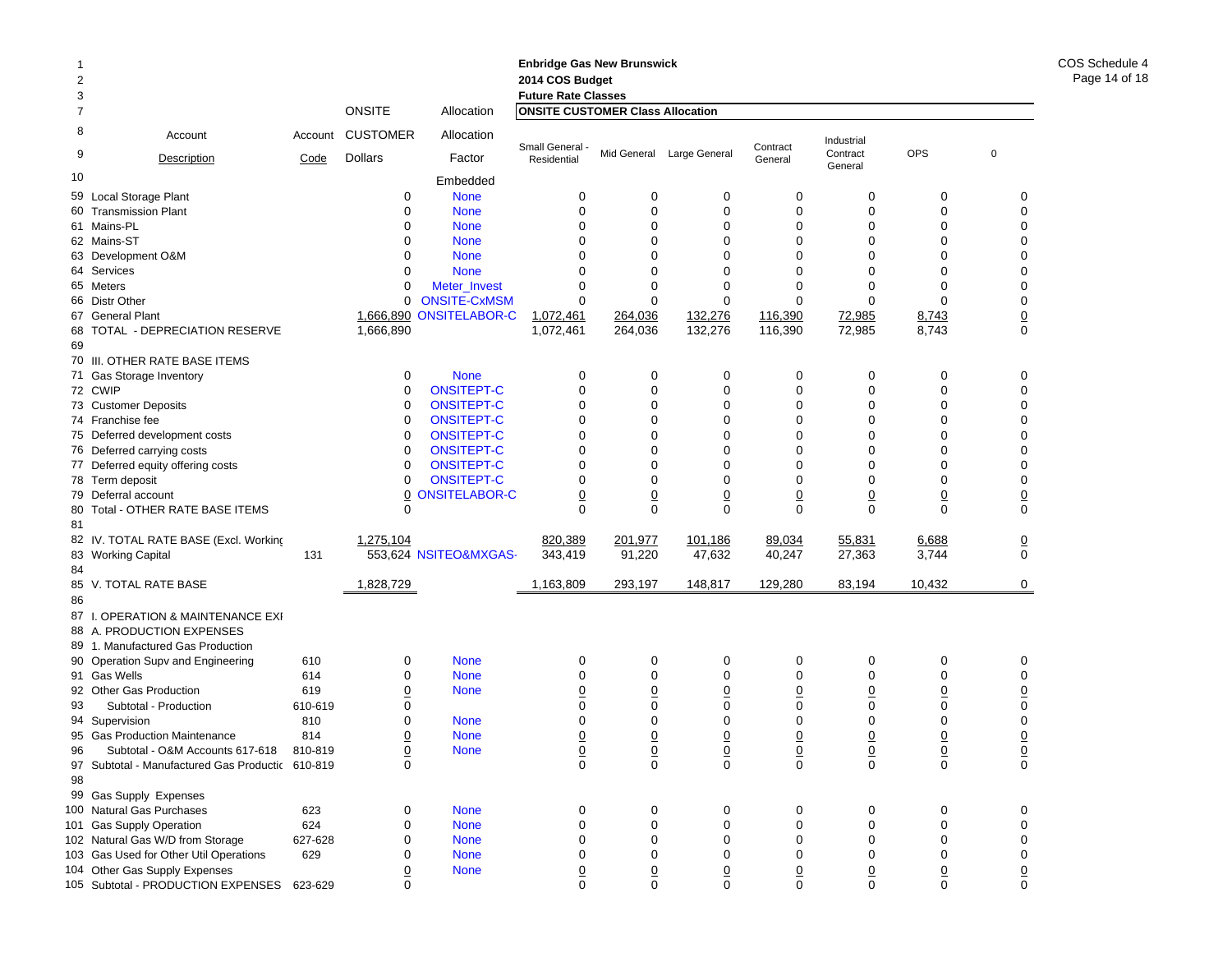**Enbridge Gas New Brunswick**
**2014 COS Budget**
**Future Rate Classes**

COS Schedule 4

| Line | Account Description | Account Code | ONSITE CUSTOMER Dollars | Allocation Factor (Embedded) | Small General - Residential | Mid General | Large General | Contract General | Industrial Contract General | OPS | 0 |
|---|---|---|---|---|---|---|---|---|---|---|---|
| | | | | | **ONSITE CUSTOMER Class Allocation** | | | | | | |
| 59 | Local Storage Plant | | 0 | None | 0 | 0 | 0 | 0 | 0 | 0 | 0 |
| 60 | Transmission Plant | | 0 | None | 0 | 0 | 0 | 0 | 0 | 0 | 0 |
| 61 | Mains-PL | | 0 | None | 0 | 0 | 0 | 0 | 0 | 0 | 0 |
| 62 | Mains-ST | | 0 | None | 0 | 0 | 0 | 0 | 0 | 0 | 0 |
| 63 | Development O&M | | 0 | None | 0 | 0 | 0 | 0 | 0 | 0 | 0 |
| 64 | Services | | 0 | None | 0 | 0 | 0 | 0 | 0 | 0 | 0 |
| 65 | Meters | | 0 | Meter_Invest | 0 | 0 | 0 | 0 | 0 | 0 | 0 |
| 66 | Distr Other | | 0 | ONSITE-CxMSM | 0 | 0 | 0 | 0 | 0 | 0 | 0 |
| 67 | General Plant | | 1,666,890 | ONSITELABOR-C | 1,072,461 | 264,036 | 132,276 | 116,390 | 72,985 | 8,743 | 0 |
| 68 | TOTAL - DEPRECIATION RESERVE | | 1,666,890 | | 1,072,461 | 264,036 | 132,276 | 116,390 | 72,985 | 8,743 | 0 |
| 69 | | | | | | | | | | | |
| 70 | III. OTHER RATE BASE ITEMS | | | | | | | | | | |
| 71 | Gas Storage Inventory | | 0 | None | 0 | 0 | 0 | 0 | 0 | 0 | 0 |
| 72 | CWIP | | 0 | ONSITEPT-C | 0 | 0 | 0 | 0 | 0 | 0 | 0 |
| 73 | Customer Deposits | | 0 | ONSITEPT-C | 0 | 0 | 0 | 0 | 0 | 0 | 0 |
| 74 | Franchise fee | | 0 | ONSITEPT-C | 0 | 0 | 0 | 0 | 0 | 0 | 0 |
| 75 | Deferred development costs | | 0 | ONSITEPT-C | 0 | 0 | 0 | 0 | 0 | 0 | 0 |
| 76 | Deferred carrying costs | | 0 | ONSITEPT-C | 0 | 0 | 0 | 0 | 0 | 0 | 0 |
| 77 | Deferred equity offering costs | | 0 | ONSITEPT-C | 0 | 0 | 0 | 0 | 0 | 0 | 0 |
| 78 | Term deposit | | 0 | ONSITEPT-C | 0 | 0 | 0 | 0 | 0 | 0 | 0 |
| 79 | Deferral account | | 0 | ONSITELABOR-C | 0 | 0 | 0 | 0 | 0 | 0 | 0 |
| 80 | Total - OTHER RATE BASE ITEMS | | 0 | | 0 | 0 | 0 | 0 | 0 | 0 | 0 |
| 81 | | | | | | | | | | | |
| 82 | IV. TOTAL RATE BASE (Excl. Working | | 1,275,104 | | 820,389 | 201,977 | 101,186 | 89,034 | 55,831 | 6,688 | 0 |
| 83 | Working Capital | 131 | 553,624 | NSITEO&MXGAS- | 343,419 | 91,220 | 47,632 | 40,247 | 27,363 | 3,744 | 0 |
| 84 | | | | | | | | | | | |
| 85 | V. TOTAL RATE BASE | | 1,828,729 | | 1,163,809 | 293,197 | 148,817 | 129,280 | 83,194 | 10,432 | 0 |
| 86 | | | | | | | | | | | |
| 87 | I. OPERATION & MAINTENANCE EXI | | | | | | | | | | |
| 88 | A. PRODUCTION EXPENSES | | | | | | | | | | |
| 89 | 1. Manufactured Gas Production | | | | | | | | | | |
| 90 | Operation Supv and Engineering | 610 | 0 | None | 0 | 0 | 0 | 0 | 0 | 0 | 0 |
| 91 | Gas Wells | 614 | 0 | None | 0 | 0 | 0 | 0 | 0 | 0 | 0 |
| 92 | Other Gas Production | 619 | 0 | None | 0 | 0 | 0 | 0 | 0 | 0 | 0 |
| 93 | Subtotal - Production | 610-619 | 0 | | 0 | 0 | 0 | 0 | 0 | 0 | 0 |
| 94 | Supervision | 810 | 0 | None | 0 | 0 | 0 | 0 | 0 | 0 | 0 |
| 95 | Gas Production Maintenance | 814 | 0 | None | 0 | 0 | 0 | 0 | 0 | 0 | 0 |
| 96 | Subtotal - O&M Accounts 617-618 | 810-819 | 0 | None | 0 | 0 | 0 | 0 | 0 | 0 | 0 |
| 97 | Subtotal - Manufactured Gas Productic | 610-819 | 0 | | 0 | 0 | 0 | 0 | 0 | 0 | 0 |
| 98 | | | | | | | | | | | |
| 99 | Gas Supply Expenses | | | | | | | | | | |
| 100 | Natural Gas Purchases | 623 | 0 | None | 0 | 0 | 0 | 0 | 0 | 0 | 0 |
| 101 | Gas Supply Operation | 624 | 0 | None | 0 | 0 | 0 | 0 | 0 | 0 | 0 |
| 102 | Natural Gas W/D from Storage | 627-628 | 0 | None | 0 | 0 | 0 | 0 | 0 | 0 | 0 |
| 103 | Gas Used for Other Util Operations | 629 | 0 | None | 0 | 0 | 0 | 0 | 0 | 0 | 0 |
| 104 | Other Gas Supply Expenses | | 0 | None | 0 | 0 | 0 | 0 | 0 | 0 | 0 |
| 105 | Subtotal - PRODUCTION EXPENSES | 623-629 | 0 | | 0 | 0 | 0 | 0 | 0 | 0 | 0 |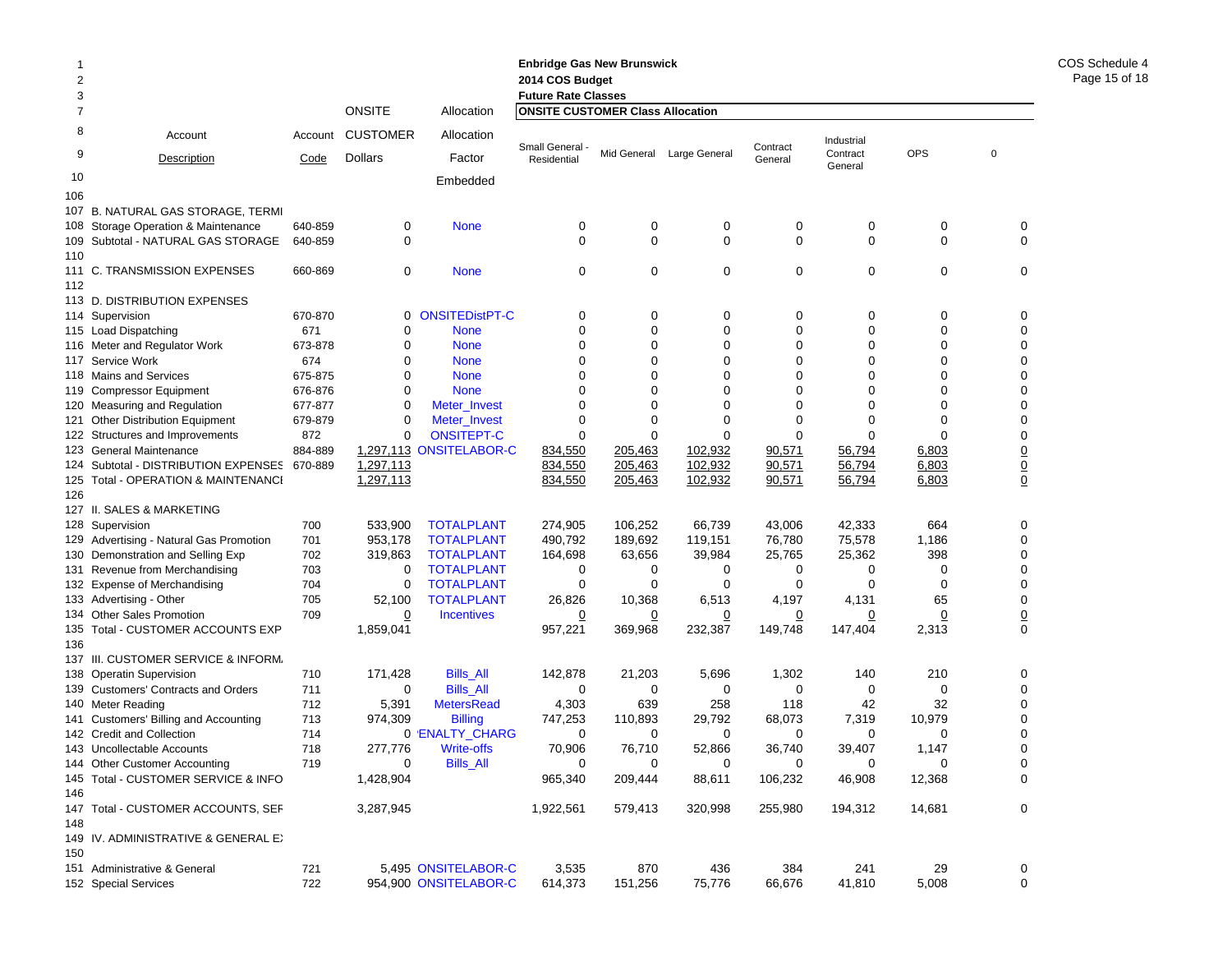**Enbridge Gas New Brunswick**
**2014 COS Budget**
**Future Rate Classes**

COS Schedule 4

| Line | Account Description | Account Code | ONSITE CUSTOMER Dollars | Allocation Factor | Small General - Residential | Mid General | Large General | Contract General | Industrial Contract General | OPS | 0 |
|---|---|---|---|---|---|---|---|---|---|---|---|
| 10 | | | | Embedded | | | | | | | |
| 106 | | | | | | | | | | | |
| 107 | B. NATURAL GAS STORAGE, TERMI | | | | | | | | | | |
| 108 | Storage Operation & Maintenance | 640-859 | 0 | None | 0 | 0 | 0 | 0 | 0 | 0 | 0 |
| 109 | Subtotal - NATURAL GAS STORAGE | 640-859 | 0 | | 0 | 0 | 0 | 0 | 0 | 0 | 0 |
| 110 | | | | | | | | | | | |
| 111 | C. TRANSMISSION EXPENSES | 660-869 | 0 | None | 0 | 0 | 0 | 0 | 0 | 0 | 0 |
| 112 | | | | | | | | | | | |
| 113 | D. DISTRIBUTION EXPENSES | | | | | | | | | | |
| 114 | Supervision | 670-870 | 0 | ONSITEDistPT-C | 0 | 0 | 0 | 0 | 0 | 0 | 0 |
| 115 | Load Dispatching | 671 | 0 | None | 0 | 0 | 0 | 0 | 0 | 0 | 0 |
| 116 | Meter and Regulator Work | 673-878 | 0 | None | 0 | 0 | 0 | 0 | 0 | 0 | 0 |
| 117 | Service Work | 674 | 0 | None | 0 | 0 | 0 | 0 | 0 | 0 | 0 |
| 118 | Mains and Services | 675-875 | 0 | None | 0 | 0 | 0 | 0 | 0 | 0 | 0 |
| 119 | Compressor Equipment | 676-876 | 0 | None | 0 | 0 | 0 | 0 | 0 | 0 | 0 |
| 120 | Measuring and Regulation | 677-877 | 0 | Meter_Invest | 0 | 0 | 0 | 0 | 0 | 0 | 0 |
| 121 | Other Distribution Equipment | 679-879 | 0 | Meter_Invest | 0 | 0 | 0 | 0 | 0 | 0 | 0 |
| 122 | Structures and Improvements | 872 | 0 | ONSITEPT-C | 0 | 0 | 0 | 0 | 0 | 0 | 0 |
| 123 | General Maintenance | 884-889 | 1,297,113 | ONSITELABOR-C | 834,550 | 205,463 | 102,932 | 90,571 | 56,794 | 6,803 | 0 |
| 124 | Subtotal - DISTRIBUTION EXPENSES | 670-889 | 1,297,113 | | 834,550 | 205,463 | 102,932 | 90,571 | 56,794 | 6,803 | 0 |
| 125 | Total - OPERATION & MAINTENANCI | | 1,297,113 | | 834,550 | 205,463 | 102,932 | 90,571 | 56,794 | 6,803 | 0 |
| 126 | | | | | | | | | | | |
| 127 | II. SALES & MARKETING | | | | | | | | | | |
| 128 | Supervision | 700 | 533,900 | TOTALPLANT | 274,905 | 106,252 | 66,739 | 43,006 | 42,333 | 664 | 0 |
| 129 | Advertising - Natural Gas Promotion | 701 | 953,178 | TOTALPLANT | 490,792 | 189,692 | 119,151 | 76,780 | 75,578 | 1,186 | 0 |
| 130 | Demonstration and Selling Exp | 702 | 319,863 | TOTALPLANT | 164,698 | 63,656 | 39,984 | 25,765 | 25,362 | 398 | 0 |
| 131 | Revenue from Merchandising | 703 | 0 | TOTALPLANT | 0 | 0 | 0 | 0 | 0 | 0 | 0 |
| 132 | Expense of Merchandising | 704 | 0 | TOTALPLANT | 0 | 0 | 0 | 0 | 0 | 0 | 0 |
| 133 | Advertising - Other | 705 | 52,100 | TOTALPLANT | 26,826 | 10,368 | 6,513 | 4,197 | 4,131 | 65 | 0 |
| 134 | Other Sales Promotion | 709 | 0 | Incentives | 0 | 0 | 0 | 0 | 0 | 0 | 0 |
| 135 | Total - CUSTOMER ACCOUNTS EXP | | 1,859,041 | | 957,221 | 369,968 | 232,387 | 149,748 | 147,404 | 2,313 | 0 |
| 136 | | | | | | | | | | | |
| 137 | III. CUSTOMER SERVICE & INFORM. | | | | | | | | | | |
| 138 | Operatin Supervision | 710 | 171,428 | Bills_All | 142,878 | 21,203 | 5,696 | 1,302 | 140 | 210 | 0 |
| 139 | Customers' Contracts and Orders | 711 | 0 | Bills_All | 0 | 0 | 0 | 0 | 0 | 0 | 0 |
| 140 | Meter Reading | 712 | 5,391 | MetersRead | 4,303 | 639 | 258 | 118 | 42 | 32 | 0 |
| 141 | Customers' Billing and Accounting | 713 | 974,309 | Billing | 747,253 | 110,893 | 29,792 | 68,073 | 7,319 | 10,979 | 0 |
| 142 | Credit and Collection | 714 | 0 | 'ENALTY_CHARG | 0 | 0 | 0 | 0 | 0 | 0 | 0 |
| 143 | Uncollectable Accounts | 718 | 277,776 | Write-offs | 70,906 | 76,710 | 52,866 | 36,740 | 39,407 | 1,147 | 0 |
| 144 | Other Customer Accounting | 719 | 0 | Bills_All | 0 | 0 | 0 | 0 | 0 | 0 | 0 |
| 145 | Total - CUSTOMER SERVICE & INFO | | 1,428,904 | | 965,340 | 209,444 | 88,611 | 106,232 | 46,908 | 12,368 | 0 |
| 146 | | | | | | | | | | | |
| 147 | Total - CUSTOMER ACCOUNTS, SEF | | 3,287,945 | | 1,922,561 | 579,413 | 320,998 | 255,980 | 194,312 | 14,681 | 0 |
| 148 | | | | | | | | | | | |
| 149 | IV. ADMINISTRATIVE & GENERAL E) | | | | | | | | | | |
| 150 | | | | | | | | | | | |
| 151 | Administrative & General | 721 | 5,495 | ONSITELABOR-C | 3,535 | 870 | 436 | 384 | 241 | 29 | 0 |
| 152 | Special Services | 722 | 954,900 | ONSITELABOR-C | 614,373 | 151,256 | 75,776 | 66,676 | 41,810 | 5,008 | 0 |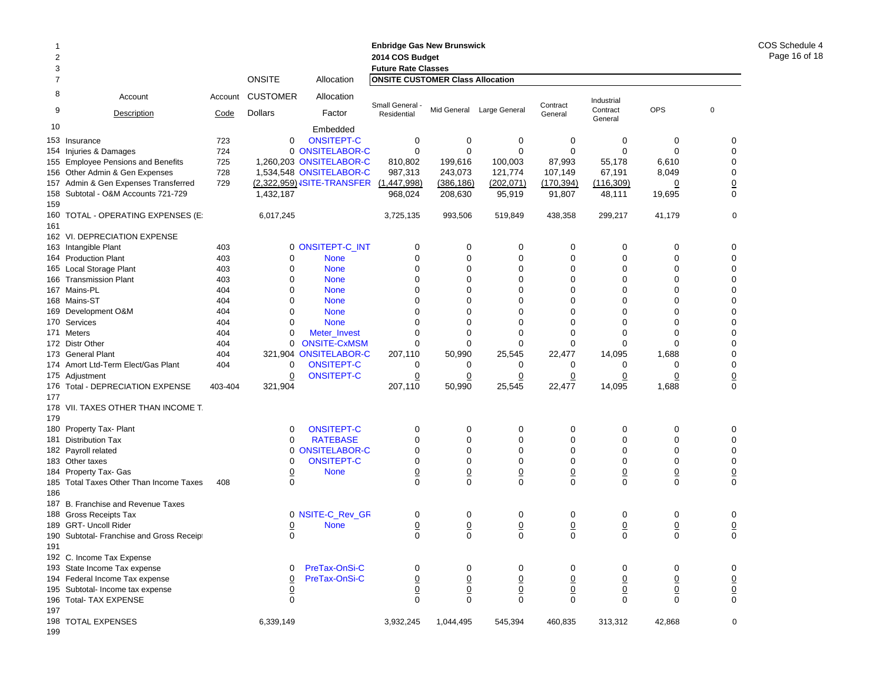Enbridge Gas New Brunswick
2014 COS Budget
Future Rate Classes

| | | | ONSITE | Allocation | ONSITE CUSTOMER Class Allocation | | | | | | |
|---|---|---|---|---|---|---|---|---|---|---|---|
| | Account Description | Account Code | CUSTOMER Dollars | Allocation Factor | Small General - Residential | Mid General | Large General | Contract General | Industrial Contract General | OPS | 0 |
| 10 | | | | Embedded | | | | | | | |
| 153 | Insurance | 723 | 0 | ONSITEPT-C | 0 | 0 | 0 | 0 | 0 | 0 | 0 |
| 154 | Injuries & Damages | 724 | 0 | ONSITELABOR-C | 0 | 0 | 0 | 0 | 0 | 0 | 0 |
| 155 | Employee Pensions and Benefits | 725 | 1,260,203 | ONSITELABOR-C | 810,802 | 199,616 | 100,003 | 87,993 | 55,178 | 6,610 | 0 |
| 156 | Other Admin & Gen Expenses | 728 | 1,534,548 | ONSITELABOR-C | 987,313 | 243,073 | 121,774 | 107,149 | 67,191 | 8,049 | 0 |
| 157 | Admin & Gen Expenses Transferred | 729 | (2,322,959) | NSITE-TRANSFER | (1,447,998) | (386,186) | (202,071) | (170,394) | (116,309) | 0 | 0 |
| 158 | Subtotal - O&M Accounts 721-729 | | 1,432,187 | | 968,024 | 208,630 | 95,919 | 91,807 | 48,111 | 19,695 | 0 |
| 159 | | | | | | | | | | | |
| 160 | TOTAL - OPERATING EXPENSES (E: | | 6,017,245 | | 3,725,135 | 993,506 | 519,849 | 438,358 | 299,217 | 41,179 | 0 |
| 161 | | | | | | | | | | | |
| 162 | VI. DEPRECIATION EXPENSE | | | | | | | | | | |
| 163 | Intangible Plant | 403 | 0 | ONSITEPT-C_INT | 0 | 0 | 0 | 0 | 0 | 0 | 0 |
| 164 | Production Plant | 403 | 0 | None | 0 | 0 | 0 | 0 | 0 | 0 | 0 |
| 165 | Local Storage Plant | 403 | 0 | None | 0 | 0 | 0 | 0 | 0 | 0 | 0 |
| 166 | Transmission Plant | 403 | 0 | None | 0 | 0 | 0 | 0 | 0 | 0 | 0 |
| 167 | Mains-PL | 404 | 0 | None | 0 | 0 | 0 | 0 | 0 | 0 | 0 |
| 168 | Mains-ST | 404 | 0 | None | 0 | 0 | 0 | 0 | 0 | 0 | 0 |
| 169 | Development O&M | 404 | 0 | None | 0 | 0 | 0 | 0 | 0 | 0 | 0 |
| 170 | Services | 404 | 0 | None | 0 | 0 | 0 | 0 | 0 | 0 | 0 |
| 171 | Meters | 404 | 0 | Meter_Invest | 0 | 0 | 0 | 0 | 0 | 0 | 0 |
| 172 | Distr Other | 404 | 0 | ONSITE-CxMSM | 0 | 0 | 0 | 0 | 0 | 0 | 0 |
| 173 | General Plant | 404 | 321,904 | ONSITELABOR-C | 207,110 | 50,990 | 25,545 | 22,477 | 14,095 | 1,688 | 0 |
| 174 | Amort Ltd-Term Elect/Gas Plant | 404 | 0 | ONSITEPT-C | 0 | 0 | 0 | 0 | 0 | 0 | 0 |
| 175 | Adjustment | | 0 | ONSITEPT-C | 0 | 0 | 0 | 0 | 0 | 0 | 0 |
| 176 | Total - DEPRECIATION EXPENSE | 403-404 | 321,904 | | 207,110 | 50,990 | 25,545 | 22,477 | 14,095 | 1,688 | 0 |
| 177 | | | | | | | | | | | |
| 178 | VII. TAXES OTHER THAN INCOME T. | | | | | | | | | | |
| 179 | | | | | | | | | | | |
| 180 | Property Tax- Plant | | 0 | ONSITEPT-C | 0 | 0 | 0 | 0 | 0 | 0 | 0 |
| 181 | Distribution Tax | | 0 | RATEBASE | 0 | 0 | 0 | 0 | 0 | 0 | 0 |
| 182 | Payroll related | | 0 | ONSITELABOR-C | 0 | 0 | 0 | 0 | 0 | 0 | 0 |
| 183 | Other taxes | | 0 | ONSITEPT-C | 0 | 0 | 0 | 0 | 0 | 0 | 0 |
| 184 | Property Tax- Gas | | 0 | None | 0 | 0 | 0 | 0 | 0 | 0 | 0 |
| 185 | Total Taxes Other Than Income Taxes | 408 | 0 | | 0 | 0 | 0 | 0 | 0 | 0 | 0 |
| 186 | | | | | | | | | | | |
| 187 | B. Franchise and Revenue Taxes | | | | | | | | | | |
| 188 | Gross Receipts Tax | | 0 | NSITE-C_Rev_GR | 0 | 0 | 0 | 0 | 0 | 0 | 0 |
| 189 | GRT- Uncoll Rider | | 0 | None | 0 | 0 | 0 | 0 | 0 | 0 | 0 |
| 190 | Subtotal- Franchise and Gross Receipt | | 0 | | 0 | 0 | 0 | 0 | 0 | 0 | 0 |
| 191 | | | | | | | | | | | |
| 192 | C. Income Tax Expense | | | | | | | | | | |
| 193 | State Income Tax expense | | 0 | PreTax-OnSi-C | 0 | 0 | 0 | 0 | 0 | 0 | 0 |
| 194 | Federal Income Tax expense | | 0 | PreTax-OnSi-C | 0 | 0 | 0 | 0 | 0 | 0 | 0 |
| 195 | Subtotal- Income tax expense | | 0 | | 0 | 0 | 0 | 0 | 0 | 0 | 0 |
| 196 | Total- TAX EXPENSE | | 0 | | 0 | 0 | 0 | 0 | 0 | 0 | 0 |
| 197 | | | | | | | | | | | |
| 198 | TOTAL EXPENSES | | 6,339,149 | | 3,932,245 | 1,044,495 | 545,394 | 460,835 | 313,312 | 42,868 | 0 |
| 199 | | | | | | | | | | | |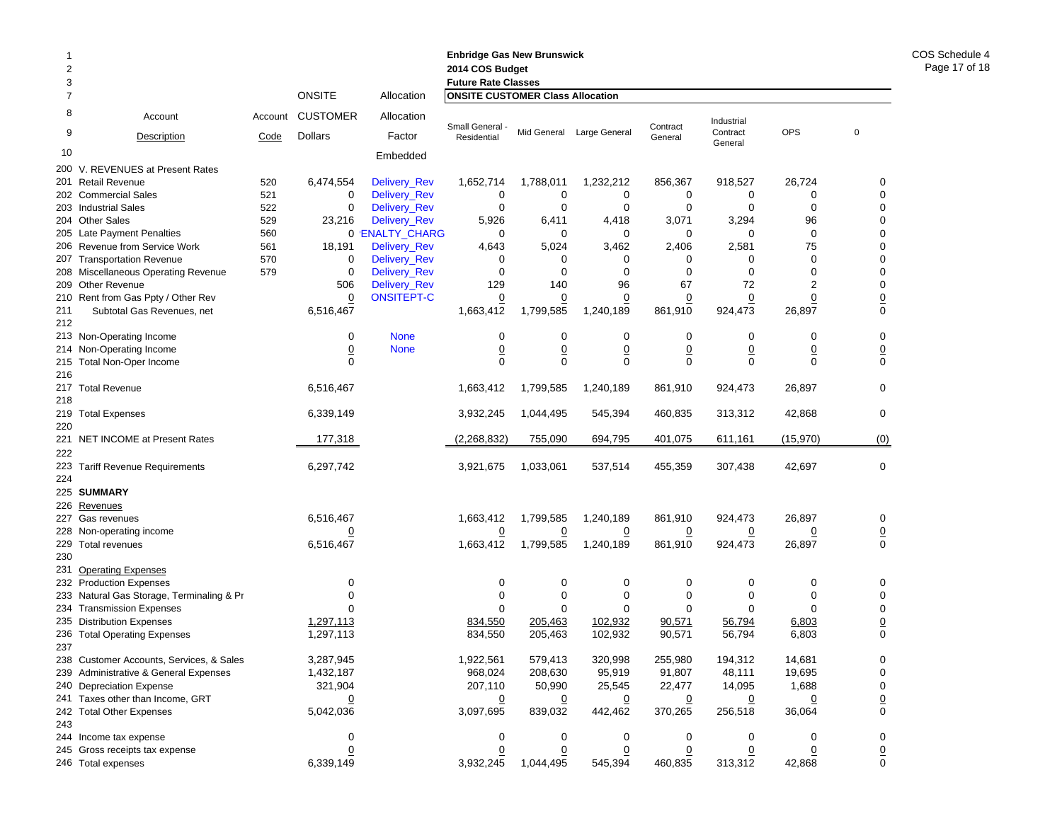**Enbridge Gas New Brunswick**
**2014 COS Budget**
**Future Rate Classes**

| Line | Account Description | Account Code | ONSITE CUSTOMER Dollars | Allocation Factor (Embedded) | Small General - Residential | Mid General | Large General | Contract General | Industrial Contract General | OPS | 0 |
|---|---|---|---|---|---|---|---|---|---|---|---|
| | | | | | **ONSITE CUSTOMER Class Allocation** | | | | | | |
| 200 | V. REVENUES at Present Rates | | | | | | | | | | |
| 201 | Retail Revenue | 520 | 6,474,554 | Delivery_Rev | 1,652,714 | 1,788,011 | 1,232,212 | 856,367 | 918,527 | 26,724 | 0 |
| 202 | Commercial Sales | 521 | 0 | Delivery_Rev | 0 | 0 | 0 | 0 | 0 | 0 | 0 |
| 203 | Industrial Sales | 522 | 0 | Delivery_Rev | 0 | 0 | 0 | 0 | 0 | 0 | 0 |
| 204 | Other Sales | 529 | 23,216 | Delivery_Rev | 5,926 | 6,411 | 4,418 | 3,071 | 3,294 | 96 | 0 |
| 205 | Late Payment Penalties | 560 | 0 | 'ENALTY_CHARG | 0 | 0 | 0 | 0 | 0 | 0 | 0 |
| 206 | Revenue from Service Work | 561 | 18,191 | Delivery_Rev | 4,643 | 5,024 | 3,462 | 2,406 | 2,581 | 75 | 0 |
| 207 | Transportation Revenue | 570 | 0 | Delivery_Rev | 0 | 0 | 0 | 0 | 0 | 0 | 0 |
| 208 | Miscellaneous Operating Revenue | 579 | 0 | Delivery_Rev | 0 | 0 | 0 | 0 | 0 | 0 | 0 |
| 209 | Other Revenue | | 506 | Delivery_Rev | 129 | 140 | 96 | 67 | 72 | 2 | 0 |
| 210 | Rent from Gas Ppty / Other Rev | | 0 | ONSITEPT-C | 0 | 0 | 0 | 0 | 0 | 0 | 0 |
| 211 | Subtotal Gas Revenues, net | | 6,516,467 | | 1,663,412 | 1,799,585 | 1,240,189 | 861,910 | 924,473 | 26,897 | 0 |
| 212 | | | | | | | | | | | |
| 213 | Non-Operating Income | | 0 | None | 0 | 0 | 0 | 0 | 0 | 0 | 0 |
| 214 | Non-Operating Income | | 0 | None | 0 | 0 | 0 | 0 | 0 | 0 | 0 |
| 215 | Total Non-Oper Income | | 0 | | 0 | 0 | 0 | 0 | 0 | 0 | 0 |
| 216 | | | | | | | | | | | |
| 217 | Total Revenue | | 6,516,467 | | 1,663,412 | 1,799,585 | 1,240,189 | 861,910 | 924,473 | 26,897 | 0 |
| 218 | | | | | | | | | | | |
| 219 | Total Expenses | | 6,339,149 | | 3,932,245 | 1,044,495 | 545,394 | 460,835 | 313,312 | 42,868 | 0 |
| 220 | | | | | | | | | | | |
| 221 | NET INCOME at Present Rates | | 177,318 | | (2,268,832) | 755,090 | 694,795 | 401,075 | 611,161 | (15,970) | (0) |
| 222 | | | | | | | | | | | |
| 223 | Tariff Revenue Requirements | | 6,297,742 | | 3,921,675 | 1,033,061 | 537,514 | 455,359 | 307,438 | 42,697 | 0 |
| 224 | | | | | | | | | | | |
| 225 | **SUMMARY** | | | | | | | | | | |
| 226 | Revenues | | | | | | | | | | |
| 227 | Gas revenues | | 6,516,467 | | 1,663,412 | 1,799,585 | 1,240,189 | 861,910 | 924,473 | 26,897 | 0 |
| 228 | Non-operating income | | 0 | | 0 | 0 | 0 | 0 | 0 | 0 | 0 |
| 229 | Total revenues | | 6,516,467 | | 1,663,412 | 1,799,585 | 1,240,189 | 861,910 | 924,473 | 26,897 | 0 |
| 230 | | | | | | | | | | | |
| 231 | Operating Expenses | | | | | | | | | | |
| 232 | Production Expenses | | 0 | | 0 | 0 | 0 | 0 | 0 | 0 | 0 |
| 233 | Natural Gas Storage, Terminaling & Pr | | 0 | | 0 | 0 | 0 | 0 | 0 | 0 | 0 |
| 234 | Transmission Expenses | | 0 | | 0 | 0 | 0 | 0 | 0 | 0 | 0 |
| 235 | Distribution Expenses | | 1,297,113 | | 834,550 | 205,463 | 102,932 | 90,571 | 56,794 | 6,803 | 0 |
| 236 | Total Operating Expenses | | 1,297,113 | | 834,550 | 205,463 | 102,932 | 90,571 | 56,794 | 6,803 | 0 |
| 237 | | | | | | | | | | | |
| 238 | Customer Accounts, Services, & Sales | | 3,287,945 | | 1,922,561 | 579,413 | 320,998 | 255,980 | 194,312 | 14,681 | 0 |
| 239 | Administrative & General Expenses | | 1,432,187 | | 968,024 | 208,630 | 95,919 | 91,807 | 48,111 | 19,695 | 0 |
| 240 | Depreciation Expense | | 321,904 | | 207,110 | 50,990 | 25,545 | 22,477 | 14,095 | 1,688 | 0 |
| 241 | Taxes other than Income, GRT | | 0 | | 0 | 0 | 0 | 0 | 0 | 0 | 0 |
| 242 | Total Other Expenses | | 5,042,036 | | 3,097,695 | 839,032 | 442,462 | 370,265 | 256,518 | 36,064 | 0 |
| 243 | | | | | | | | | | | |
| 244 | Income tax expense | | 0 | | 0 | 0 | 0 | 0 | 0 | 0 | 0 |
| 245 | Gross receipts tax expense | | 0 | | 0 | 0 | 0 | 0 | 0 | 0 | 0 |
| 246 | Total expenses | | 6,339,149 | | 3,932,245 | 1,044,495 | 545,394 | 460,835 | 313,312 | 42,868 | 0 |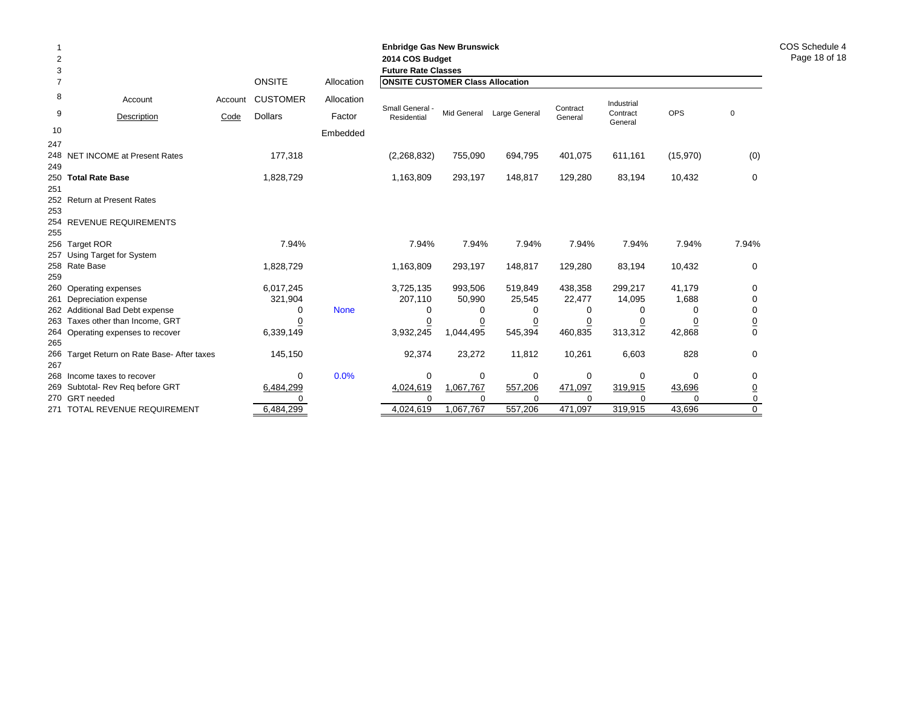**Enbridge Gas New Brunswick**
**2014 COS Budget**
**Future Rate Classes**

COS Schedule 4

| | Account Description | Account Code | ONSITE CUSTOMER Dollars | Allocation Factor Embedded | Small General - Residential | Mid General | Large General | Contract General | Industrial Contract General | OPS | 0 |
|---|---|---|---|---|---|---|---|---|---|---|---|
| | | | | | **ONSITE CUSTOMER Class Allocation** | | | | | | |
| 247 | | | | | | | | | | | |
| 248 | NET INCOME at Present Rates | | 177,318 | | (2,268,832) | 755,090 | 694,795 | 401,075 | 611,161 | (15,970) | (0) |
| 249 | | | | | | | | | | | |
| 250 | **Total Rate Base** | | 1,828,729 | | 1,163,809 | 293,197 | 148,817 | 129,280 | 83,194 | 10,432 | 0 |
| 251 | | | | | | | | | | | |
| 252 | Return at Present Rates | | | | | | | | | | |
| 253 | | | | | | | | | | | |
| 254 | REVENUE REQUIREMENTS | | | | | | | | | | |
| 255 | | | | | | | | | | | |
| 256 | Target ROR | | 7.94% | | 7.94% | 7.94% | 7.94% | 7.94% | 7.94% | 7.94% | 7.94% |
| 257 | Using Target for System | | | | | | | | | | |
| 258 | Rate Base | | 1,828,729 | | 1,163,809 | 293,197 | 148,817 | 129,280 | 83,194 | 10,432 | 0 |
| 259 | | | | | | | | | | | |
| 260 | Operating expenses | | 6,017,245 | | 3,725,135 | 993,506 | 519,849 | 438,358 | 299,217 | 41,179 | 0 |
| 261 | Depreciation expense | | 321,904 | | 207,110 | 50,990 | 25,545 | 22,477 | 14,095 | 1,688 | 0 |
| 262 | Additional Bad Debt expense | | 0 | None | 0 | 0 | 0 | 0 | 0 | 0 | 0 |
| 263 | Taxes other than Income, GRT | | 0 | | 0 | 0 | 0 | 0 | 0 | 0 | 0 |
| 264 | Operating expenses to recover | | 6,339,149 | | 3,932,245 | 1,044,495 | 545,394 | 460,835 | 313,312 | 42,868 | 0 |
| 265 | | | | | | | | | | | |
| 266 | Target Return on Rate Base- After taxes | | 145,150 | | 92,374 | 23,272 | 11,812 | 10,261 | 6,603 | 828 | 0 |
| 267 | | | | | | | | | | | |
| 268 | Income taxes to recover | | 0 | 0.0% | 0 | 0 | 0 | 0 | 0 | 0 | 0 |
| 269 | Subtotal- Rev Req before GRT | | 6,484,299 | | 4,024,619 | 1,067,767 | 557,206 | 471,097 | 319,915 | 43,696 | 0 |
| 270 | GRT needed | | 0 | | 0 | 0 | 0 | 0 | 0 | 0 | 0 |
| 271 | TOTAL REVENUE REQUIREMENT | | 6,484,299 | | 4,024,619 | 1,067,767 | 557,206 | 471,097 | 319,915 | 43,696 | 0 |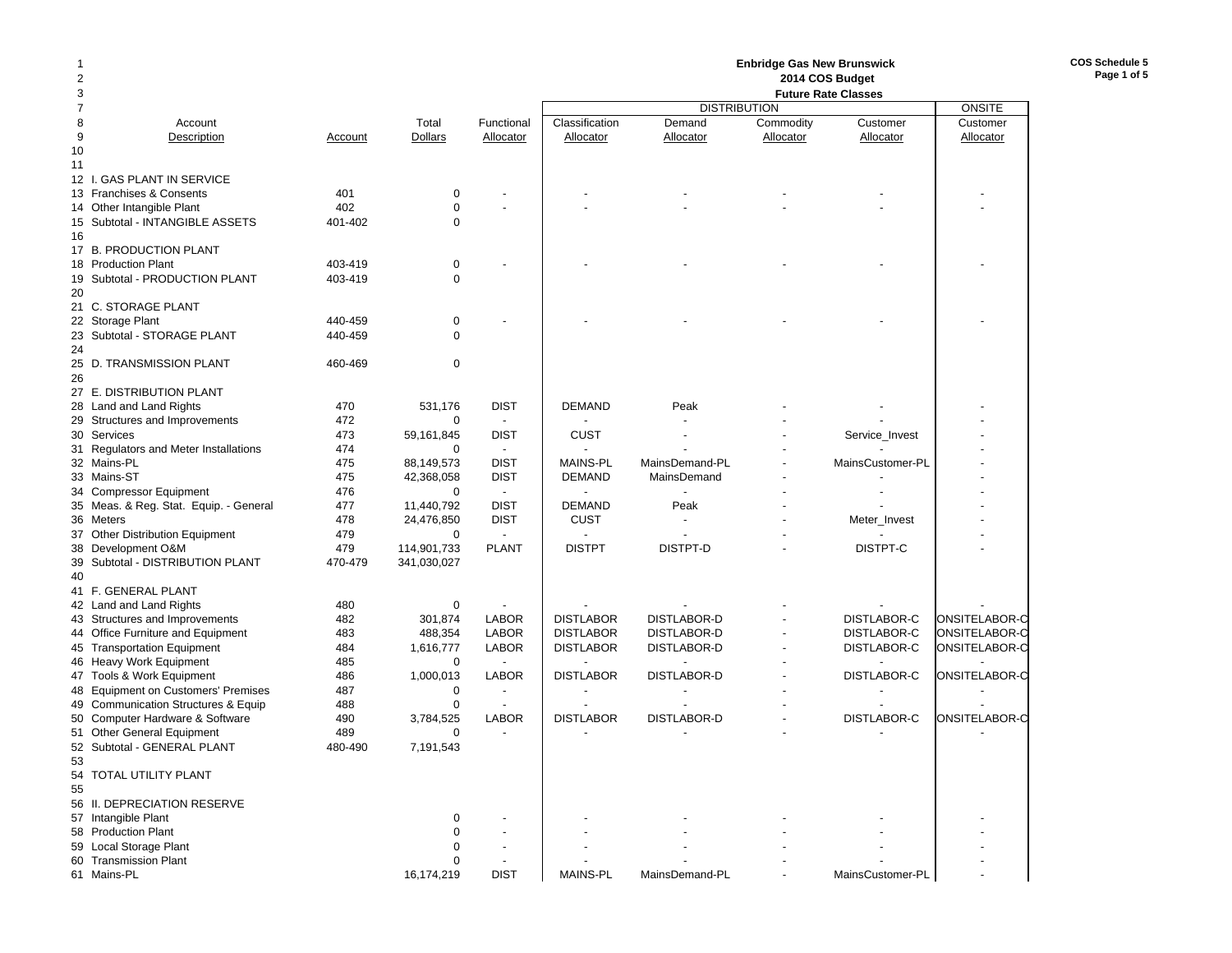**Enbridge Gas New Brunswick**
**2014 COS Budget**
**Future Rate Classes**

**COS Schedule 5**

| Line | Account Description | Account | Total Dollars | Functional Allocator | Classification Allocator (DISTRIBUTION) | Demand Allocator (DISTRIBUTION) | Commodity Allocator (DISTRIBUTION) | Customer Allocator (DISTRIBUTION) | Customer Allocator (ONSITE) |
|---|---|---|---|---|---|---|---|---|---|
| 10 | | | | | | | | | |
| 11 | | | | | | | | | |
| 12 | I. GAS PLANT IN SERVICE | | | | | | | | |
| 13 | Franchises & Consents | 401 | 0 | - | - | - | - | - | - |
| 14 | Other Intangible Plant | 402 | 0 | - | - | - | - | - | - |
| 15 | Subtotal - INTANGIBLE ASSETS | 401-402 | 0 | | | | | | |
| 16 | | | | | | | | | |
| 17 | B. PRODUCTION PLANT | | | | | | | | |
| 18 | Production Plant | 403-419 | 0 | - | - | - | - | - | - |
| 19 | Subtotal - PRODUCTION PLANT | 403-419 | 0 | | | | | | |
| 20 | | | | | | | | | |
| 21 | C. STORAGE PLANT | | | | | | | | |
| 22 | Storage Plant | 440-459 | 0 | - | - | - | - | - | - |
| 23 | Subtotal - STORAGE PLANT | 440-459 | 0 | | | | | | |
| 24 | | | | | | | | | |
| 25 | D. TRANSMISSION PLANT | 460-469 | 0 | | | | | | |
| 26 | | | | | | | | | |
| 27 | E. DISTRIBUTION PLANT | | | | | | | | |
| 28 | Land and Land Rights | 470 | 531,176 | DIST | DEMAND | Peak | - | - | - |
| 29 | Structures and Improvements | 472 | 0 | - | - | - | - | - | - |
| 30 | Services | 473 | 59,161,845 | DIST | CUST | - | - | Service_Invest | - |
| 31 | Regulators and Meter Installations | 474 | 0 | - | - | - | - | - | - |
| 32 | Mains-PL | 475 | 88,149,573 | DIST | MAINS-PL | MainsDemand-PL | - | MainsCustomer-PL | - |
| 33 | Mains-ST | 475 | 42,368,058 | DIST | DEMAND | MainsDemand | - | - | - |
| 34 | Compressor Equipment | 476 | 0 | - | - | - | - | - | - |
| 35 | Meas. & Reg. Stat. Equip. - General | 477 | 11,440,792 | DIST | DEMAND | Peak | - | - | - |
| 36 | Meters | 478 | 24,476,850 | DIST | CUST | - | - | Meter_Invest | - |
| 37 | Other Distribution Equipment | 479 | 0 | - | - | - | - | - | - |
| 38 | Development O&M | 479 | 114,901,733 | PLANT | DISTPT | DISTPT-D | - | DISTPT-C | - |
| 39 | Subtotal - DISTRIBUTION PLANT | 470-479 | 341,030,027 | | | | | | |
| 40 | | | | | | | | | |
| 41 | F. GENERAL PLANT | | | | | | | | |
| 42 | Land and Land Rights | 480 | 0 | - | - | - | - | - | - |
| 43 | Structures and Improvements | 482 | 301,874 | LABOR | DISTLABOR | DISTLABOR-D | - | DISTLABOR-C | ONSITELABOR-C |
| 44 | Office Furniture and Equipment | 483 | 488,354 | LABOR | DISTLABOR | DISTLABOR-D | - | DISTLABOR-C | ONSITELABOR-C |
| 45 | Transportation Equipment | 484 | 1,616,777 | LABOR | DISTLABOR | DISTLABOR-D | - | DISTLABOR-C | ONSITELABOR-C |
| 46 | Heavy Work Equipment | 485 | 0 | - | - | - | - | - | - |
| 47 | Tools & Work Equipment | 486 | 1,000,013 | LABOR | DISTLABOR | DISTLABOR-D | - | DISTLABOR-C | ONSITELABOR-C |
| 48 | Equipment on Customers' Premises | 487 | 0 | - | - | - | - | - | - |
| 49 | Communication Structures & Equip | 488 | 0 | - | - | - | - | - | - |
| 50 | Computer Hardware & Software | 490 | 3,784,525 | LABOR | DISTLABOR | DISTLABOR-D | - | DISTLABOR-C | ONSITELABOR-C |
| 51 | Other General Equipment | 489 | 0 | - | - | - | - | - | - |
| 52 | Subtotal - GENERAL PLANT | 480-490 | 7,191,543 | | | | | | |
| 53 | | | | | | | | | |
| 54 | TOTAL UTILITY PLANT | | | | | | | | |
| 55 | | | | | | | | | |
| 56 | II. DEPRECIATION RESERVE | | | | | | | | |
| 57 | Intangible Plant | | 0 | - | - | - | - | - | - |
| 58 | Production Plant | | 0 | - | - | - | - | - | - |
| 59 | Local Storage Plant | | 0 | - | - | - | - | - | - |
| 60 | Transmission Plant | | 0 | - | - | - | - | - | - |
| 61 | Mains-PL | | 16,174,219 | DIST | MAINS-PL | MainsDemand-PL | - | MainsCustomer-PL | - |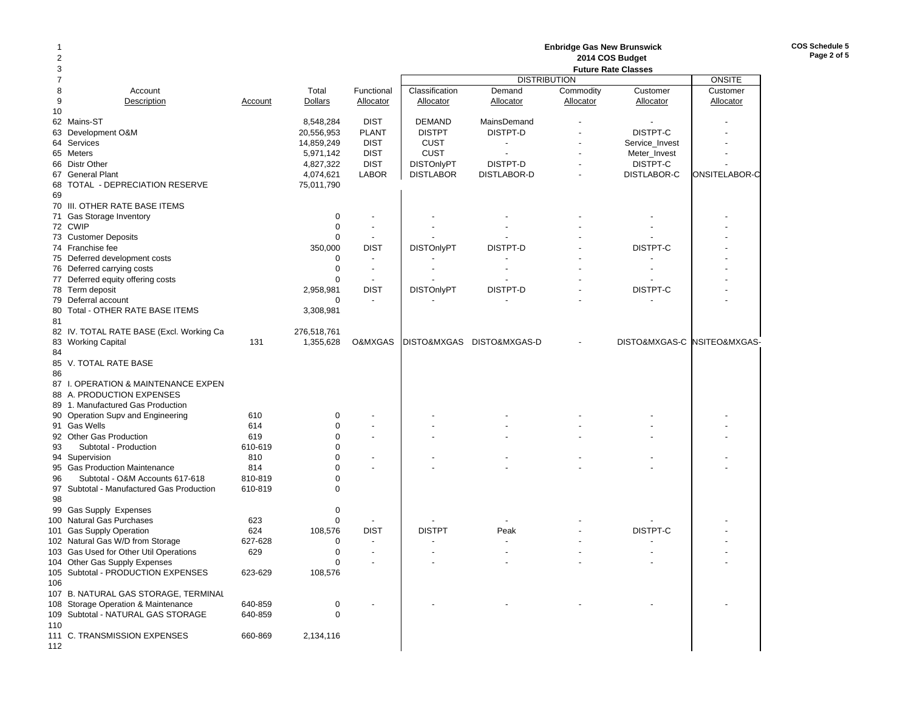**Enbridge Gas New Brunswick**
**2014 COS Budget**
**Future Rate Classes**

| Line | Account Description | Account | Total Dollars | Functional Allocator | Classification Allocator | DISTRIBUTION Demand Allocator | Commodity Allocator | Customer Allocator | ONSITE Customer Allocator |
|---|---|---|---|---|---|---|---|---|---|
| 10 | | | | | | | | | |
| 62 | Mains-ST | | 8,548,284 | DIST | DEMAND | MainsDemand | - | - | - |
| 63 | Development O&M | | 20,556,953 | PLANT | DISTPT | DISTPT-D | - | DISTPT-C | - |
| 64 | Services | | 14,859,249 | DIST | CUST | - | - | Service_Invest | - |
| 65 | Meters | | 5,971,142 | DIST | CUST | - | - | Meter_Invest | - |
| 66 | Distr Other | | 4,827,322 | DIST | DISTOnlyPT | DISTPT-D | - | DISTPT-C | - |
| 67 | General Plant | | 4,074,621 | LABOR | DISTLABOR | DISTLABOR-D | - | DISTLABOR-C | ONSITELABOR-C |
| 68 | TOTAL - DEPRECIATION RESERVE | | 75,011,790 | | | | | | |
| 69 | | | | | | | | | |
| 70 | III. OTHER RATE BASE ITEMS | | | | | | | | |
| 71 | Gas Storage Inventory | | 0 | - | - | - | - | - | - |
| 72 | CWIP | | 0 | - | - | - | - | - | - |
| 73 | Customer Deposits | | 0 | - | - | - | - | - | - |
| 74 | Franchise fee | | 350,000 | DIST | DISTOnlyPT | DISTPT-D | - | DISTPT-C | - |
| 75 | Deferred development costs | | 0 | - | - | - | - | - | - |
| 76 | Deferred carrying costs | | 0 | - | - | - | - | - | - |
| 77 | Deferred equity offering costs | | 0 | - | - | - | - | - | - |
| 78 | Term deposit | | 2,958,981 | DIST | DISTOnlyPT | DISTPT-D | - | DISTPT-C | - |
| 79 | Deferral account | | 0 | - | - | - | - | - | - |
| 80 | Total - OTHER RATE BASE ITEMS | | 3,308,981 | | | | | | |
| 81 | | | | | | | | | |
| 82 | IV. TOTAL RATE BASE (Excl. Working Ca | | 276,518,761 | | | | | | |
| 83 | Working Capital | 131 | 1,355,628 | O&MXGAS | DISTO&MXGAS | DISTO&MXGAS-D | - | DISTO&MXGAS-C | NSITEO&MXGAS- |
| 84 | | | | | | | | | |
| 85 | V. TOTAL RATE BASE | | | | | | | | |
| 86 | | | | | | | | | |
| 87 | I. OPERATION & MAINTENANCE EXPEN | | | | | | | | |
| 88 | A. PRODUCTION EXPENSES | | | | | | | | |
| 89 | 1. Manufactured Gas Production | | | | | | | | |
| 90 | Operation Supv and Engineering | 610 | 0 | - | - | - | - | - | - |
| 91 | Gas Wells | 614 | 0 | - | - | - | - | - | - |
| 92 | Other Gas Production | 619 | 0 | - | - | - | - | - | - |
| 93 | Subtotal - Production | 610-619 | 0 | | | | | | |
| 94 | Supervision | 810 | 0 | - | - | - | - | - | - |
| 95 | Gas Production Maintenance | 814 | 0 | - | - | - | - | - | - |
| 96 | Subtotal - O&M Accounts 617-618 | 810-819 | 0 | | | | | | |
| 97 | Subtotal - Manufactured Gas Production | 610-819 | 0 | | | | | | |
| 98 | | | | | | | | | |
| 99 | Gas Supply Expenses | | 0 | | | | | | |
| 100 | Natural Gas Purchases | 623 | 0 | - | - | - | - | - | - |
| 101 | Gas Supply Operation | 624 | 108,576 | DIST | DISTPT | Peak | - | DISTPT-C | - |
| 102 | Natural Gas W/D from Storage | 627-628 | 0 | - | - | - | - | - | - |
| 103 | Gas Used for Other Util Operations | 629 | 0 | - | - | - | - | - | - |
| 104 | Other Gas Supply Expenses | | 0 | - | - | - | - | - | - |
| 105 | Subtotal - PRODUCTION EXPENSES | 623-629 | 108,576 | | | | | | |
| 106 | | | | | | | | | |
| 107 | B. NATURAL GAS STORAGE, TERMINAL | | | | | | | | |
| 108 | Storage Operation & Maintenance | 640-859 | 0 | - | - | - | - | - | - |
| 109 | Subtotal - NATURAL GAS STORAGE | 640-859 | 0 | | | | | | |
| 110 | | | | | | | | | |
| 111 | C. TRANSMISSION EXPENSES | 660-869 | 2,134,116 | | | | | | |
| 112 | | | | | | | | | |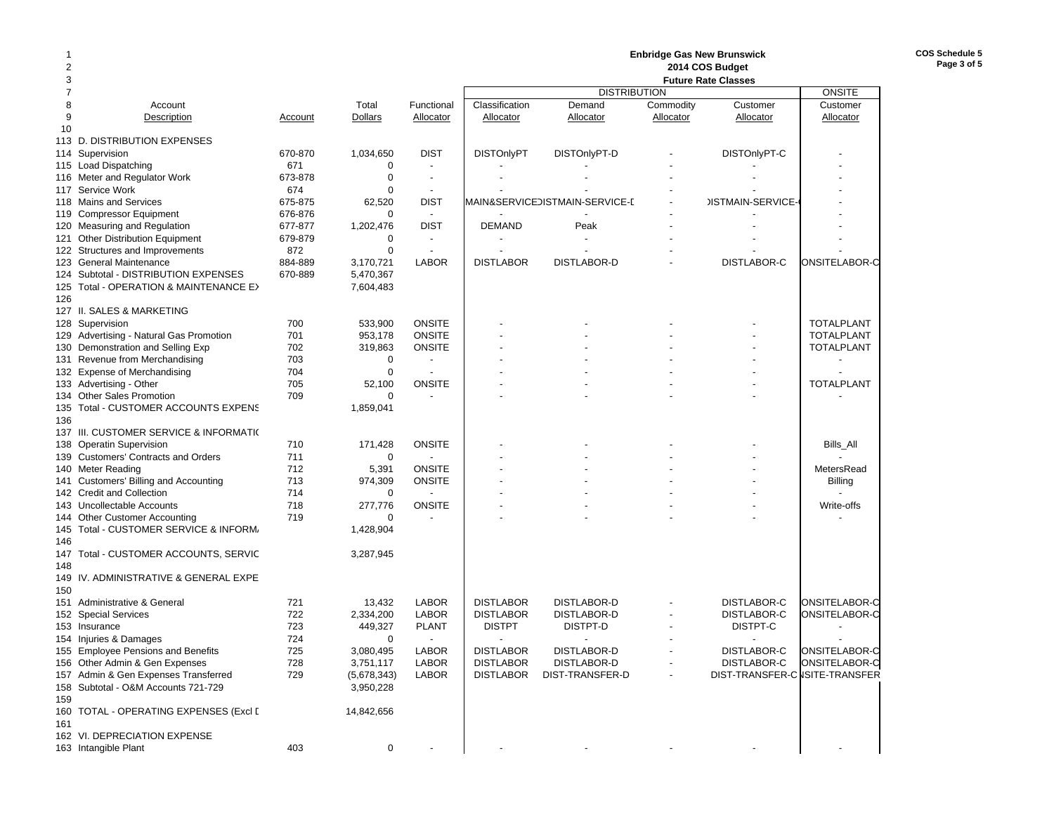**Enbridge Gas New Brunswick**
**2014 COS Budget**
**Future Rate Classes**

COS Schedule 5
Page 3 of 5

| Line | Account Description | Account | Total Dollars | Functional Allocator | DISTRIBUTION Classification Allocator | Demand Allocator | Commodity Allocator | Customer Allocator | ONSITE Customer Allocator |
|---|---|---|---|---|---|---|---|---|---|
| 1 | | | | | | | | | |
| 2 | | | | | | | | | |
| 3 | | | | | | | | | |
| 7 | | | | | | | | | |
| 8 | | | | | | | | | |
| 9 | | | | | | | | | |
| 10 | | | | | | | | | |
| 113 | D. DISTRIBUTION EXPENSES | | | | | | | | |
| 114 | Supervision | 670-870 | 1,034,650 | DIST | DISTOnlyPT | DISTOnlyPT-D | - | DISTOnlyPT-C | - |
| 115 | Load Dispatching | 671 | 0 | - | - | - | - | - | - |
| 116 | Meter and Regulator Work | 673-878 | 0 | - | - | - | - | - | - |
| 117 | Service Work | 674 | 0 | - | - | - | - | - | - |
| 118 | Mains and Services | 675-875 | 62,520 | DIST | MAIN&SERVICE | DISTMAIN-SERVICE-D | - | DISTMAIN-SERVICE-C | - |
| 119 | Compressor Equipment | 676-876 | 0 | - | - | - | - | - | - |
| 120 | Measuring and Regulation | 677-877 | 1,202,476 | DIST | DEMAND | Peak | - | - | - |
| 121 | Other Distribution Equipment | 679-879 | 0 | - | - | - | - | - | - |
| 122 | Structures and Improvements | 872 | 0 | - | - | - | - | - | - |
| 123 | General Maintenance | 884-889 | 3,170,721 | LABOR | DISTLABOR | DISTLABOR-D | - | DISTLABOR-C | ONSITELABOR-C |
| 124 | Subtotal - DISTRIBUTION EXPENSES | 670-889 | 5,470,367 | | | | | | |
| 125 | Total - OPERATION & MAINTENANCE EX | | 7,604,483 | | | | | | |
| 126 | | | | | | | | | |
| 127 | II. SALES & MARKETING | | | | | | | | |
| 128 | Supervision | 700 | 533,900 | ONSITE | - | - | - | - | TOTALPLANT |
| 129 | Advertising - Natural Gas Promotion | 701 | 953,178 | ONSITE | - | - | - | - | TOTALPLANT |
| 130 | Demonstration and Selling Exp | 702 | 319,863 | ONSITE | - | - | - | - | TOTALPLANT |
| 131 | Revenue from Merchandising | 703 | 0 | - | - | - | - | - | - |
| 132 | Expense of Merchandising | 704 | 0 | - | - | - | - | - | - |
| 133 | Advertising - Other | 705 | 52,100 | ONSITE | - | - | - | - | TOTALPLANT |
| 134 | Other Sales Promotion | 709 | 0 | - | - | - | - | - | - |
| 135 | Total - CUSTOMER ACCOUNTS EXPENS | | 1,859,041 | | | | | | |
| 136 | | | | | | | | | |
| 137 | III. CUSTOMER SERVICE & INFORMATI | | | | | | | | |
| 138 | Operatin Supervision | 710 | 171,428 | ONSITE | - | - | - | - | Bills_All |
| 139 | Customers' Contracts and Orders | 711 | 0 | - | - | - | - | - | - |
| 140 | Meter Reading | 712 | 5,391 | ONSITE | - | - | - | - | MetersRead |
| 141 | Customers' Billing and Accounting | 713 | 974,309 | ONSITE | - | - | - | - | Billing |
| 142 | Credit and Collection | 714 | 0 | - | - | - | - | - | - |
| 143 | Uncollectable Accounts | 718 | 277,776 | ONSITE | - | - | - | - | Write-offs |
| 144 | Other Customer Accounting | 719 | 0 | - | - | - | - | - | - |
| 145 | Total - CUSTOMER SERVICE & INFORM | | 1,428,904 | | | | | | |
| 146 | | | | | | | | | |
| 147 | Total - CUSTOMER ACCOUNTS, SERVIC | | 3,287,945 | | | | | | |
| 148 | | | | | | | | | |
| 149 | IV. ADMINISTRATIVE & GENERAL EXPE | | | | | | | | |
| 150 | | | | | | | | | |
| 151 | Administrative & General | 721 | 13,432 | LABOR | DISTLABOR | DISTLABOR-D | - | DISTLABOR-C | ONSITELABOR-C |
| 152 | Special Services | 722 | 2,334,200 | LABOR | DISTLABOR | DISTLABOR-D | - | DISTLABOR-C | ONSITELABOR-C |
| 153 | Insurance | 723 | 449,327 | PLANT | DISTPT | DISTPT-D | - | DISTPT-C | - |
| 154 | Injuries & Damages | 724 | 0 | - | - | - | - | - | - |
| 155 | Employee Pensions and Benefits | 725 | 3,080,495 | LABOR | DISTLABOR | DISTLABOR-D | - | DISTLABOR-C | ONSITELABOR-C |
| 156 | Other Admin & Gen Expenses | 728 | 3,751,117 | LABOR | DISTLABOR | DISTLABOR-D | - | DISTLABOR-C | ONSITELABOR-C |
| 157 | Admin & Gen Expenses Transferred | 729 | (5,678,343) | LABOR | DISTLABOR | DIST-TRANSFER-D | - | DIST-TRANSFER-C | ONSITE-TRANSFER |
| 158 | Subtotal - O&M Accounts 721-729 | | 3,950,228 | | | | | | |
| 159 | | | | | | | | | |
| 160 | TOTAL - OPERATING EXPENSES (Excl D | | 14,842,656 | | | | | | |
| 161 | | | | | | | | | |
| 162 | VI. DEPRECIATION EXPENSE | | | | | | | | |
| 163 | Intangible Plant | 403 | 0 | - | - | - | - | - | - |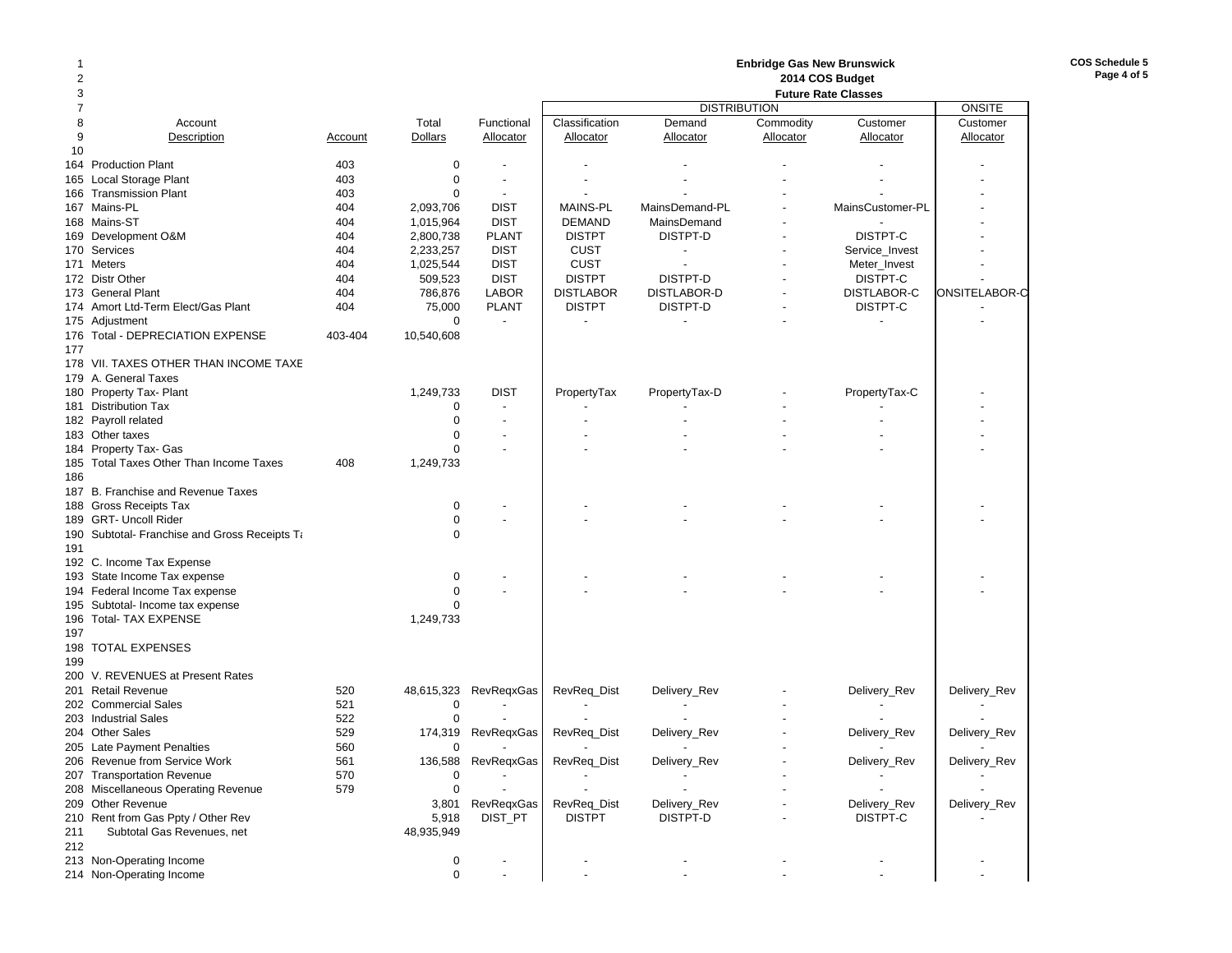# Enbridge Gas New Brunswick

## 2014 COS Budget

### Future Rate Classes

| | Account Description | Account | Total Dollars | Functional Allocator | DISTRIBUTION Classification Allocator | Demand Allocator | Commodity Allocator | Customer Allocator | ONSITE Customer Allocator |
|---|---|---|---|---|---|---|---|---|---|
| 164 | Production Plant | 403 | 0 | - | - | - | - | - | - |
| 165 | Local Storage Plant | 403 | 0 | - | - | - | - | - | - |
| 166 | Transmission Plant | 403 | 0 | - | - | - | - | - | - |
| 167 | Mains-PL | 404 | 2,093,706 | DIST | MAINS-PL | MainsDemand-PL | - | MainsCustomer-PL | - |
| 168 | Mains-ST | 404 | 1,015,964 | DIST | DEMAND | MainsDemand | - | - | - |
| 169 | Development O&M | 404 | 2,800,738 | PLANT | DISTPT | DISTPT-D | - | DISTPT-C | - |
| 170 | Services | 404 | 2,233,257 | DIST | CUST | - | - | Service_Invest | - |
| 171 | Meters | 404 | 1,025,544 | DIST | CUST | - | - | Meter_Invest | - |
| 172 | Distr Other | 404 | 509,523 | DIST | DISTPT | DISTPT-D | - | DISTPT-C | - |
| 173 | General Plant | 404 | 786,876 | LABOR | DISTLABOR | DISTLABOR-D | - | DISTLABOR-C | ONSITELABOR-C |
| 174 | Amort Ltd-Term Elect/Gas Plant | 404 | 75,000 | PLANT | DISTPT | DISTPT-D | - | DISTPT-C | - |
| 175 | Adjustment | | 0 | - | - | - | - | - | - |
| 176 | Total - DEPRECIATION EXPENSE | 403-404 | 10,540,608 | | | | | | |
| 177 | | | | | | | | | |
| 178 | VII. TAXES OTHER THAN INCOME TAXE | | | | | | | | |
| 179 | A. General Taxes | | | | | | | | |
| 180 | Property Tax- Plant | | 1,249,733 | DIST | PropertyTax | PropertyTax-D | - | PropertyTax-C | - |
| 181 | Distribution Tax | | 0 | - | - | - | - | - | - |
| 182 | Payroll related | | 0 | - | - | - | - | - | - |
| 183 | Other taxes | | 0 | - | - | - | - | - | - |
| 184 | Property Tax- Gas | | 0 | - | - | - | - | - | - |
| 185 | Total Taxes Other Than Income Taxes | 408 | 1,249,733 | | | | | | |
| 186 | | | | | | | | | |
| 187 | B. Franchise and Revenue Taxes | | | | | | | | |
| 188 | Gross Receipts Tax | | 0 | - | - | - | - | - | - |
| 189 | GRT- Uncoll Rider | | 0 | - | - | - | - | - | - |
| 190 | Subtotal- Franchise and Gross Receipts Ta | | 0 | | | | | | |
| 191 | | | | | | | | | |
| 192 | C. Income Tax Expense | | | | | | | | |
| 193 | State Income Tax expense | | 0 | - | - | - | - | - | - |
| 194 | Federal Income Tax expense | | 0 | - | - | - | - | - | - |
| 195 | Subtotal- Income tax expense | | 0 | | | | | | |
| 196 | Total- TAX EXPENSE | | 1,249,733 | | | | | | |
| 197 | | | | | | | | | |
| 198 | TOTAL EXPENSES | | | | | | | | |
| 199 | | | | | | | | | |
| 200 | V. REVENUES at Present Rates | | | | | | | | |
| 201 | Retail Revenue | 520 | 48,615,323 | RevReqxGas | RevReq_Dist | Delivery_Rev | - | Delivery_Rev | Delivery_Rev |
| 202 | Commercial Sales | 521 | 0 | - | - | - | - | - | - |
| 203 | Industrial Sales | 522 | 0 | - | - | - | - | - | - |
| 204 | Other Sales | 529 | 174,319 | RevReqxGas | RevReq_Dist | Delivery_Rev | - | Delivery_Rev | Delivery_Rev |
| 205 | Late Payment Penalties | 560 | 0 | - | - | - | - | - | - |
| 206 | Revenue from Service Work | 561 | 136,588 | RevReqxGas | RevReq_Dist | Delivery_Rev | - | Delivery_Rev | Delivery_Rev |
| 207 | Transportation Revenue | 570 | 0 | - | - | - | - | - | - |
| 208 | Miscellaneous Operating Revenue | 579 | 0 | - | - | - | - | - | - |
| 209 | Other Revenue | | 3,801 | RevReqxGas | RevReq_Dist | Delivery_Rev | - | Delivery_Rev | Delivery_Rev |
| 210 | Rent from Gas Ppty / Other Rev | | 5,918 | DIST_PT | DISTPT | DISTPT-D | - | DISTPT-C | - |
| 211 | Subtotal Gas Revenues, net | | 48,935,949 | | | | | | |
| 212 | | | | | | | | | |
| 213 | Non-Operating Income | | 0 | - | - | - | - | - | - |
| 214 | Non-Operating Income | | 0 | - | - | - | - | - | - |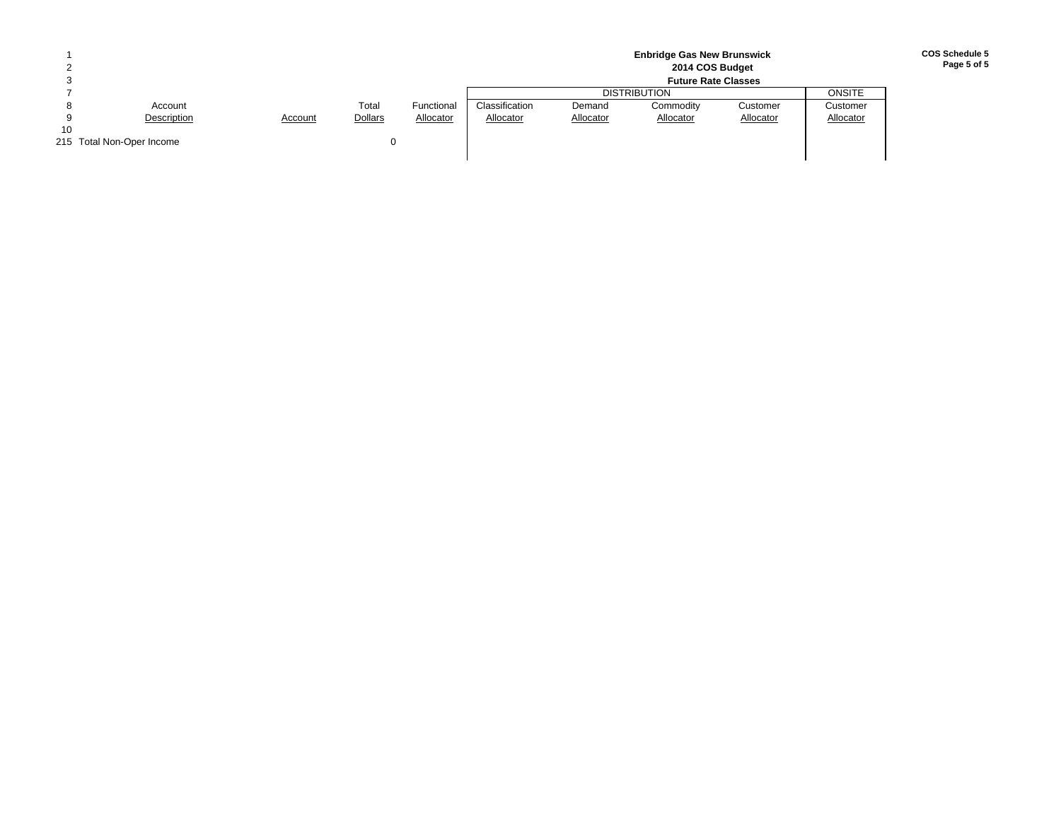**Enbridge Gas New Brunswick**
**2014 COS Budget**
**Future Rate Classes**

**COS Schedule 5**
**Page 5 of 5**

| | | | | | DISTRIBUTION | | | | ONSITE |
|---|---|---|---|---|---|---|---|---|---|
| Line | Account Description | Account | Total Dollars | Functional Allocator | Classification Allocator | Demand Allocator | Commodity Allocator | Customer Allocator | Customer Allocator |
| 1 | | | | | | | | | |
| 2 | | | | | | | | | |
| 3 | | | | | | | | | |
| 7 | | | | | | | | | |
| 8 | | | | | | | | | |
| 9 | | | | | | | | | |
| 10 | | | | | | | | | |
| 215 | Total Non-Oper Income | | 0 | | | | | | |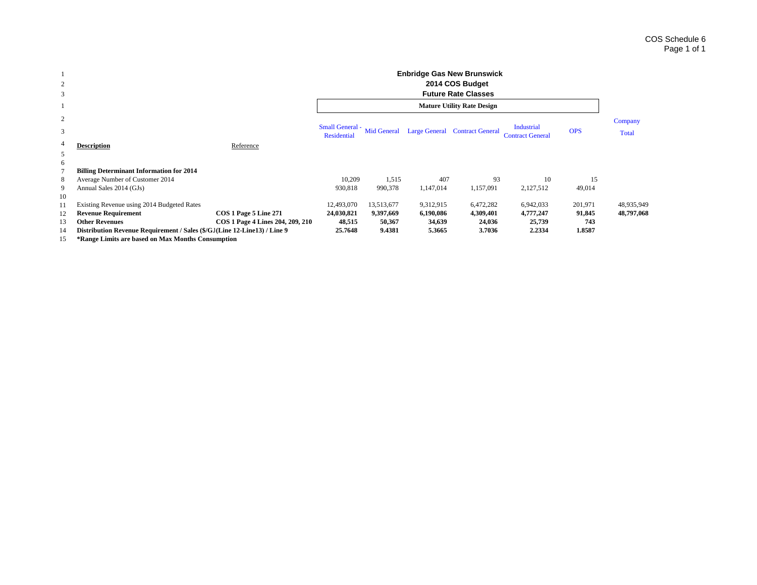COS Schedule 6
Page 1 of 1

**Enbridge Gas New Brunswick**
**2014 COS Budget**
**Future Rate Classes**

| | | | Mature Utility Rate Design | | | | | | |
|---|---|---|---|---|---|---|---|---|---|
| | **Description** | Reference | Small General - Residential | Mid General | Large General | Contract General | Industrial Contract General | OPS | Company Total |
| 7 | **Billing Determinant Information for 2014** | | | | | | | | |
| 8 | Average Number of Customer 2014 | | 10,209 | 1,515 | 407 | 93 | 10 | 15 | |
| 9 | Annual Sales 2014 (GJs) | | 930,818 | 990,378 | 1,147,014 | 1,157,091 | 2,127,512 | 49,014 | |
| 10 | | | | | | | | | |
| 11 | Existing Revenue using 2014 Budgeted Rates | | 12,493,070 | 13,513,677 | 9,312,915 | 6,472,282 | 6,942,033 | 201,971 | 48,935,949 |
| 12 | **Revenue Requirement** | **COS 1 Page 5 Line 271** | **24,030,821** | **9,397,669** | **6,190,086** | **4,309,401** | **4,777,247** | **91,845** | **48,797,068** |
| 13 | **Other Revenues** | **COS 1 Page 4 Lines 204, 209, 210** | **48,515** | **50,367** | **34,639** | **24,036** | **25,739** | **743** | |
| 14 | **Distribution Revenue Requirement / Sales ($/GJ(Line 12-Line13) / Line 9** | | **25.7648** | **9.4381** | **5.3665** | **3.7036** | **2.2334** | **1.8587** | |
| 15 | ***Range Limits are based on Max Months Consumption** | | | | | | | | |